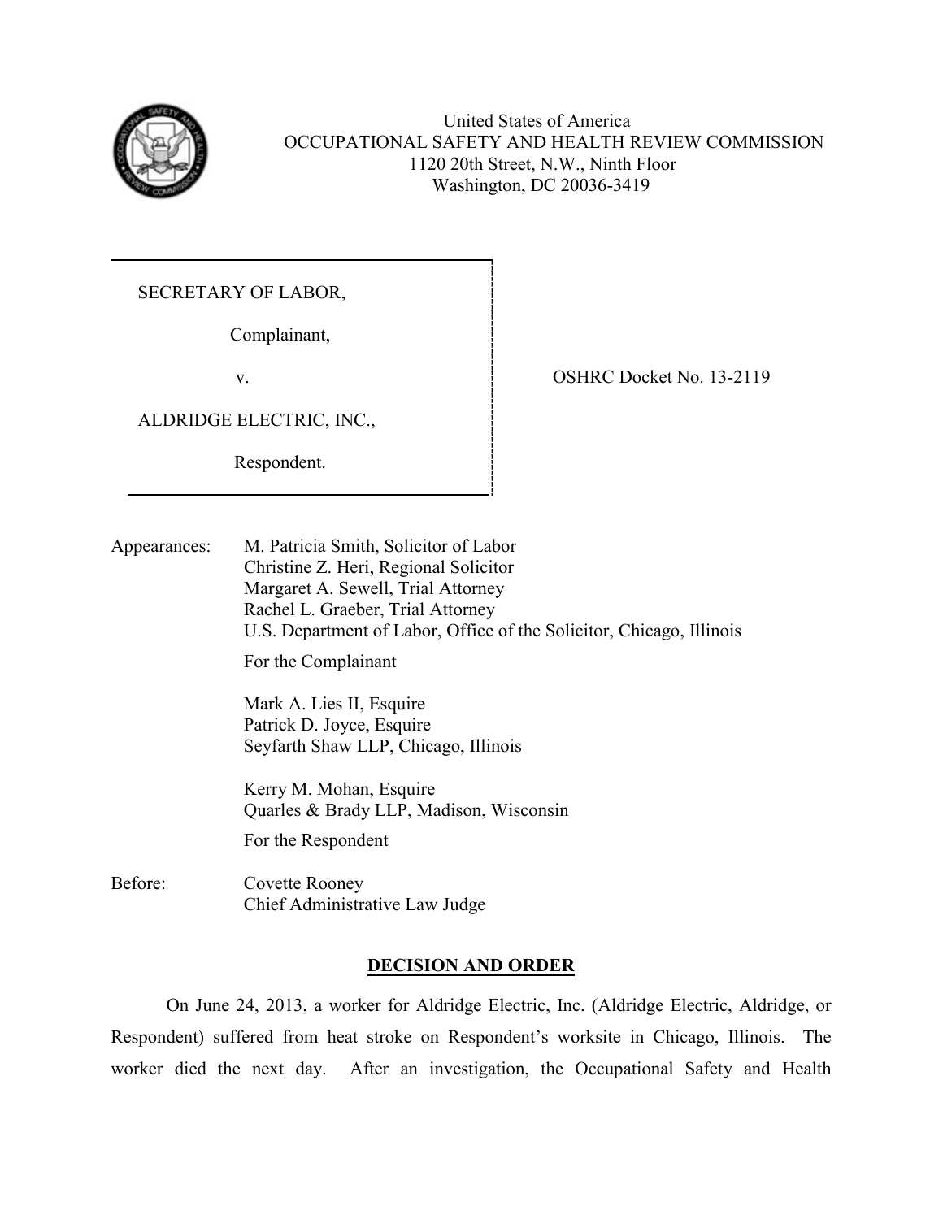United States of America
OCCUPATIONAL SAFETY AND HEALTH REVIEW COMMISSION
1120 20th Street, N.W., Ninth Floor
Washington, DC 20036-3419

SECRETARY OF LABOR,

Complainant,

v.

ALDRIDGE ELECTRIC, INC.,

Respondent.

OSHRC Docket No. 13-2119

Appearances: M. Patricia Smith, Solicitor of Labor
Christine Z. Heri, Regional Solicitor
Margaret A. Sewell, Trial Attorney
Rachel L. Graeber, Trial Attorney
U.S. Department of Labor, Office of the Solicitor, Chicago, Illinois

For the Complainant

Mark A. Lies II, Esquire
Patrick D. Joyce, Esquire
Seyfarth Shaw LLP, Chicago, Illinois

Kerry M. Mohan, Esquire
Quarles & Brady LLP, Madison, Wisconsin

For the Respondent

Before: Covette Rooney
Chief Administrative Law Judge

## DECISION AND ORDER

On June 24, 2013, a worker for Aldridge Electric, Inc. (Aldridge Electric, Aldridge, or Respondent) suffered from heat stroke on Respondent's worksite in Chicago, Illinois. The worker died the next day. After an investigation, the Occupational Safety and Health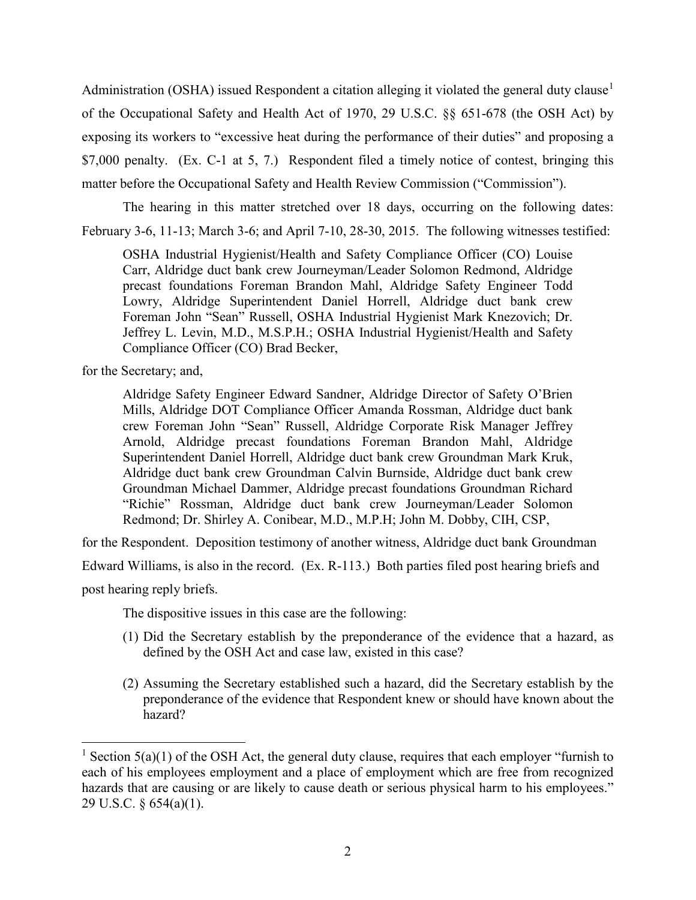Administration (OSHA) issued Respondent a citation alleging it violated the general duty clause[1] of the Occupational Safety and Health Act of 1970, 29 U.S.C. §§ 651-678 (the OSH Act) by exposing its workers to "excessive heat during the performance of their duties" and proposing a $7,000 penalty. (Ex. C-1 at 5, 7.) Respondent filed a timely notice of contest, bringing this matter before the Occupational Safety and Health Review Commission ("Commission").

The hearing in this matter stretched over 18 days, occurring on the following dates: February 3-6, 11-13; March 3-6; and April 7-10, 28-30, 2015. The following witnesses testified:

> OSHA Industrial Hygienist/Health and Safety Compliance Officer (CO) Louise Carr, Aldridge duct bank crew Journeyman/Leader Solomon Redmond, Aldridge precast foundations Foreman Brandon Mahl, Aldridge Safety Engineer Todd Lowry, Aldridge Superintendent Daniel Horrell, Aldridge duct bank crew Foreman John "Sean" Russell, OSHA Industrial Hygienist Mark Knezovich; Dr. Jeffrey L. Levin, M.D., M.S.P.H.; OSHA Industrial Hygienist/Health and Safety Compliance Officer (CO) Brad Becker,

for the Secretary; and,

> Aldridge Safety Engineer Edward Sandner, Aldridge Director of Safety O'Brien Mills, Aldridge DOT Compliance Officer Amanda Rossman, Aldridge duct bank crew Foreman John "Sean" Russell, Aldridge Corporate Risk Manager Jeffrey Arnold, Aldridge precast foundations Foreman Brandon Mahl, Aldridge Superintendent Daniel Horrell, Aldridge duct bank crew Groundman Mark Kruk, Aldridge duct bank crew Groundman Calvin Burnside, Aldridge duct bank crew Groundman Michael Dammer, Aldridge precast foundations Groundman Richard "Richie" Rossman, Aldridge duct bank crew Journeyman/Leader Solomon Redmond; Dr. Shirley A. Conibear, M.D., M.P.H; John M. Dobby, CIH, CSP,

for the Respondent. Deposition testimony of another witness, Aldridge duct bank Groundman Edward Williams, is also in the record. (Ex. R-113.) Both parties filed post hearing briefs and post hearing reply briefs.

The dispositive issues in this case are the following:

1. Did the Secretary establish by the preponderance of the evidence that a hazard, as defined by the OSH Act and case law, existed in this case?
2. Assuming the Secretary established such a hazard, did the Secretary establish by the preponderance of the evidence that Respondent knew or should have known about the hazard?

---

[1] Section 5(a)(1) of the OSH Act, the general duty clause, requires that each employer "furnish to each of his employees employment and a place of employment which are free from recognized hazards that are causing or are likely to cause death or serious physical harm to his employees." 29 U.S.C. § 654(a)(1).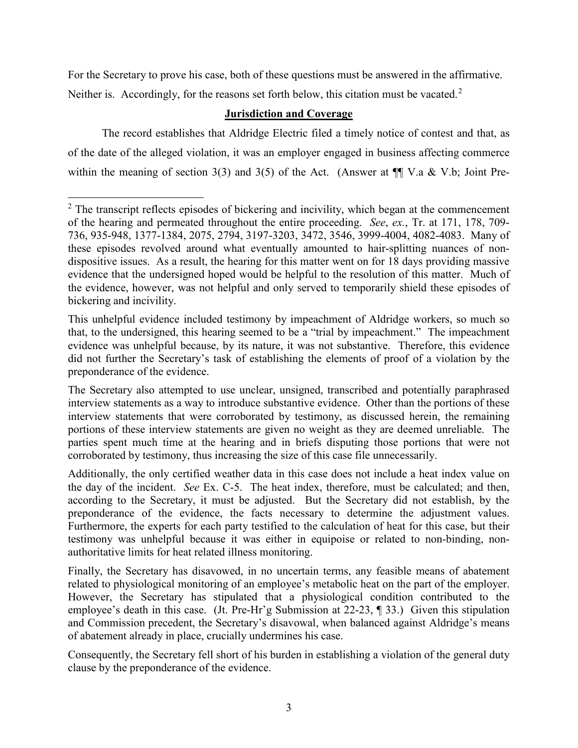For the Secretary to prove his case, both of these questions must be answered in the affirmative. Neither is. Accordingly, for the reasons set forth below, this citation must be vacated.[2]

## Jurisdiction and Coverage

The record establishes that Aldridge Electric filed a timely notice of contest and that, as of the date of the alleged violation, it was an employer engaged in business affecting commerce within the meaning of section 3(3) and 3(5) of the Act. (Answer at ¶¶ V.a & V.b; Joint Pre-

---

[2] The transcript reflects episodes of bickering and incivility, which began at the commencement of the hearing and permeated throughout the entire proceeding. *See*, *ex.*, Tr. at 171, 178, 709-736, 935-948, 1377-1384, 2075, 2794, 3197-3203, 3472, 3546, 3999-4004, 4082-4083. Many of these episodes revolved around what eventually amounted to hair-splitting nuances of non-dispositive issues. As a result, the hearing for this matter went on for 18 days providing massive evidence that the undersigned hoped would be helpful to the resolution of this matter. Much of the evidence, however, was not helpful and only served to temporarily shield these episodes of bickering and incivility.

This unhelpful evidence included testimony by impeachment of Aldridge workers, so much so that, to the undersigned, this hearing seemed to be a "trial by impeachment." The impeachment evidence was unhelpful because, by its nature, it was not substantive. Therefore, this evidence did not further the Secretary's task of establishing the elements of proof of a violation by the preponderance of the evidence.

The Secretary also attempted to use unclear, unsigned, transcribed and potentially paraphrased interview statements as a way to introduce substantive evidence. Other than the portions of these interview statements that were corroborated by testimony, as discussed herein, the remaining portions of these interview statements are given no weight as they are deemed unreliable. The parties spent much time at the hearing and in briefs disputing those portions that were not corroborated by testimony, thus increasing the size of this case file unnecessarily.

Additionally, the only certified weather data in this case does not include a heat index value on the day of the incident. *See* Ex. C-5. The heat index, therefore, must be calculated; and then, according to the Secretary, it must be adjusted. But the Secretary did not establish, by the preponderance of the evidence, the facts necessary to determine the adjustment values. Furthermore, the experts for each party testified to the calculation of heat for this case, but their testimony was unhelpful because it was either in equipoise or related to non-binding, non-authoritative limits for heat related illness monitoring.

Finally, the Secretary has disavowed, in no uncertain terms, any feasible means of abatement related to physiological monitoring of an employee's metabolic heat on the part of the employer. However, the Secretary has stipulated that a physiological condition contributed to the employee's death in this case. (Jt. Pre-Hr'g Submission at 22-23, ¶ 33.) Given this stipulation and Commission precedent, the Secretary's disavowal, when balanced against Aldridge's means of abatement already in place, crucially undermines his case.

Consequently, the Secretary fell short of his burden in establishing a violation of the general duty clause by the preponderance of the evidence.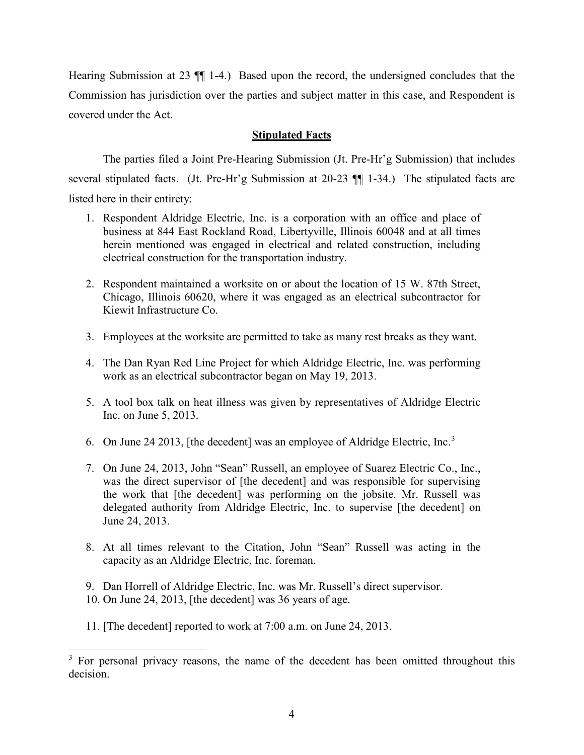Hearing Submission at 23 ¶¶ 1-4.) Based upon the record, the undersigned concludes that the Commission has jurisdiction over the parties and subject matter in this case, and Respondent is covered under the Act.

## Stipulated Facts

The parties filed a Joint Pre-Hearing Submission (Jt. Pre-Hr'g Submission) that includes several stipulated facts. (Jt. Pre-Hr'g Submission at 20-23 ¶¶ 1-34.) The stipulated facts are listed here in their entirety:

1. Respondent Aldridge Electric, Inc. is a corporation with an office and place of business at 844 East Rockland Road, Libertyville, Illinois 60048 and at all times herein mentioned was engaged in electrical and related construction, including electrical construction for the transportation industry.

2. Respondent maintained a worksite on or about the location of 15 W. 87th Street, Chicago, Illinois 60620, where it was engaged as an electrical subcontractor for Kiewit Infrastructure Co.

3. Employees at the worksite are permitted to take as many rest breaks as they want.

4. The Dan Ryan Red Line Project for which Aldridge Electric, Inc. was performing work as an electrical subcontractor began on May 19, 2013.

5. A tool box talk on heat illness was given by representatives of Aldridge Electric Inc. on June 5, 2013.

6. On June 24 2013, [the decedent] was an employee of Aldridge Electric, Inc.[3]

7. On June 24, 2013, John "Sean" Russell, an employee of Suarez Electric Co., Inc., was the direct supervisor of [the decedent] and was responsible for supervising the work that [the decedent] was performing on the jobsite. Mr. Russell was delegated authority from Aldridge Electric, Inc. to supervise [the decedent] on June 24, 2013.

8. At all times relevant to the Citation, John "Sean" Russell was acting in the capacity as an Aldridge Electric, Inc. foreman.

9. Dan Horrell of Aldridge Electric, Inc. was Mr. Russell's direct supervisor.

10. On June 24, 2013, [the decedent] was 36 years of age.

11. [The decedent] reported to work at 7:00 a.m. on June 24, 2013.

[3] For personal privacy reasons, the name of the decedent has been omitted throughout this decision.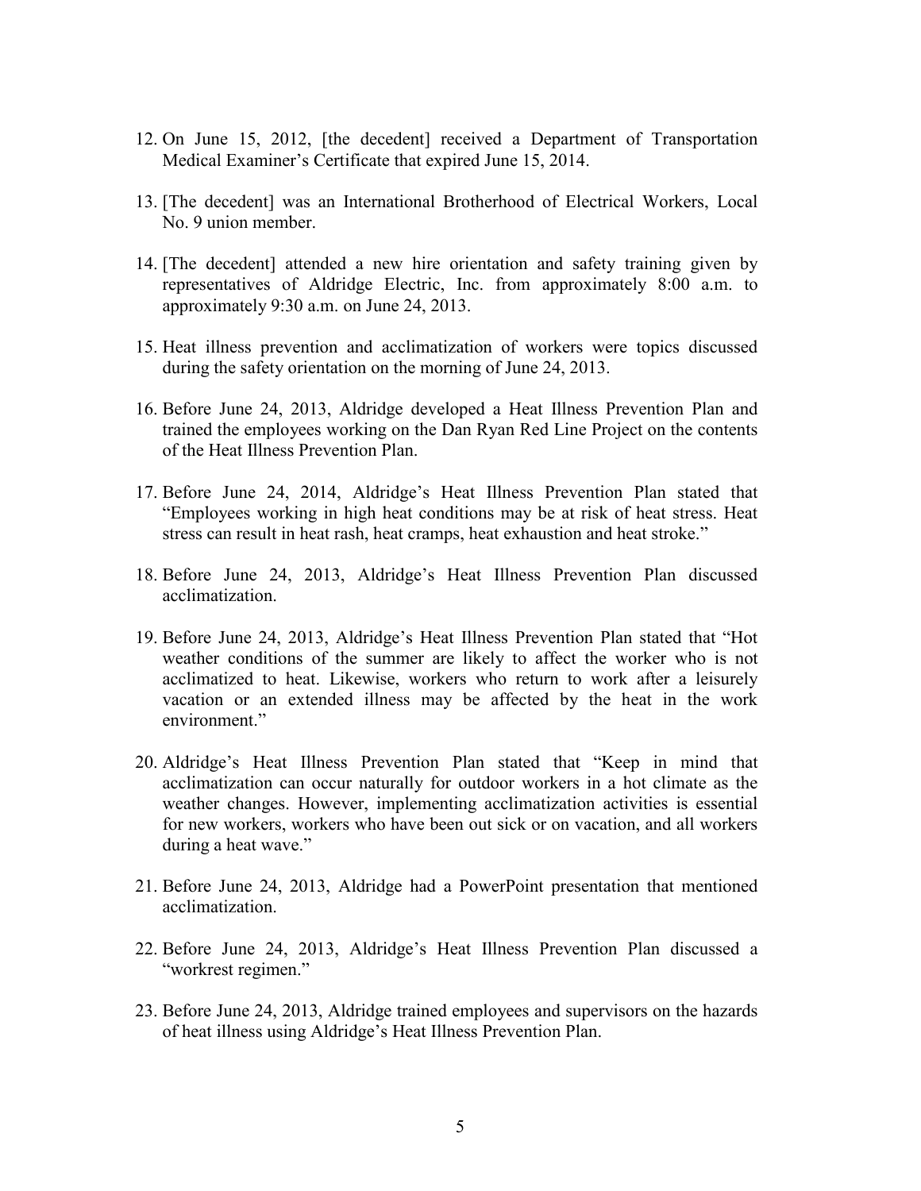12. On June 15, 2012, [the decedent] received a Department of Transportation Medical Examiner's Certificate that expired June 15, 2014.

13. [The decedent] was an International Brotherhood of Electrical Workers, Local No. 9 union member.

14. [The decedent] attended a new hire orientation and safety training given by representatives of Aldridge Electric, Inc. from approximately 8:00 a.m. to approximately 9:30 a.m. on June 24, 2013.

15. Heat illness prevention and acclimatization of workers were topics discussed during the safety orientation on the morning of June 24, 2013.

16. Before June 24, 2013, Aldridge developed a Heat Illness Prevention Plan and trained the employees working on the Dan Ryan Red Line Project on the contents of the Heat Illness Prevention Plan.

17. Before June 24, 2014, Aldridge's Heat Illness Prevention Plan stated that "Employees working in high heat conditions may be at risk of heat stress. Heat stress can result in heat rash, heat cramps, heat exhaustion and heat stroke."

18. Before June 24, 2013, Aldridge's Heat Illness Prevention Plan discussed acclimatization.

19. Before June 24, 2013, Aldridge's Heat Illness Prevention Plan stated that "Hot weather conditions of the summer are likely to affect the worker who is not acclimatized to heat. Likewise, workers who return to work after a leisurely vacation or an extended illness may be affected by the heat in the work environment."

20. Aldridge's Heat Illness Prevention Plan stated that "Keep in mind that acclimatization can occur naturally for outdoor workers in a hot climate as the weather changes. However, implementing acclimatization activities is essential for new workers, workers who have been out sick or on vacation, and all workers during a heat wave."

21. Before June 24, 2013, Aldridge had a PowerPoint presentation that mentioned acclimatization.

22. Before June 24, 2013, Aldridge's Heat Illness Prevention Plan discussed a "workrest regimen."

23. Before June 24, 2013, Aldridge trained employees and supervisors on the hazards of heat illness using Aldridge's Heat Illness Prevention Plan.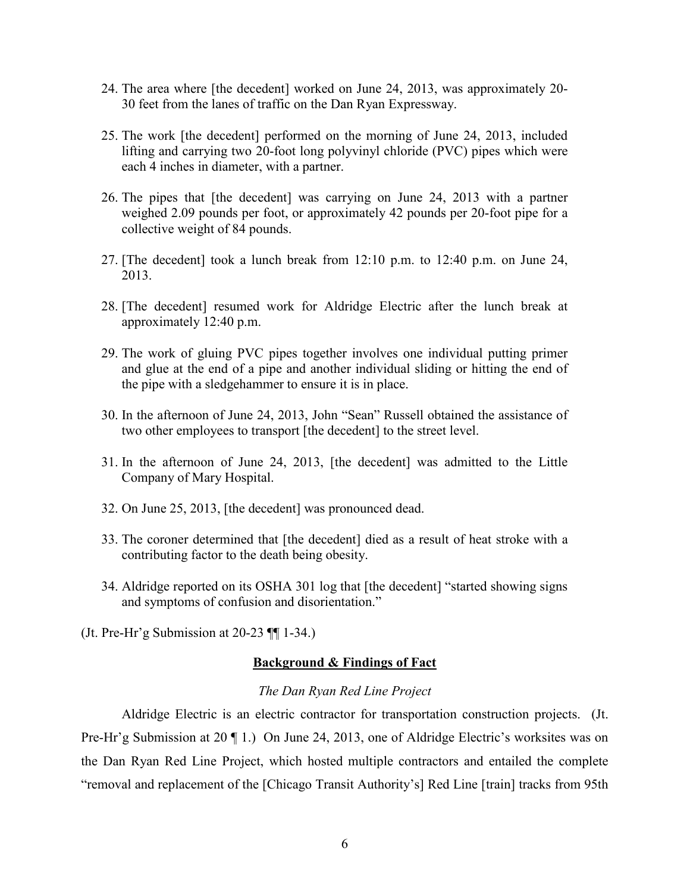24. The area where [the decedent] worked on June 24, 2013, was approximately 20-30 feet from the lanes of traffic on the Dan Ryan Expressway.

25. The work [the decedent] performed on the morning of June 24, 2013, included lifting and carrying two 20-foot long polyvinyl chloride (PVC) pipes which were each 4 inches in diameter, with a partner.

26. The pipes that [the decedent] was carrying on June 24, 2013 with a partner weighed 2.09 pounds per foot, or approximately 42 pounds per 20-foot pipe for a collective weight of 84 pounds.

27. [The decedent] took a lunch break from 12:10 p.m. to 12:40 p.m. on June 24, 2013.

28. [The decedent] resumed work for Aldridge Electric after the lunch break at approximately 12:40 p.m.

29. The work of gluing PVC pipes together involves one individual putting primer and glue at the end of a pipe and another individual sliding or hitting the end of the pipe with a sledgehammer to ensure it is in place.

30. In the afternoon of June 24, 2013, John "Sean" Russell obtained the assistance of two other employees to transport [the decedent] to the street level.

31. In the afternoon of June 24, 2013, [the decedent] was admitted to the Little Company of Mary Hospital.

32. On June 25, 2013, [the decedent] was pronounced dead.

33. The coroner determined that [the decedent] died as a result of heat stroke with a contributing factor to the death being obesity.

34. Aldridge reported on its OSHA 301 log that [the decedent] "started showing signs and symptoms of confusion and disorientation."

(Jt. Pre-Hr'g Submission at 20-23 ¶¶ 1-34.)

## **Background & Findings of Fact**

*The Dan Ryan Red Line Project*

Aldridge Electric is an electric contractor for transportation construction projects. (Jt. Pre-Hr'g Submission at 20 ¶ 1.) On June 24, 2013, one of Aldridge Electric's worksites was on the Dan Ryan Red Line Project, which hosted multiple contractors and entailed the complete "removal and replacement of the [Chicago Transit Authority's] Red Line [train] tracks from 95th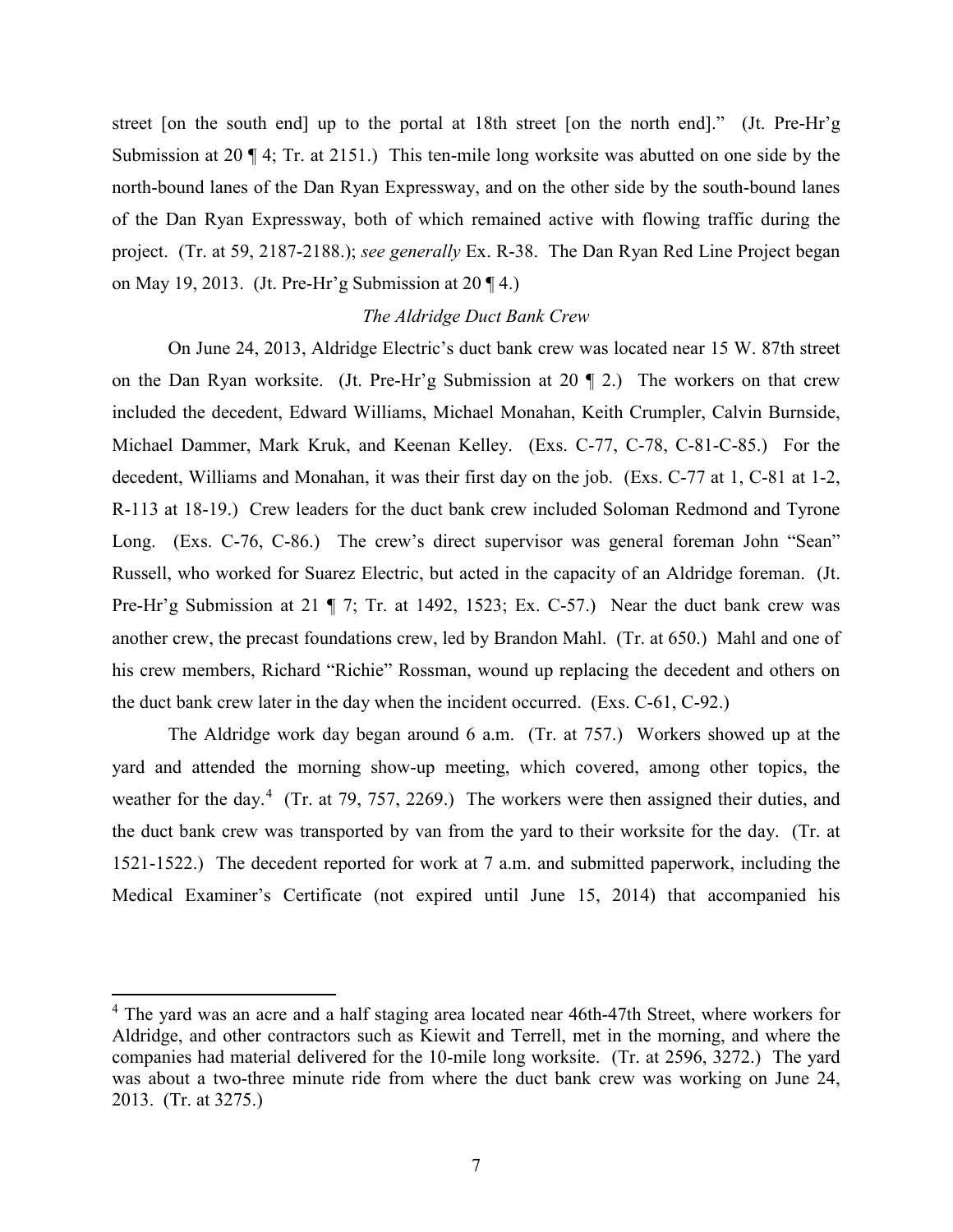street [on the south end] up to the portal at 18th street [on the north end]." (Jt. Pre-Hr'g Submission at 20 ¶ 4; Tr. at 2151.) This ten-mile long worksite was abutted on one side by the north-bound lanes of the Dan Ryan Expressway, and on the other side by the south-bound lanes of the Dan Ryan Expressway, both of which remained active with flowing traffic during the project. (Tr. at 59, 2187-2188.); *see generally* Ex. R-38. The Dan Ryan Red Line Project began on May 19, 2013. (Jt. Pre-Hr'g Submission at 20 ¶ 4.)

*The Aldridge Duct Bank Crew*

On June 24, 2013, Aldridge Electric's duct bank crew was located near 15 W. 87th street on the Dan Ryan worksite. (Jt. Pre-Hr'g Submission at 20 ¶ 2.) The workers on that crew included the decedent, Edward Williams, Michael Monahan, Keith Crumpler, Calvin Burnside, Michael Dammer, Mark Kruk, and Keenan Kelley. (Exs. C-77, C-78, C-81-C-85.) For the decedent, Williams and Monahan, it was their first day on the job. (Exs. C-77 at 1, C-81 at 1-2, R-113 at 18-19.) Crew leaders for the duct bank crew included Soloman Redmond and Tyrone Long. (Exs. C-76, C-86.) The crew's direct supervisor was general foreman John "Sean" Russell, who worked for Suarez Electric, but acted in the capacity of an Aldridge foreman. (Jt. Pre-Hr'g Submission at 21 ¶ 7; Tr. at 1492, 1523; Ex. C-57.) Near the duct bank crew was another crew, the precast foundations crew, led by Brandon Mahl. (Tr. at 650.) Mahl and one of his crew members, Richard "Richie" Rossman, wound up replacing the decedent and others on the duct bank crew later in the day when the incident occurred. (Exs. C-61, C-92.)

The Aldridge work day began around 6 a.m. (Tr. at 757.) Workers showed up at the yard and attended the morning show-up meeting, which covered, among other topics, the weather for the day.[4] (Tr. at 79, 757, 2269.) The workers were then assigned their duties, and the duct bank crew was transported by van from the yard to their worksite for the day. (Tr. at 1521-1522.) The decedent reported for work at 7 a.m. and submitted paperwork, including the Medical Examiner's Certificate (not expired until June 15, 2014) that accompanied his

[4] The yard was an acre and a half staging area located near 46th-47th Street, where workers for Aldridge, and other contractors such as Kiewit and Terrell, met in the morning, and where the companies had material delivered for the 10-mile long worksite. (Tr. at 2596, 3272.) The yard was about a two-three minute ride from where the duct bank crew was working on June 24, 2013. (Tr. at 3275.)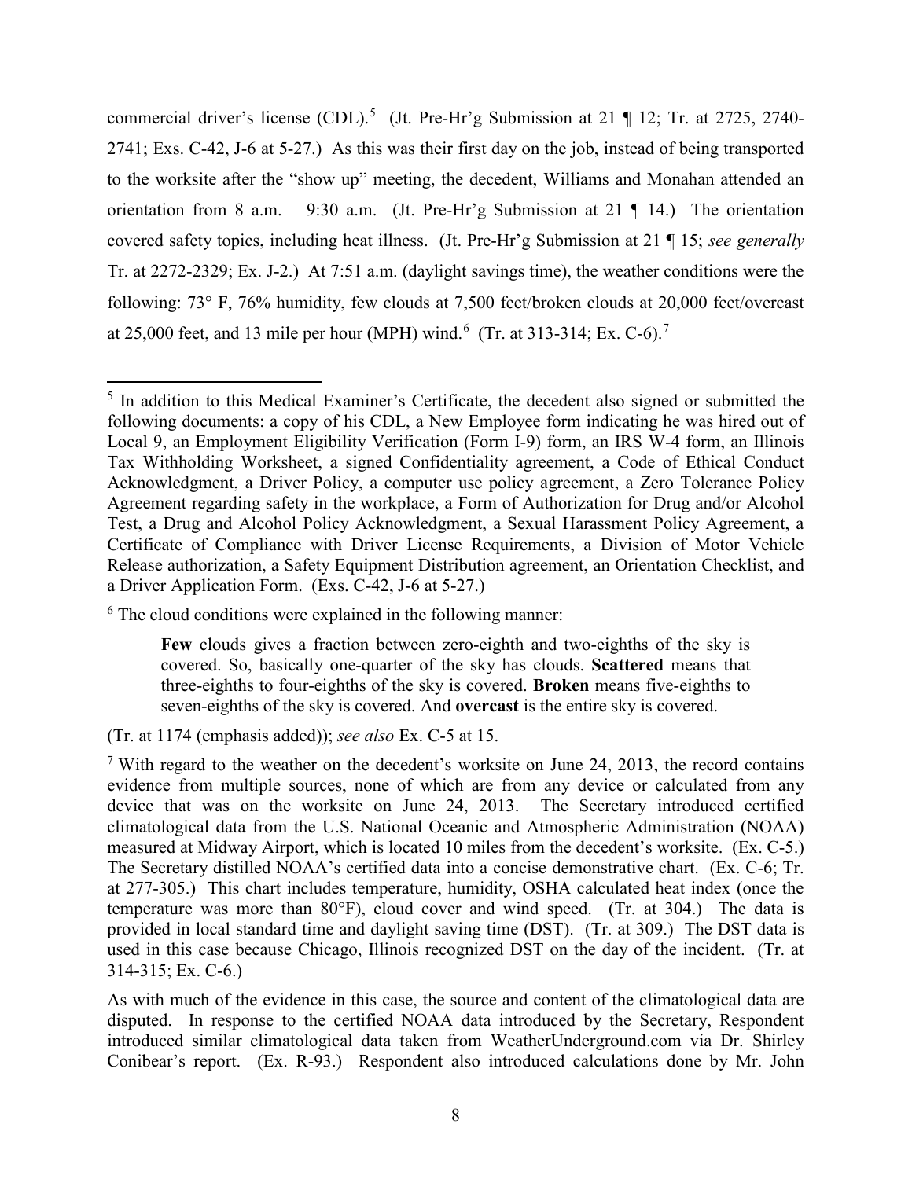commercial driver's license (CDL).[5] (Jt. Pre-Hr'g Submission at 21 ¶ 12; Tr. at 2725, 2740-2741; Exs. C-42, J-6 at 5-27.) As this was their first day on the job, instead of being transported to the worksite after the "show up" meeting, the decedent, Williams and Monahan attended an orientation from 8 a.m. – 9:30 a.m. (Jt. Pre-Hr'g Submission at 21 ¶ 14.) The orientation covered safety topics, including heat illness. (Jt. Pre-Hr'g Submission at 21 ¶ 15; *see generally* Tr. at 2272-2329; Ex. J-2.) At 7:51 a.m. (daylight savings time), the weather conditions were the following: 73° F, 76% humidity, few clouds at 7,500 feet/broken clouds at 20,000 feet/overcast at 25,000 feet, and 13 mile per hour (MPH) wind.[6] (Tr. at 313-314; Ex. C-6).[7]

---

[5] In addition to this Medical Examiner's Certificate, the decedent also signed or submitted the following documents: a copy of his CDL, a New Employee form indicating he was hired out of Local 9, an Employment Eligibility Verification (Form I-9) form, an IRS W-4 form, an Illinois Tax Withholding Worksheet, a signed Confidentiality agreement, a Code of Ethical Conduct Acknowledgment, a Driver Policy, a computer use policy agreement, a Zero Tolerance Policy Agreement regarding safety in the workplace, a Form of Authorization for Drug and/or Alcohol Test, a Drug and Alcohol Policy Acknowledgment, a Sexual Harassment Policy Agreement, a Certificate of Compliance with Driver License Requirements, a Division of Motor Vehicle Release authorization, a Safety Equipment Distribution agreement, an Orientation Checklist, and a Driver Application Form. (Exs. C-42, J-6 at 5-27.)

[6] The cloud conditions were explained in the following manner:

> **Few** clouds gives a fraction between zero-eighth and two-eighths of the sky is covered. So, basically one-quarter of the sky has clouds. **Scattered** means that three-eighths to four-eighths of the sky is covered. **Broken** means five-eighths to seven-eighths of the sky is covered. And **overcast** is the entire sky is covered.

(Tr. at 1174 (emphasis added)); *see also* Ex. C-5 at 15.

[7] With regard to the weather on the decedent's worksite on June 24, 2013, the record contains evidence from multiple sources, none of which are from any device or calculated from any device that was on the worksite on June 24, 2013. The Secretary introduced certified climatological data from the U.S. National Oceanic and Atmospheric Administration (NOAA) measured at Midway Airport, which is located 10 miles from the decedent's worksite. (Ex. C-5.) The Secretary distilled NOAA's certified data into a concise demonstrative chart. (Ex. C-6; Tr. at 277-305.) This chart includes temperature, humidity, OSHA calculated heat index (once the temperature was more than 80°F), cloud cover and wind speed. (Tr. at 304.) The data is provided in local standard time and daylight saving time (DST). (Tr. at 309.) The DST data is used in this case because Chicago, Illinois recognized DST on the day of the incident. (Tr. at 314-315; Ex. C-6.)

As with much of the evidence in this case, the source and content of the climatological data are disputed. In response to the certified NOAA data introduced by the Secretary, Respondent introduced similar climatological data taken from WeatherUnderground.com via Dr. Shirley Conibear's report. (Ex. R-93.) Respondent also introduced calculations done by Mr. John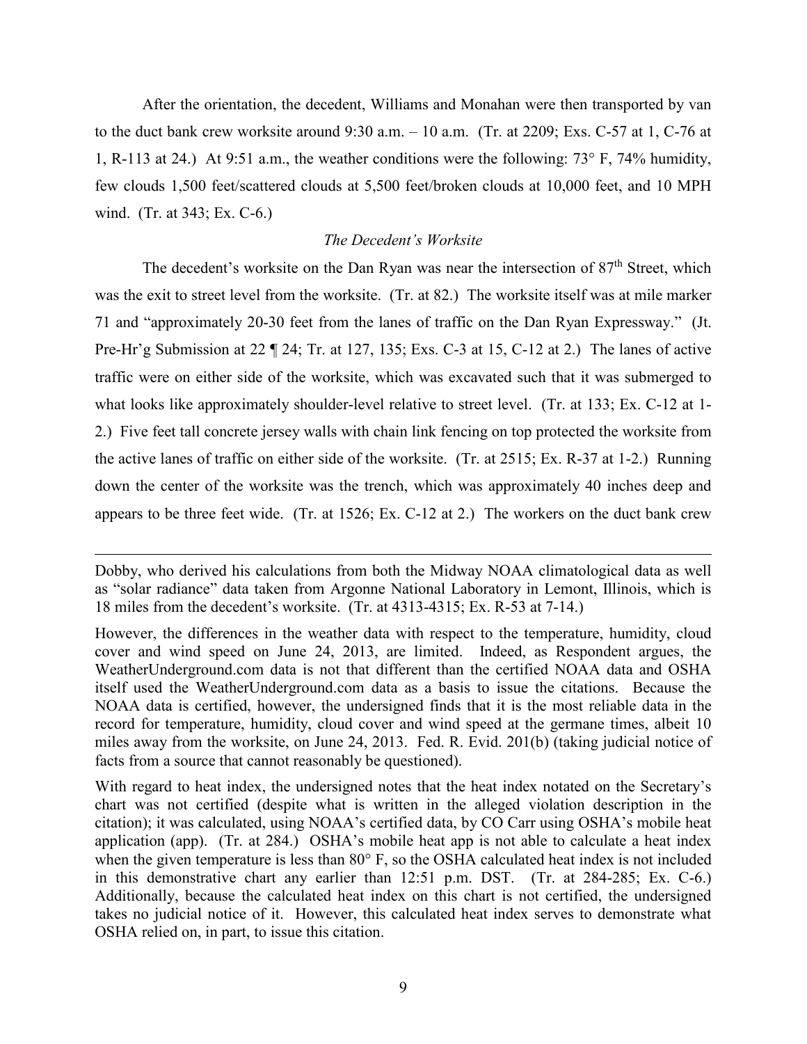After the orientation, the decedent, Williams and Monahan were then transported by van to the duct bank crew worksite around 9:30 a.m. – 10 a.m. (Tr. at 2209; Exs. C-57 at 1, C-76 at 1, R-113 at 24.) At 9:51 a.m., the weather conditions were the following: 73° F, 74% humidity, few clouds 1,500 feet/scattered clouds at 5,500 feet/broken clouds at 10,000 feet, and 10 MPH wind. (Tr. at 343; Ex. C-6.)

*The Decedent's Worksite*

The decedent's worksite on the Dan Ryan was near the intersection of 87th Street, which was the exit to street level from the worksite. (Tr. at 82.) The worksite itself was at mile marker 71 and "approximately 20-30 feet from the lanes of traffic on the Dan Ryan Expressway." (Jt. Pre-Hr'g Submission at 22 ¶ 24; Tr. at 127, 135; Exs. C-3 at 15, C-12 at 2.) The lanes of active traffic were on either side of the worksite, which was excavated such that it was submerged to what looks like approximately shoulder-level relative to street level. (Tr. at 133; Ex. C-12 at 1-2.) Five feet tall concrete jersey walls with chain link fencing on top protected the worksite from the active lanes of traffic on either side of the worksite. (Tr. at 2515; Ex. R-37 at 1-2.) Running down the center of the worksite was the trench, which was approximately 40 inches deep and appears to be three feet wide. (Tr. at 1526; Ex. C-12 at 2.) The workers on the duct bank crew

---

Dobby, who derived his calculations from both the Midway NOAA climatological data as well as "solar radiance" data taken from Argonne National Laboratory in Lemont, Illinois, which is 18 miles from the decedent's worksite. (Tr. at 4313-4315; Ex. R-53 at 7-14.)

However, the differences in the weather data with respect to the temperature, humidity, cloud cover and wind speed on June 24, 2013, are limited. Indeed, as Respondent argues, the WeatherUnderground.com data is not that different than the certified NOAA data and OSHA itself used the WeatherUnderground.com data as a basis to issue the citations. Because the NOAA data is certified, however, the undersigned finds that it is the most reliable data in the record for temperature, humidity, cloud cover and wind speed at the germane times, albeit 10 miles away from the worksite, on June 24, 2013. Fed. R. Evid. 201(b) (taking judicial notice of facts from a source that cannot reasonably be questioned).

With regard to heat index, the undersigned notes that the heat index notated on the Secretary's chart was not certified (despite what is written in the alleged violation description in the citation); it was calculated, using NOAA's certified data, by CO Carr using OSHA's mobile heat application (app). (Tr. at 284.) OSHA's mobile heat app is not able to calculate a heat index when the given temperature is less than 80° F, so the OSHA calculated heat index is not included in this demonstrative chart any earlier than 12:51 p.m. DST. (Tr. at 284-285; Ex. C-6.) Additionally, because the calculated heat index on this chart is not certified, the undersigned takes no judicial notice of it. However, this calculated heat index serves to demonstrate what OSHA relied on, in part, to issue this citation.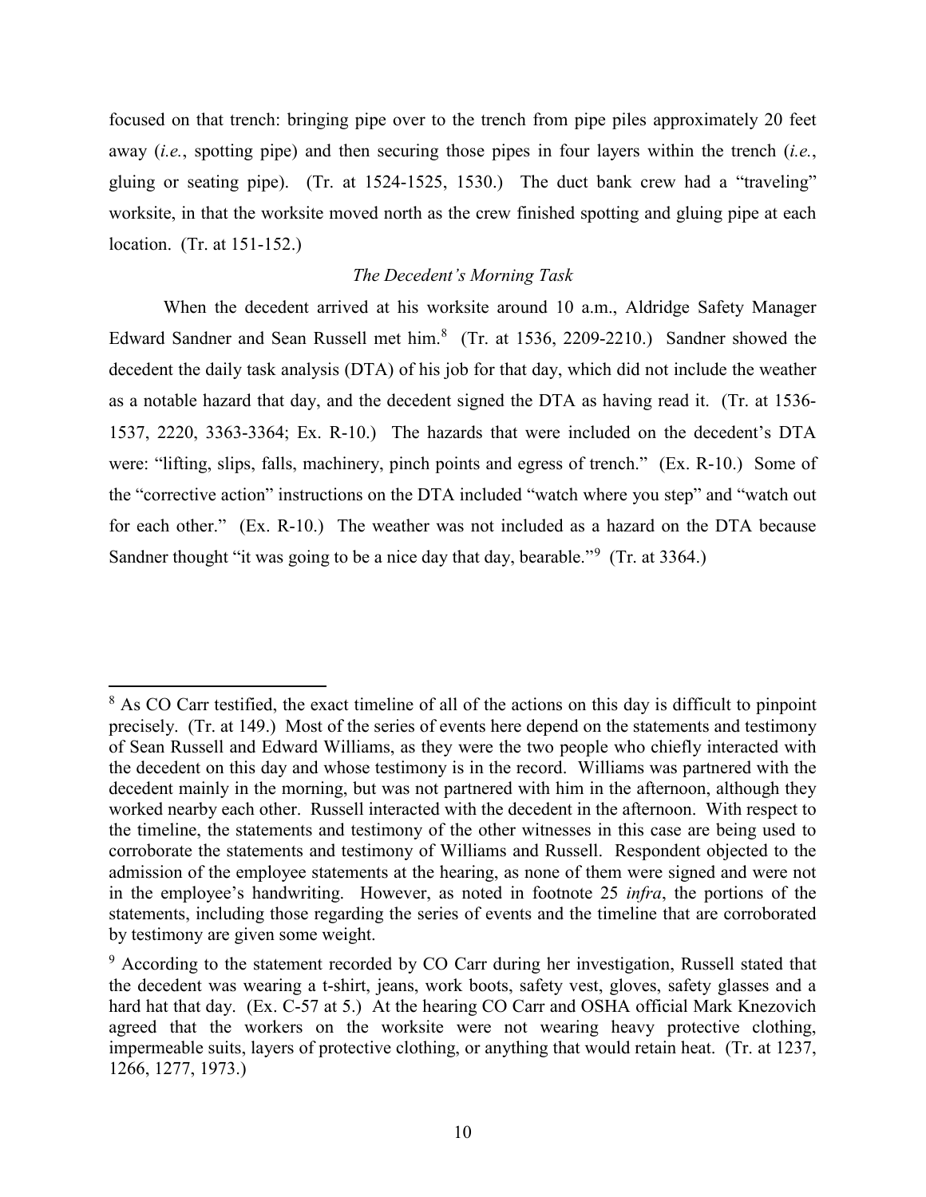focused on that trench: bringing pipe over to the trench from pipe piles approximately 20 feet away (*i.e.*, spotting pipe) and then securing those pipes in four layers within the trench (*i.e.*, gluing or seating pipe). (Tr. at 1524-1525, 1530.) The duct bank crew had a "traveling" worksite, in that the worksite moved north as the crew finished spotting and gluing pipe at each location. (Tr. at 151-152.)

*The Decedent's Morning Task*

When the decedent arrived at his worksite around 10 a.m., Aldridge Safety Manager Edward Sandner and Sean Russell met him.[8] (Tr. at 1536, 2209-2210.) Sandner showed the decedent the daily task analysis (DTA) of his job for that day, which did not include the weather as a notable hazard that day, and the decedent signed the DTA as having read it. (Tr. at 1536-1537, 2220, 3363-3364; Ex. R-10.) The hazards that were included on the decedent's DTA were: "lifting, slips, falls, machinery, pinch points and egress of trench." (Ex. R-10.) Some of the "corrective action" instructions on the DTA included "watch where you step" and "watch out for each other." (Ex. R-10.) The weather was not included as a hazard on the DTA because Sandner thought "it was going to be a nice day that day, bearable."[9] (Tr. at 3364.)

---

[8] As CO Carr testified, the exact timeline of all of the actions on this day is difficult to pinpoint precisely. (Tr. at 149.) Most of the series of events here depend on the statements and testimony of Sean Russell and Edward Williams, as they were the two people who chiefly interacted with the decedent on this day and whose testimony is in the record. Williams was partnered with the decedent mainly in the morning, but was not partnered with him in the afternoon, although they worked nearby each other. Russell interacted with the decedent in the afternoon. With respect to the timeline, the statements and testimony of the other witnesses in this case are being used to corroborate the statements and testimony of Williams and Russell. Respondent objected to the admission of the employee statements at the hearing, as none of them were signed and were not in the employee's handwriting. However, as noted in footnote 25 *infra*, the portions of the statements, including those regarding the series of events and the timeline that are corroborated by testimony are given some weight.

[9] According to the statement recorded by CO Carr during her investigation, Russell stated that the decedent was wearing a t-shirt, jeans, work boots, safety vest, gloves, safety glasses and a hard hat that day. (Ex. C-57 at 5.) At the hearing CO Carr and OSHA official Mark Knezovich agreed that the workers on the worksite were not wearing heavy protective clothing, impermeable suits, layers of protective clothing, or anything that would retain heat. (Tr. at 1237, 1266, 1277, 1973.)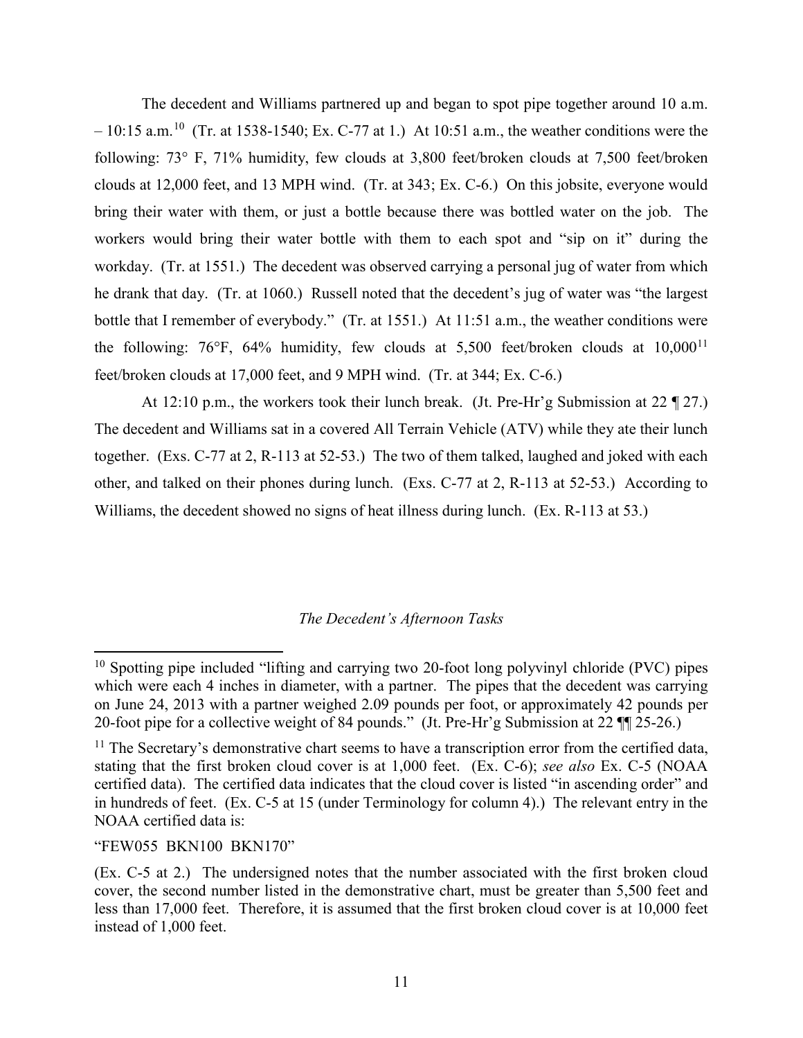The decedent and Williams partnered up and began to spot pipe together around 10 a.m. – 10:15 a.m.[10] (Tr. at 1538-1540; Ex. C-77 at 1.) At 10:51 a.m., the weather conditions were the following: 73° F, 71% humidity, few clouds at 3,800 feet/broken clouds at 7,500 feet/broken clouds at 12,000 feet, and 13 MPH wind. (Tr. at 343; Ex. C-6.) On this jobsite, everyone would bring their water with them, or just a bottle because there was bottled water on the job. The workers would bring their water bottle with them to each spot and "sip on it" during the workday. (Tr. at 1551.) The decedent was observed carrying a personal jug of water from which he drank that day. (Tr. at 1060.) Russell noted that the decedent's jug of water was "the largest bottle that I remember of everybody." (Tr. at 1551.) At 11:51 a.m., the weather conditions were the following: 76°F, 64% humidity, few clouds at 5,500 feet/broken clouds at 10,000[11] feet/broken clouds at 17,000 feet, and 9 MPH wind. (Tr. at 344; Ex. C-6.)

At 12:10 p.m., the workers took their lunch break. (Jt. Pre-Hr'g Submission at 22 ¶ 27.) The decedent and Williams sat in a covered All Terrain Vehicle (ATV) while they ate their lunch together. (Exs. C-77 at 2, R-113 at 52-53.) The two of them talked, laughed and joked with each other, and talked on their phones during lunch. (Exs. C-77 at 2, R-113 at 52-53.) According to Williams, the decedent showed no signs of heat illness during lunch. (Ex. R-113 at 53.)

### *The Decedent's Afternoon Tasks*

---

[10] Spotting pipe included "lifting and carrying two 20-foot long polyvinyl chloride (PVC) pipes which were each 4 inches in diameter, with a partner. The pipes that the decedent was carrying on June 24, 2013 with a partner weighed 2.09 pounds per foot, or approximately 42 pounds per 20-foot pipe for a collective weight of 84 pounds." (Jt. Pre-Hr'g Submission at 22 ¶¶ 25-26.)

[11] The Secretary's demonstrative chart seems to have a transcription error from the certified data, stating that the first broken cloud cover is at 1,000 feet. (Ex. C-6); *see also* Ex. C-5 (NOAA certified data). The certified data indicates that the cloud cover is listed "in ascending order" and in hundreds of feet. (Ex. C-5 at 15 (under Terminology for column 4).) The relevant entry in the NOAA certified data is:

"FEW055 BKN100 BKN170"

(Ex. C-5 at 2.) The undersigned notes that the number associated with the first broken cloud cover, the second number listed in the demonstrative chart, must be greater than 5,500 feet and less than 17,000 feet. Therefore, it is assumed that the first broken cloud cover is at 10,000 feet instead of 1,000 feet.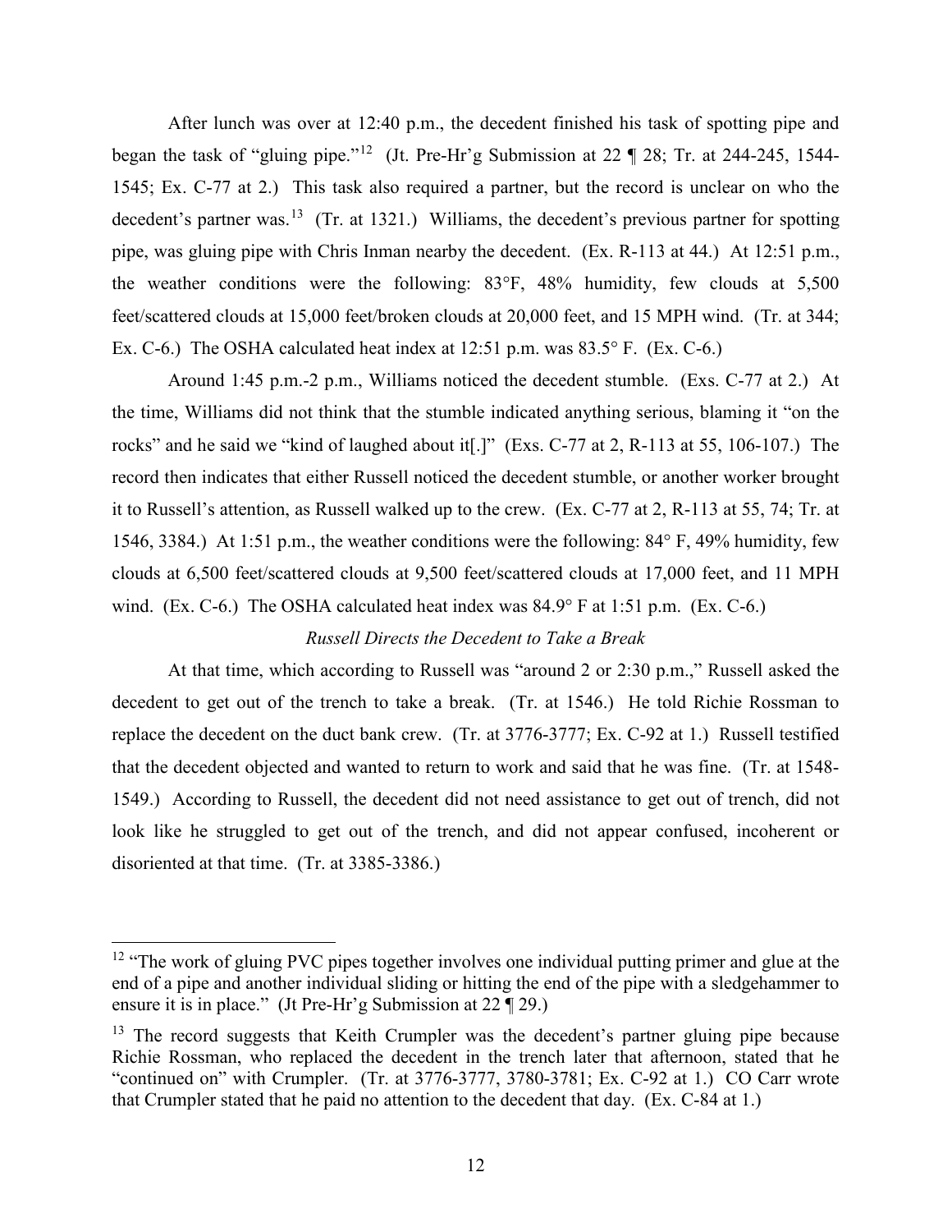After lunch was over at 12:40 p.m., the decedent finished his task of spotting pipe and began the task of "gluing pipe."[12] (Jt. Pre-Hr'g Submission at 22 ¶ 28; Tr. at 244-245, 1544-1545; Ex. C-77 at 2.) This task also required a partner, but the record is unclear on who the decedent's partner was.[13] (Tr. at 1321.) Williams, the decedent's previous partner for spotting pipe, was gluing pipe with Chris Inman nearby the decedent. (Ex. R-113 at 44.) At 12:51 p.m., the weather conditions were the following: 83°F, 48% humidity, few clouds at 5,500 feet/scattered clouds at 15,000 feet/broken clouds at 20,000 feet, and 15 MPH wind. (Tr. at 344; Ex. C-6.) The OSHA calculated heat index at 12:51 p.m. was 83.5° F. (Ex. C-6.)

Around 1:45 p.m.-2 p.m., Williams noticed the decedent stumble. (Exs. C-77 at 2.) At the time, Williams did not think that the stumble indicated anything serious, blaming it "on the rocks" and he said we "kind of laughed about it[.]" (Exs. C-77 at 2, R-113 at 55, 106-107.) The record then indicates that either Russell noticed the decedent stumble, or another worker brought it to Russell's attention, as Russell walked up to the crew. (Ex. C-77 at 2, R-113 at 55, 74; Tr. at 1546, 3384.) At 1:51 p.m., the weather conditions were the following: 84° F, 49% humidity, few clouds at 6,500 feet/scattered clouds at 9,500 feet/scattered clouds at 17,000 feet, and 11 MPH wind. (Ex. C-6.) The OSHA calculated heat index was 84.9° F at 1:51 p.m. (Ex. C-6.)

*Russell Directs the Decedent to Take a Break*

At that time, which according to Russell was "around 2 or 2:30 p.m.," Russell asked the decedent to get out of the trench to take a break. (Tr. at 1546.) He told Richie Rossman to replace the decedent on the duct bank crew. (Tr. at 3776-3777; Ex. C-92 at 1.) Russell testified that the decedent objected and wanted to return to work and said that he was fine. (Tr. at 1548-1549.) According to Russell, the decedent did not need assistance to get out of trench, did not look like he struggled to get out of the trench, and did not appear confused, incoherent or disoriented at that time. (Tr. at 3385-3386.)

---

[12] "The work of gluing PVC pipes together involves one individual putting primer and glue at the end of a pipe and another individual sliding or hitting the end of the pipe with a sledgehammer to ensure it is in place." (Jt Pre-Hr'g Submission at 22 ¶ 29.)

[13] The record suggests that Keith Crumpler was the decedent's partner gluing pipe because Richie Rossman, who replaced the decedent in the trench later that afternoon, stated that he "continued on" with Crumpler. (Tr. at 3776-3777, 3780-3781; Ex. C-92 at 1.) CO Carr wrote that Crumpler stated that he paid no attention to the decedent that day. (Ex. C-84 at 1.)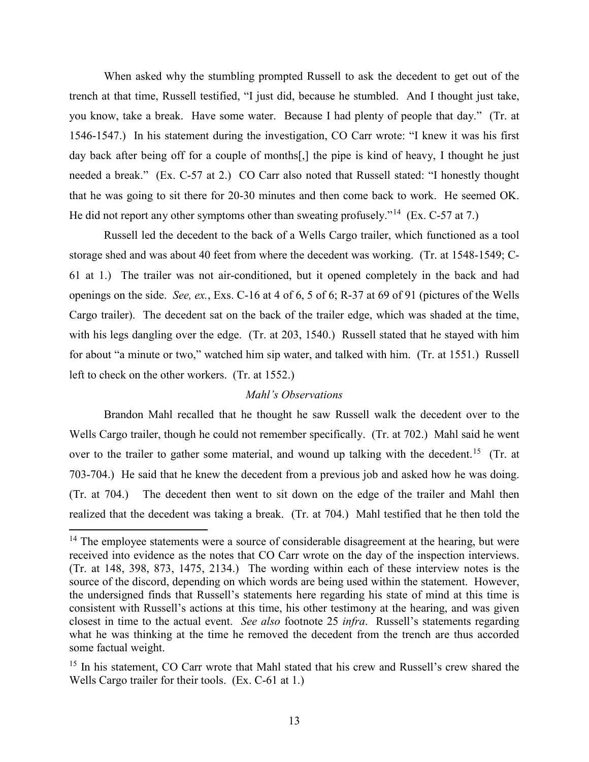When asked why the stumbling prompted Russell to ask the decedent to get out of the trench at that time, Russell testified, "I just did, because he stumbled. And I thought just take, you know, take a break. Have some water. Because I had plenty of people that day." (Tr. at 1546-1547.) In his statement during the investigation, CO Carr wrote: "I knew it was his first day back after being off for a couple of months[,] the pipe is kind of heavy, I thought he just needed a break." (Ex. C-57 at 2.) CO Carr also noted that Russell stated: "I honestly thought that he was going to sit there for 20-30 minutes and then come back to work. He seemed OK. He did not report any other symptoms other than sweating profusely."[14] (Ex. C-57 at 7.)

Russell led the decedent to the back of a Wells Cargo trailer, which functioned as a tool storage shed and was about 40 feet from where the decedent was working. (Tr. at 1548-1549; C-61 at 1.) The trailer was not air-conditioned, but it opened completely in the back and had openings on the side. *See, ex.*, Exs. C-16 at 4 of 6, 5 of 6; R-37 at 69 of 91 (pictures of the Wells Cargo trailer). The decedent sat on the back of the trailer edge, which was shaded at the time, with his legs dangling over the edge. (Tr. at 203, 1540.) Russell stated that he stayed with him for about "a minute or two," watched him sip water, and talked with him. (Tr. at 1551.) Russell left to check on the other workers. (Tr. at 1552.)

*Mahl's Observations*

Brandon Mahl recalled that he thought he saw Russell walk the decedent over to the Wells Cargo trailer, though he could not remember specifically. (Tr. at 702.) Mahl said he went over to the trailer to gather some material, and wound up talking with the decedent.[15] (Tr. at 703-704.) He said that he knew the decedent from a previous job and asked how he was doing. (Tr. at 704.) The decedent then went to sit down on the edge of the trailer and Mahl then realized that the decedent was taking a break. (Tr. at 704.) Mahl testified that he then told the

---

[14] The employee statements were a source of considerable disagreement at the hearing, but were received into evidence as the notes that CO Carr wrote on the day of the inspection interviews. (Tr. at 148, 398, 873, 1475, 2134.) The wording within each of these interview notes is the source of the discord, depending on which words are being used within the statement. However, the undersigned finds that Russell's statements here regarding his state of mind at this time is consistent with Russell's actions at this time, his other testimony at the hearing, and was given closest in time to the actual event. *See also* footnote 25 *infra*. Russell's statements regarding what he was thinking at the time he removed the decedent from the trench are thus accorded some factual weight.

[15] In his statement, CO Carr wrote that Mahl stated that his crew and Russell's crew shared the Wells Cargo trailer for their tools. (Ex. C-61 at 1.)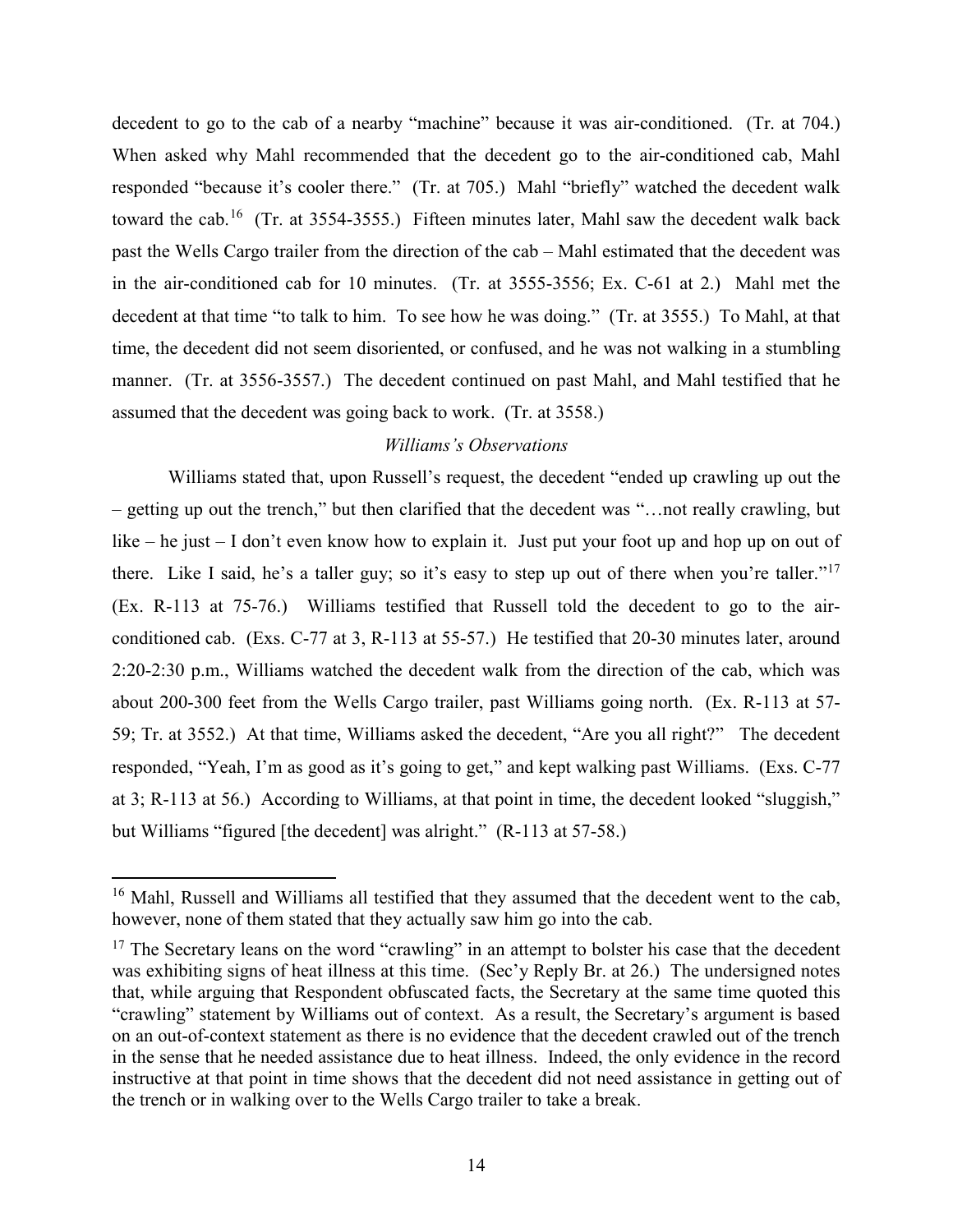decedent to go to the cab of a nearby "machine" because it was air-conditioned. (Tr. at 704.) When asked why Mahl recommended that the decedent go to the air-conditioned cab, Mahl responded "because it's cooler there." (Tr. at 705.) Mahl "briefly" watched the decedent walk toward the cab.[16] (Tr. at 3554-3555.) Fifteen minutes later, Mahl saw the decedent walk back past the Wells Cargo trailer from the direction of the cab – Mahl estimated that the decedent was in the air-conditioned cab for 10 minutes. (Tr. at 3555-3556; Ex. C-61 at 2.) Mahl met the decedent at that time "to talk to him. To see how he was doing." (Tr. at 3555.) To Mahl, at that time, the decedent did not seem disoriented, or confused, and he was not walking in a stumbling manner. (Tr. at 3556-3557.) The decedent continued on past Mahl, and Mahl testified that he assumed that the decedent was going back to work. (Tr. at 3558.)

*Williams's Observations*

Williams stated that, upon Russell's request, the decedent "ended up crawling up out the – getting up out the trench," but then clarified that the decedent was "…not really crawling, but like – he just – I don't even know how to explain it. Just put your foot up and hop up on out of there. Like I said, he's a taller guy; so it's easy to step up out of there when you're taller."[17] (Ex. R-113 at 75-76.) Williams testified that Russell told the decedent to go to the air-conditioned cab. (Exs. C-77 at 3, R-113 at 55-57.) He testified that 20-30 minutes later, around 2:20-2:30 p.m., Williams watched the decedent walk from the direction of the cab, which was about 200-300 feet from the Wells Cargo trailer, past Williams going north. (Ex. R-113 at 57-59; Tr. at 3552.) At that time, Williams asked the decedent, "Are you all right?" The decedent responded, "Yeah, I'm as good as it's going to get," and kept walking past Williams. (Exs. C-77 at 3; R-113 at 56.) According to Williams, at that point in time, the decedent looked "sluggish," but Williams "figured [the decedent] was alright." (R-113 at 57-58.)

---

[16] Mahl, Russell and Williams all testified that they assumed that the decedent went to the cab, however, none of them stated that they actually saw him go into the cab.

[17] The Secretary leans on the word "crawling" in an attempt to bolster his case that the decedent was exhibiting signs of heat illness at this time. (Sec'y Reply Br. at 26.) The undersigned notes that, while arguing that Respondent obfuscated facts, the Secretary at the same time quoted this "crawling" statement by Williams out of context. As a result, the Secretary's argument is based on an out-of-context statement as there is no evidence that the decedent crawled out of the trench in the sense that he needed assistance due to heat illness. Indeed, the only evidence in the record instructive at that point in time shows that the decedent did not need assistance in getting out of the trench or in walking over to the Wells Cargo trailer to take a break.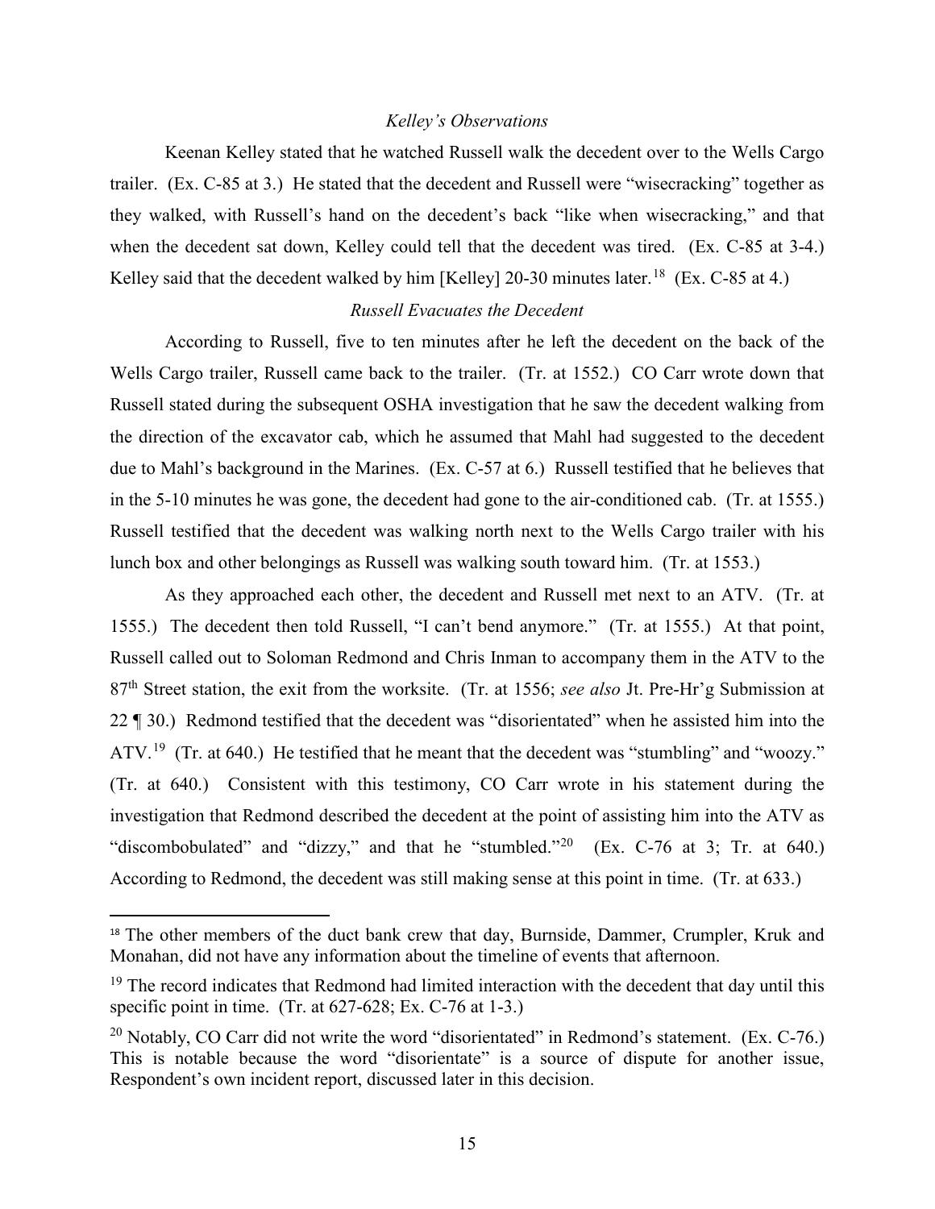*Kelley's Observations*

Keenan Kelley stated that he watched Russell walk the decedent over to the Wells Cargo trailer. (Ex. C-85 at 3.) He stated that the decedent and Russell were "wisecracking" together as they walked, with Russell's hand on the decedent's back "like when wisecracking," and that when the decedent sat down, Kelley could tell that the decedent was tired. (Ex. C-85 at 3-4.) Kelley said that the decedent walked by him [Kelley] 20-30 minutes later.[18] (Ex. C-85 at 4.)

*Russell Evacuates the Decedent*

According to Russell, five to ten minutes after he left the decedent on the back of the Wells Cargo trailer, Russell came back to the trailer. (Tr. at 1552.) CO Carr wrote down that Russell stated during the subsequent OSHA investigation that he saw the decedent walking from the direction of the excavator cab, which he assumed that Mahl had suggested to the decedent due to Mahl's background in the Marines. (Ex. C-57 at 6.) Russell testified that he believes that in the 5-10 minutes he was gone, the decedent had gone to the air-conditioned cab. (Tr. at 1555.) Russell testified that the decedent was walking north next to the Wells Cargo trailer with his lunch box and other belongings as Russell was walking south toward him. (Tr. at 1553.)

As they approached each other, the decedent and Russell met next to an ATV. (Tr. at 1555.) The decedent then told Russell, "I can't bend anymore." (Tr. at 1555.) At that point, Russell called out to Soloman Redmond and Chris Inman to accompany them in the ATV to the 87th Street station, the exit from the worksite. (Tr. at 1556; *see also* Jt. Pre-Hr'g Submission at 22 ¶ 30.) Redmond testified that the decedent was "disorientated" when he assisted him into the ATV.[19] (Tr. at 640.) He testified that he meant that the decedent was "stumbling" and "woozy." (Tr. at 640.) Consistent with this testimony, CO Carr wrote in his statement during the investigation that Redmond described the decedent at the point of assisting him into the ATV as "discombobulated" and "dizzy," and that he "stumbled."[20] (Ex. C-76 at 3; Tr. at 640.) According to Redmond, the decedent was still making sense at this point in time. (Tr. at 633.)

---

[18] The other members of the duct bank crew that day, Burnside, Dammer, Crumpler, Kruk and Monahan, did not have any information about the timeline of events that afternoon.

[19] The record indicates that Redmond had limited interaction with the decedent that day until this specific point in time. (Tr. at 627-628; Ex. C-76 at 1-3.)

[20] Notably, CO Carr did not write the word "disorientated" in Redmond's statement. (Ex. C-76.) This is notable because the word "disorientate" is a source of dispute for another issue, Respondent's own incident report, discussed later in this decision.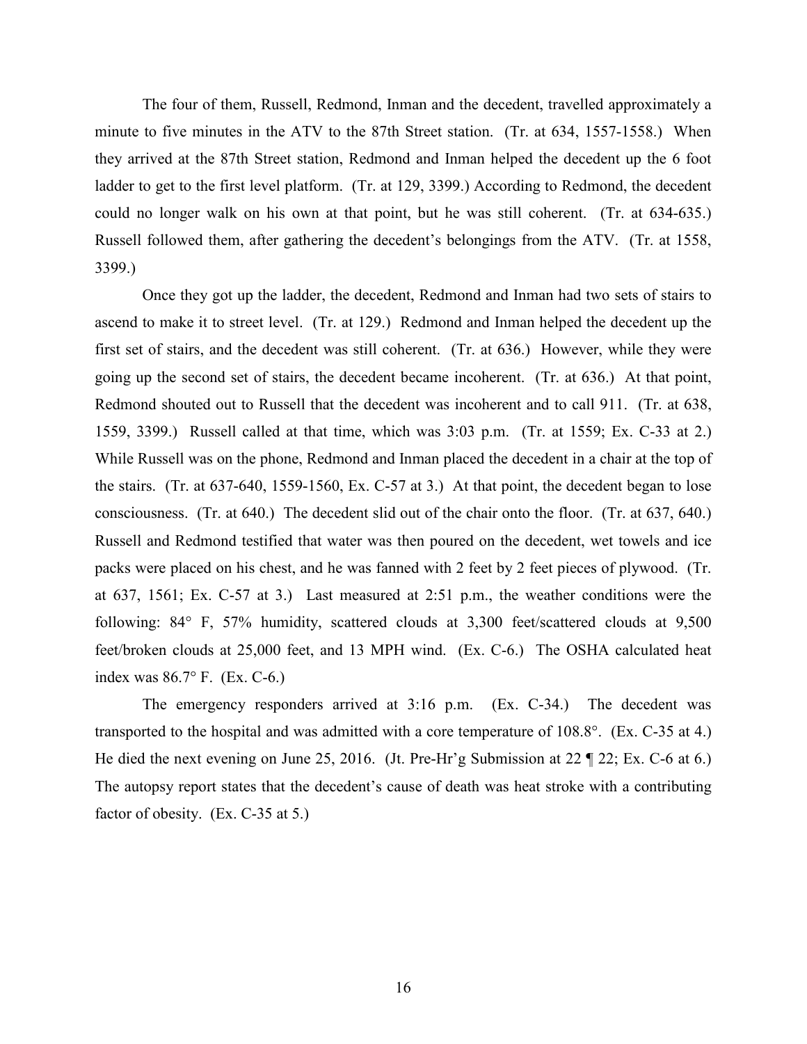The four of them, Russell, Redmond, Inman and the decedent, travelled approximately a minute to five minutes in the ATV to the 87th Street station. (Tr. at 634, 1557-1558.) When they arrived at the 87th Street station, Redmond and Inman helped the decedent up the 6 foot ladder to get to the first level platform. (Tr. at 129, 3399.) According to Redmond, the decedent could no longer walk on his own at that point, but he was still coherent. (Tr. at 634-635.) Russell followed them, after gathering the decedent's belongings from the ATV. (Tr. at 1558, 3399.)

Once they got up the ladder, the decedent, Redmond and Inman had two sets of stairs to ascend to make it to street level. (Tr. at 129.) Redmond and Inman helped the decedent up the first set of stairs, and the decedent was still coherent. (Tr. at 636.) However, while they were going up the second set of stairs, the decedent became incoherent. (Tr. at 636.) At that point, Redmond shouted out to Russell that the decedent was incoherent and to call 911. (Tr. at 638, 1559, 3399.) Russell called at that time, which was 3:03 p.m. (Tr. at 1559; Ex. C-33 at 2.) While Russell was on the phone, Redmond and Inman placed the decedent in a chair at the top of the stairs. (Tr. at 637-640, 1559-1560, Ex. C-57 at 3.) At that point, the decedent began to lose consciousness. (Tr. at 640.) The decedent slid out of the chair onto the floor. (Tr. at 637, 640.) Russell and Redmond testified that water was then poured on the decedent, wet towels and ice packs were placed on his chest, and he was fanned with 2 feet by 2 feet pieces of plywood. (Tr. at 637, 1561; Ex. C-57 at 3.) Last measured at 2:51 p.m., the weather conditions were the following: 84° F, 57% humidity, scattered clouds at 3,300 feet/scattered clouds at 9,500 feet/broken clouds at 25,000 feet, and 13 MPH wind. (Ex. C-6.) The OSHA calculated heat index was 86.7° F. (Ex. C-6.)

The emergency responders arrived at 3:16 p.m. (Ex. C-34.) The decedent was transported to the hospital and was admitted with a core temperature of 108.8°. (Ex. C-35 at 4.) He died the next evening on June 25, 2016. (Jt. Pre-Hr'g Submission at 22 ¶ 22; Ex. C-6 at 6.) The autopsy report states that the decedent's cause of death was heat stroke with a contributing factor of obesity. (Ex. C-35 at 5.)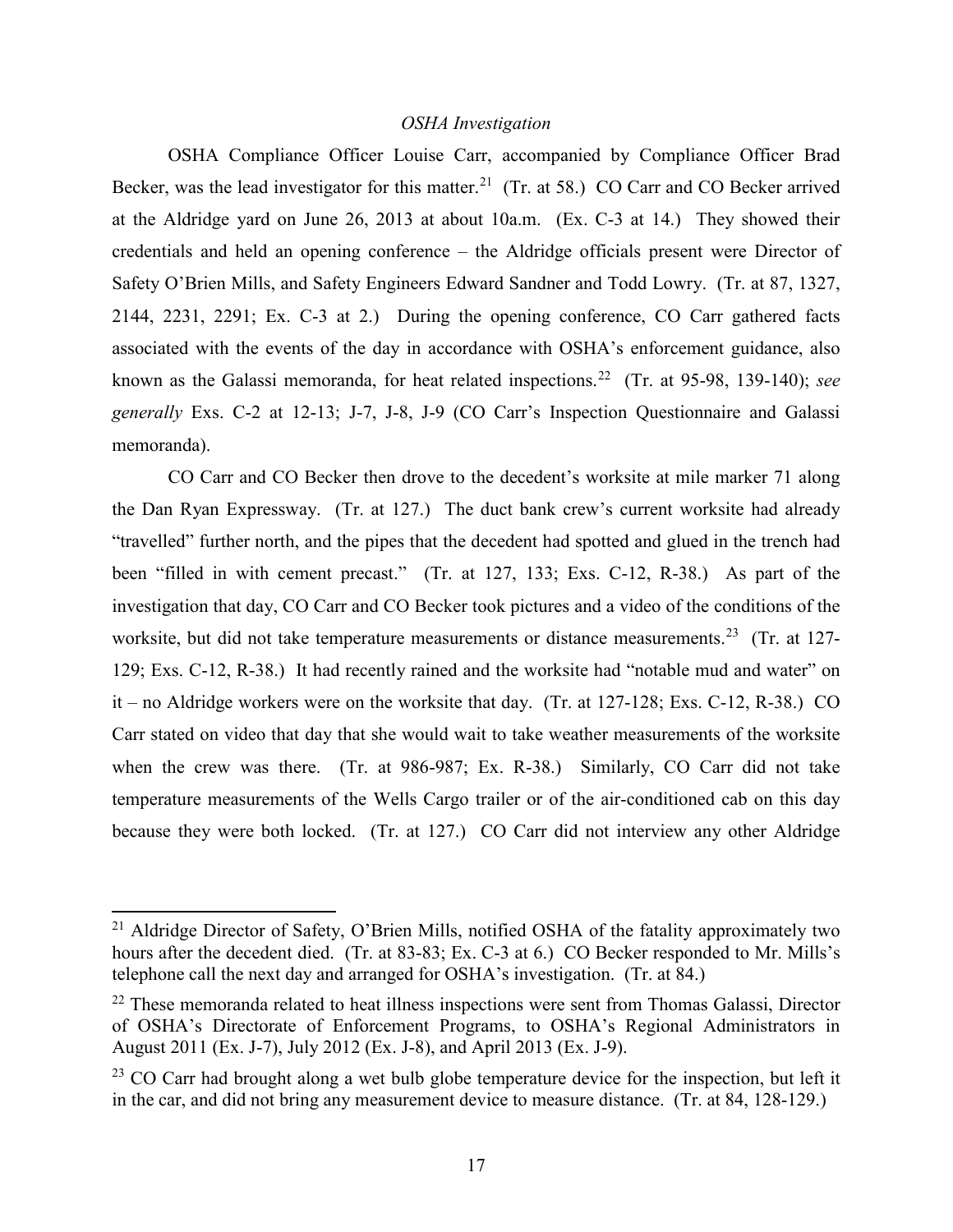*OSHA Investigation*

OSHA Compliance Officer Louise Carr, accompanied by Compliance Officer Brad Becker, was the lead investigator for this matter.[21] (Tr. at 58.) CO Carr and CO Becker arrived at the Aldridge yard on June 26, 2013 at about 10a.m. (Ex. C-3 at 14.) They showed their credentials and held an opening conference – the Aldridge officials present were Director of Safety O'Brien Mills, and Safety Engineers Edward Sandner and Todd Lowry. (Tr. at 87, 1327, 2144, 2231, 2291; Ex. C-3 at 2.) During the opening conference, CO Carr gathered facts associated with the events of the day in accordance with OSHA's enforcement guidance, also known as the Galassi memoranda, for heat related inspections.[22] (Tr. at 95-98, 139-140); *see generally* Exs. C-2 at 12-13; J-7, J-8, J-9 (CO Carr's Inspection Questionnaire and Galassi memoranda).

CO Carr and CO Becker then drove to the decedent's worksite at mile marker 71 along the Dan Ryan Expressway. (Tr. at 127.) The duct bank crew's current worksite had already "travelled" further north, and the pipes that the decedent had spotted and glued in the trench had been "filled in with cement precast." (Tr. at 127, 133; Exs. C-12, R-38.) As part of the investigation that day, CO Carr and CO Becker took pictures and a video of the conditions of the worksite, but did not take temperature measurements or distance measurements.[23] (Tr. at 127-129; Exs. C-12, R-38.) It had recently rained and the worksite had "notable mud and water" on it – no Aldridge workers were on the worksite that day. (Tr. at 127-128; Exs. C-12, R-38.) CO Carr stated on video that day that she would wait to take weather measurements of the worksite when the crew was there. (Tr. at 986-987; Ex. R-38.) Similarly, CO Carr did not take temperature measurements of the Wells Cargo trailer or of the air-conditioned cab on this day because they were both locked. (Tr. at 127.) CO Carr did not interview any other Aldridge

---

[21] Aldridge Director of Safety, O'Brien Mills, notified OSHA of the fatality approximately two hours after the decedent died. (Tr. at 83-83; Ex. C-3 at 6.) CO Becker responded to Mr. Mills's telephone call the next day and arranged for OSHA's investigation. (Tr. at 84.)

[22] These memoranda related to heat illness inspections were sent from Thomas Galassi, Director of OSHA's Directorate of Enforcement Programs, to OSHA's Regional Administrators in August 2011 (Ex. J-7), July 2012 (Ex. J-8), and April 2013 (Ex. J-9).

[23] CO Carr had brought along a wet bulb globe temperature device for the inspection, but left it in the car, and did not bring any measurement device to measure distance. (Tr. at 84, 128-129.)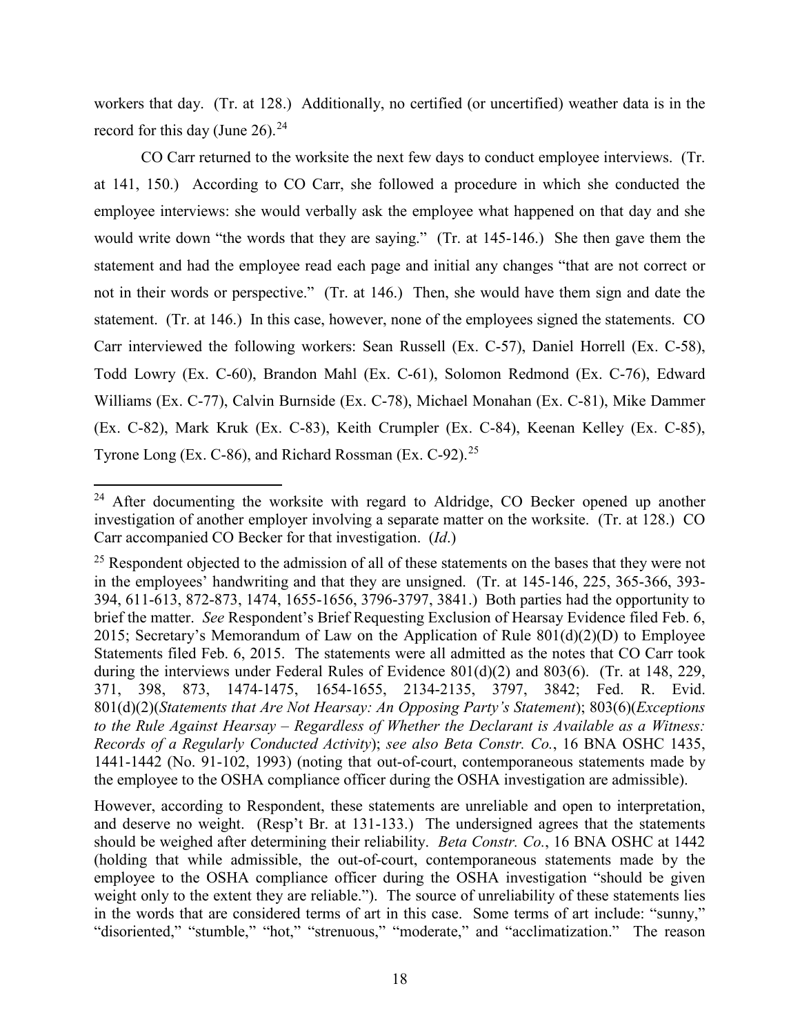workers that day. (Tr. at 128.) Additionally, no certified (or uncertified) weather data is in the record for this day (June 26).[24]

CO Carr returned to the worksite the next few days to conduct employee interviews. (Tr. at 141, 150.) According to CO Carr, she followed a procedure in which she conducted the employee interviews: she would verbally ask the employee what happened on that day and she would write down "the words that they are saying." (Tr. at 145-146.) She then gave them the statement and had the employee read each page and initial any changes "that are not correct or not in their words or perspective." (Tr. at 146.) Then, she would have them sign and date the statement. (Tr. at 146.) In this case, however, none of the employees signed the statements. CO Carr interviewed the following workers: Sean Russell (Ex. C-57), Daniel Horrell (Ex. C-58), Todd Lowry (Ex. C-60), Brandon Mahl (Ex. C-61), Solomon Redmond (Ex. C-76), Edward Williams (Ex. C-77), Calvin Burnside (Ex. C-78), Michael Monahan (Ex. C-81), Mike Dammer (Ex. C-82), Mark Kruk (Ex. C-83), Keith Crumpler (Ex. C-84), Keenan Kelley (Ex. C-85), Tyrone Long (Ex. C-86), and Richard Rossman (Ex. C-92).[25]

---

[24] After documenting the worksite with regard to Aldridge, CO Becker opened up another investigation of another employer involving a separate matter on the worksite. (Tr. at 128.) CO Carr accompanied CO Becker for that investigation. (*Id*.)

[25] Respondent objected to the admission of all of these statements on the bases that they were not in the employees' handwriting and that they are unsigned. (Tr. at 145-146, 225, 365-366, 393-394, 611-613, 872-873, 1474, 1655-1656, 3796-3797, 3841.) Both parties had the opportunity to brief the matter. *See* Respondent's Brief Requesting Exclusion of Hearsay Evidence filed Feb. 6, 2015; Secretary's Memorandum of Law on the Application of Rule 801(d)(2)(D) to Employee Statements filed Feb. 6, 2015. The statements were all admitted as the notes that CO Carr took during the interviews under Federal Rules of Evidence 801(d)(2) and 803(6). (Tr. at 148, 229, 371, 398, 873, 1474-1475, 1654-1655, 2134-2135, 3797, 3842; Fed. R. Evid. 801(d)(2)(*Statements that Are Not Hearsay: An Opposing Party's Statement*); 803(6)(*Exceptions to the Rule Against Hearsay – Regardless of Whether the Declarant is Available as a Witness: Records of a Regularly Conducted Activity*); *see also Beta Constr. Co.*, 16 BNA OSHC 1435, 1441-1442 (No. 91-102, 1993) (noting that out-of-court, contemporaneous statements made by the employee to the OSHA compliance officer during the OSHA investigation are admissible).

However, according to Respondent, these statements are unreliable and open to interpretation, and deserve no weight. (Resp't Br. at 131-133.) The undersigned agrees that the statements should be weighed after determining their reliability. *Beta Constr. Co.*, 16 BNA OSHC at 1442 (holding that while admissible, the out-of-court, contemporaneous statements made by the employee to the OSHA compliance officer during the OSHA investigation "should be given weight only to the extent they are reliable."). The source of unreliability of these statements lies in the words that are considered terms of art in this case. Some terms of art include: "sunny," "disoriented," "stumble," "hot," "strenuous," "moderate," and "acclimatization." The reason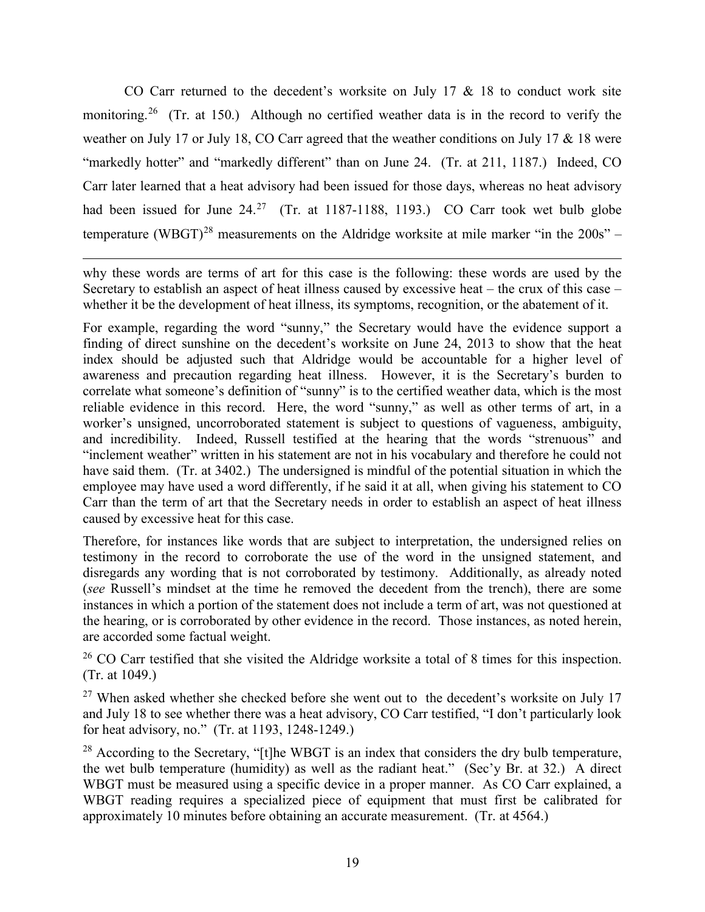CO Carr returned to the decedent's worksite on July 17 & 18 to conduct work site monitoring.[26] (Tr. at 150.) Although no certified weather data is in the record to verify the weather on July 17 or July 18, CO Carr agreed that the weather conditions on July 17 & 18 were "markedly hotter" and "markedly different" than on June 24. (Tr. at 211, 1187.) Indeed, CO Carr later learned that a heat advisory had been issued for those days, whereas no heat advisory had been issued for June 24.[27] (Tr. at 1187-1188, 1193.) CO Carr took wet bulb globe temperature (WBGT)[28] measurements on the Aldridge worksite at mile marker "in the 200s" –

---

why these words are terms of art for this case is the following: these words are used by the Secretary to establish an aspect of heat illness caused by excessive heat – the crux of this case – whether it be the development of heat illness, its symptoms, recognition, or the abatement of it.

For example, regarding the word "sunny," the Secretary would have the evidence support a finding of direct sunshine on the decedent's worksite on June 24, 2013 to show that the heat index should be adjusted such that Aldridge would be accountable for a higher level of awareness and precaution regarding heat illness. However, it is the Secretary's burden to correlate what someone's definition of "sunny" is to the certified weather data, which is the most reliable evidence in this record. Here, the word "sunny," as well as other terms of art, in a worker's unsigned, uncorroborated statement is subject to questions of vagueness, ambiguity, and incredibility. Indeed, Russell testified at the hearing that the words "strenuous" and "inclement weather" written in his statement are not in his vocabulary and therefore he could not have said them. (Tr. at 3402.) The undersigned is mindful of the potential situation in which the employee may have used a word differently, if he said it at all, when giving his statement to CO Carr than the term of art that the Secretary needs in order to establish an aspect of heat illness caused by excessive heat for this case.

Therefore, for instances like words that are subject to interpretation, the undersigned relies on testimony in the record to corroborate the use of the word in the unsigned statement, and disregards any wording that is not corroborated by testimony. Additionally, as already noted (*see* Russell's mindset at the time he removed the decedent from the trench), there are some instances in which a portion of the statement does not include a term of art, was not questioned at the hearing, or is corroborated by other evidence in the record. Those instances, as noted herein, are accorded some factual weight.

[26] CO Carr testified that she visited the Aldridge worksite a total of 8 times for this inspection. (Tr. at 1049.)

[27] When asked whether she checked before she went out to the decedent's worksite on July 17 and July 18 to see whether there was a heat advisory, CO Carr testified, "I don't particularly look for heat advisory, no." (Tr. at 1193, 1248-1249.)

[28] According to the Secretary, "[t]he WBGT is an index that considers the dry bulb temperature, the wet bulb temperature (humidity) as well as the radiant heat." (Sec'y Br. at 32.) A direct WBGT must be measured using a specific device in a proper manner. As CO Carr explained, a WBGT reading requires a specialized piece of equipment that must first be calibrated for approximately 10 minutes before obtaining an accurate measurement. (Tr. at 4564.)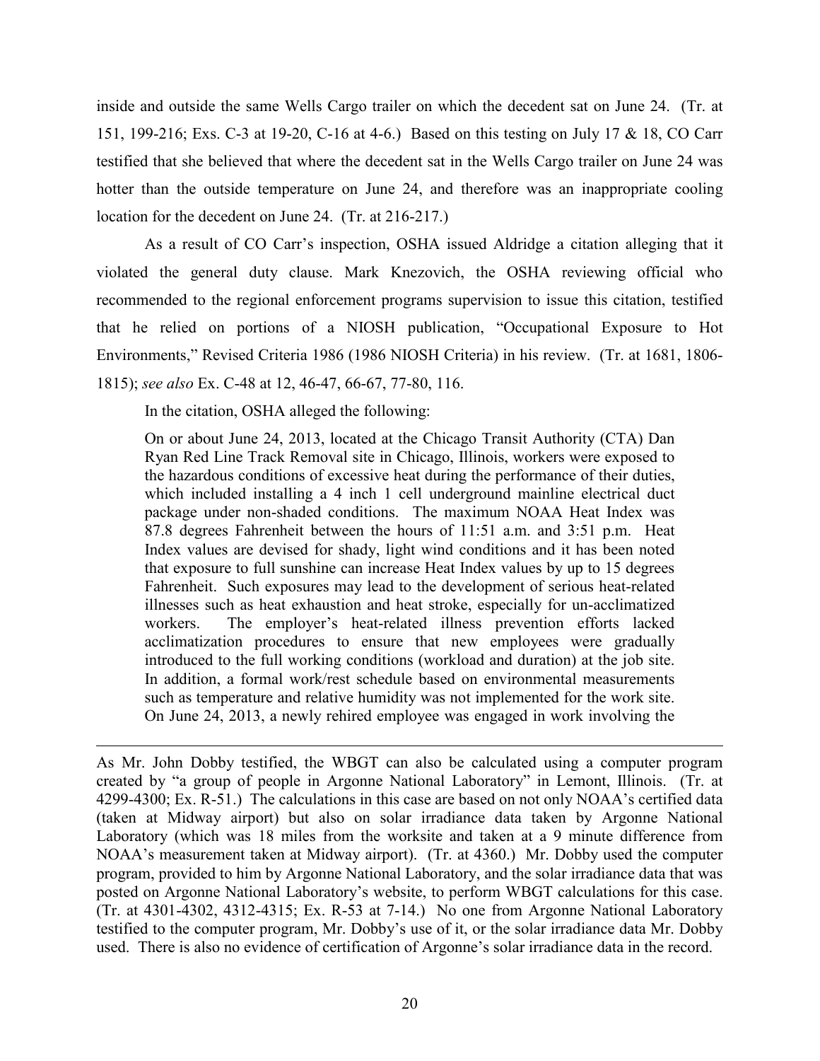inside and outside the same Wells Cargo trailer on which the decedent sat on June 24. (Tr. at 151, 199-216; Exs. C-3 at 19-20, C-16 at 4-6.) Based on this testing on July 17 & 18, CO Carr testified that she believed that where the decedent sat in the Wells Cargo trailer on June 24 was hotter than the outside temperature on June 24, and therefore was an inappropriate cooling location for the decedent on June 24. (Tr. at 216-217.)

As a result of CO Carr's inspection, OSHA issued Aldridge a citation alleging that it violated the general duty clause. Mark Knezovich, the OSHA reviewing official who recommended to the regional enforcement programs supervision to issue this citation, testified that he relied on portions of a NIOSH publication, "Occupational Exposure to Hot Environments," Revised Criteria 1986 (1986 NIOSH Criteria) in his review. (Tr. at 1681, 1806-1815); *see also* Ex. C-48 at 12, 46-47, 66-67, 77-80, 116.

In the citation, OSHA alleged the following:

> On or about June 24, 2013, located at the Chicago Transit Authority (CTA) Dan Ryan Red Line Track Removal site in Chicago, Illinois, workers were exposed to the hazardous conditions of excessive heat during the performance of their duties, which included installing a 4 inch 1 cell underground mainline electrical duct package under non-shaded conditions. The maximum NOAA Heat Index was 87.8 degrees Fahrenheit between the hours of 11:51 a.m. and 3:51 p.m. Heat Index values are devised for shady, light wind conditions and it has been noted that exposure to full sunshine can increase Heat Index values by up to 15 degrees Fahrenheit. Such exposures may lead to the development of serious heat-related illnesses such as heat exhaustion and heat stroke, especially for un-acclimatized workers. The employer's heat-related illness prevention efforts lacked acclimatization procedures to ensure that new employees were gradually introduced to the full working conditions (workload and duration) at the job site. In addition, a formal work/rest schedule based on environmental measurements such as temperature and relative humidity was not implemented for the work site. On June 24, 2013, a newly rehired employee was engaged in work involving the

---

As Mr. John Dobby testified, the WBGT can also be calculated using a computer program created by "a group of people in Argonne National Laboratory" in Lemont, Illinois. (Tr. at 4299-4300; Ex. R-51.) The calculations in this case are based on not only NOAA's certified data (taken at Midway airport) but also on solar irradiance data taken by Argonne National Laboratory (which was 18 miles from the worksite and taken at a 9 minute difference from NOAA's measurement taken at Midway airport). (Tr. at 4360.) Mr. Dobby used the computer program, provided to him by Argonne National Laboratory, and the solar irradiance data that was posted on Argonne National Laboratory's website, to perform WBGT calculations for this case. (Tr. at 4301-4302, 4312-4315; Ex. R-53 at 7-14.) No one from Argonne National Laboratory testified to the computer program, Mr. Dobby's use of it, or the solar irradiance data Mr. Dobby used. There is also no evidence of certification of Argonne's solar irradiance data in the record.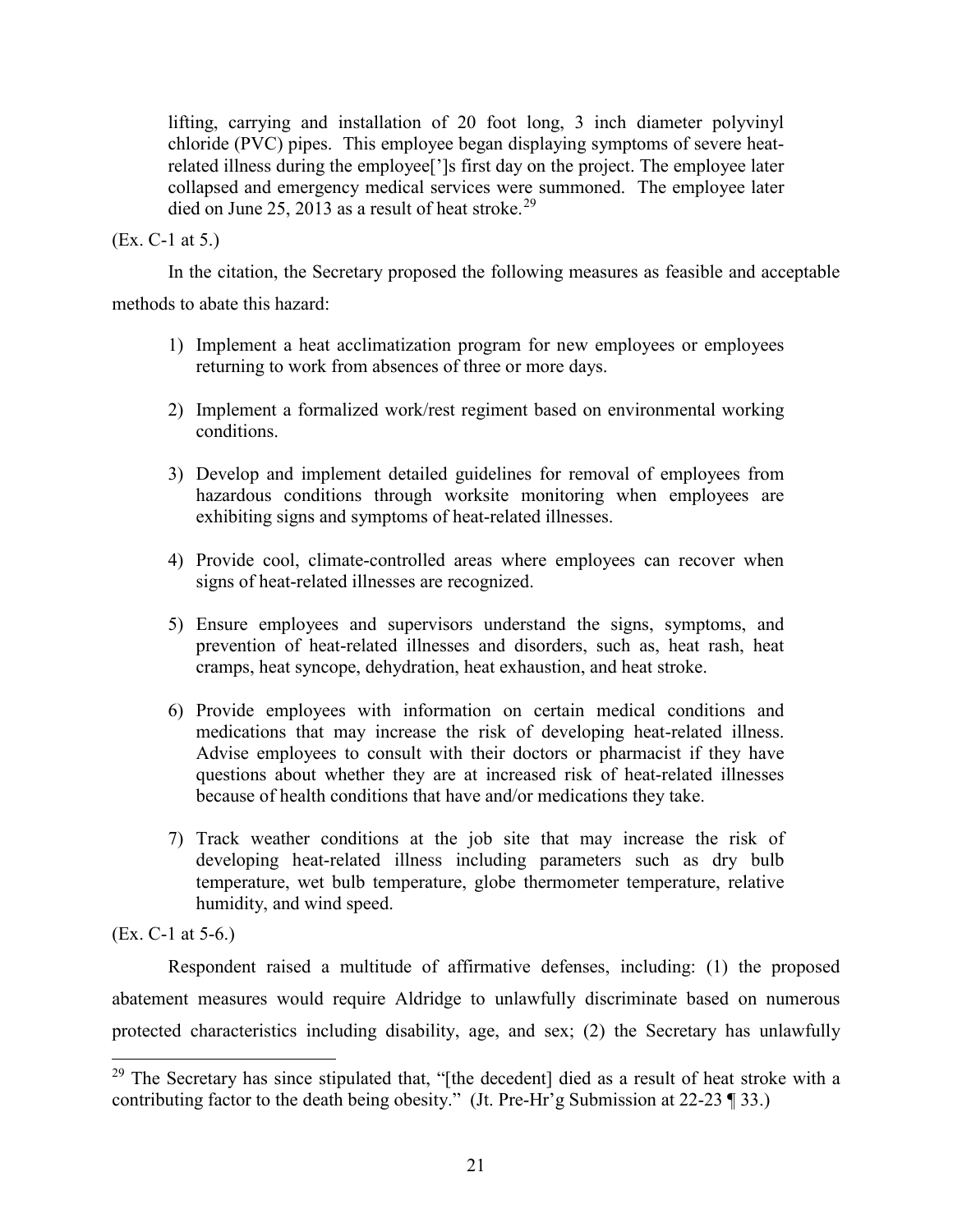> lifting, carrying and installation of 20 foot long, 3 inch diameter polyvinyl chloride (PVC) pipes. This employee began displaying symptoms of severe heat-related illness during the employee[']s first day on the project. The employee later collapsed and emergency medical services were summoned. The employee later died on June 25, 2013 as a result of heat stroke.[29]

(Ex. C-1 at 5.)

In the citation, the Secretary proposed the following measures as feasible and acceptable methods to abate this hazard:

> 1) Implement a heat acclimatization program for new employees or employees returning to work from absences of three or more days.
>
> 2) Implement a formalized work/rest regiment based on environmental working conditions.
>
> 3) Develop and implement detailed guidelines for removal of employees from hazardous conditions through worksite monitoring when employees are exhibiting signs and symptoms of heat-related illnesses.
>
> 4) Provide cool, climate-controlled areas where employees can recover when signs of heat-related illnesses are recognized.
>
> 5) Ensure employees and supervisors understand the signs, symptoms, and prevention of heat-related illnesses and disorders, such as, heat rash, heat cramps, heat syncope, dehydration, heat exhaustion, and heat stroke.
>
> 6) Provide employees with information on certain medical conditions and medications that may increase the risk of developing heat-related illness. Advise employees to consult with their doctors or pharmacist if they have questions about whether they are at increased risk of heat-related illnesses because of health conditions that have and/or medications they take.
>
> 7) Track weather conditions at the job site that may increase the risk of developing heat-related illness including parameters such as dry bulb temperature, wet bulb temperature, globe thermometer temperature, relative humidity, and wind speed.

(Ex. C-1 at 5-6.)

Respondent raised a multitude of affirmative defenses, including: (1) the proposed abatement measures would require Aldridge to unlawfully discriminate based on numerous protected characteristics including disability, age, and sex; (2) the Secretary has unlawfully

---

[29] The Secretary has since stipulated that, "[the decedent] died as a result of heat stroke with a contributing factor to the death being obesity." (Jt. Pre-Hr'g Submission at 22-23 ¶ 33.)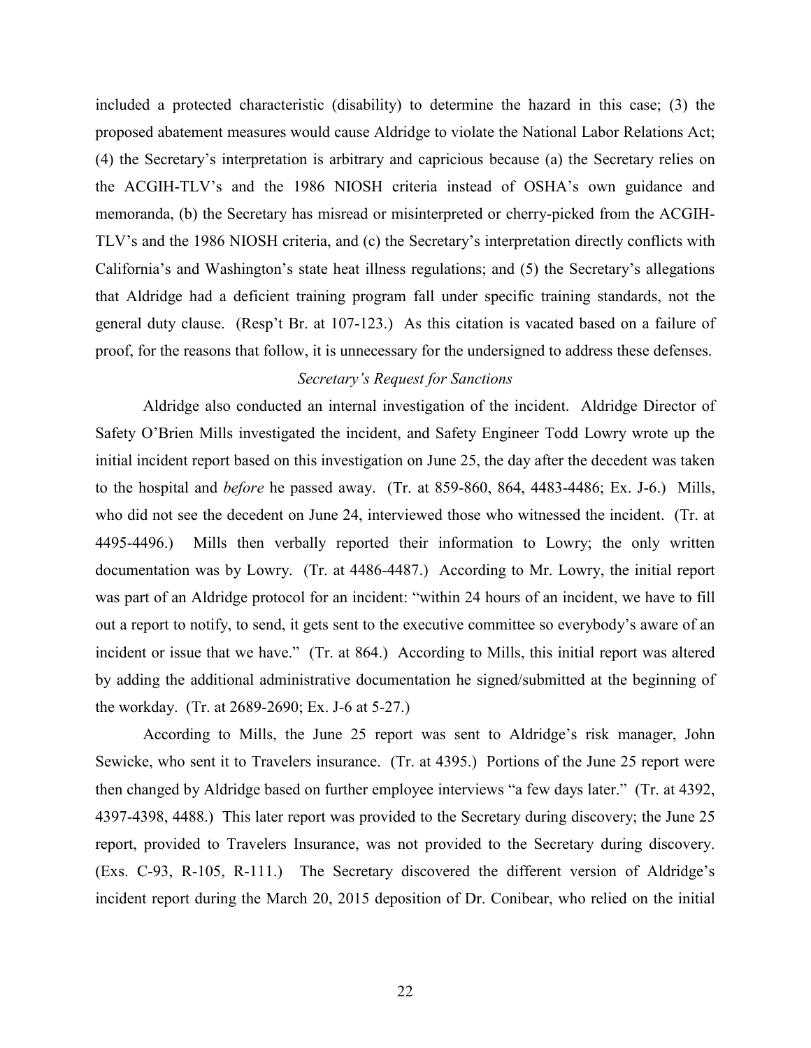included a protected characteristic (disability) to determine the hazard in this case; (3) the proposed abatement measures would cause Aldridge to violate the National Labor Relations Act; (4) the Secretary's interpretation is arbitrary and capricious because (a) the Secretary relies on the ACGIH-TLV's and the 1986 NIOSH criteria instead of OSHA's own guidance and memoranda, (b) the Secretary has misread or misinterpreted or cherry-picked from the ACGIH-TLV's and the 1986 NIOSH criteria, and (c) the Secretary's interpretation directly conflicts with California's and Washington's state heat illness regulations; and (5) the Secretary's allegations that Aldridge had a deficient training program fall under specific training standards, not the general duty clause. (Resp't Br. at 107-123.) As this citation is vacated based on a failure of proof, for the reasons that follow, it is unnecessary for the undersigned to address these defenses.

*Secretary's Request for Sanctions*

Aldridge also conducted an internal investigation of the incident. Aldridge Director of Safety O'Brien Mills investigated the incident, and Safety Engineer Todd Lowry wrote up the initial incident report based on this investigation on June 25, the day after the decedent was taken to the hospital and *before* he passed away. (Tr. at 859-860, 864, 4483-4486; Ex. J-6.) Mills, who did not see the decedent on June 24, interviewed those who witnessed the incident. (Tr. at 4495-4496.) Mills then verbally reported their information to Lowry; the only written documentation was by Lowry. (Tr. at 4486-4487.) According to Mr. Lowry, the initial report was part of an Aldridge protocol for an incident: "within 24 hours of an incident, we have to fill out a report to notify, to send, it gets sent to the executive committee so everybody's aware of an incident or issue that we have." (Tr. at 864.) According to Mills, this initial report was altered by adding the additional administrative documentation he signed/submitted at the beginning of the workday. (Tr. at 2689-2690; Ex. J-6 at 5-27.)

According to Mills, the June 25 report was sent to Aldridge's risk manager, John Sewicke, who sent it to Travelers insurance. (Tr. at 4395.) Portions of the June 25 report were then changed by Aldridge based on further employee interviews "a few days later." (Tr. at 4392, 4397-4398, 4488.) This later report was provided to the Secretary during discovery; the June 25 report, provided to Travelers Insurance, was not provided to the Secretary during discovery. (Exs. C-93, R-105, R-111.) The Secretary discovered the different version of Aldridge's incident report during the March 20, 2015 deposition of Dr. Conibear, who relied on the initial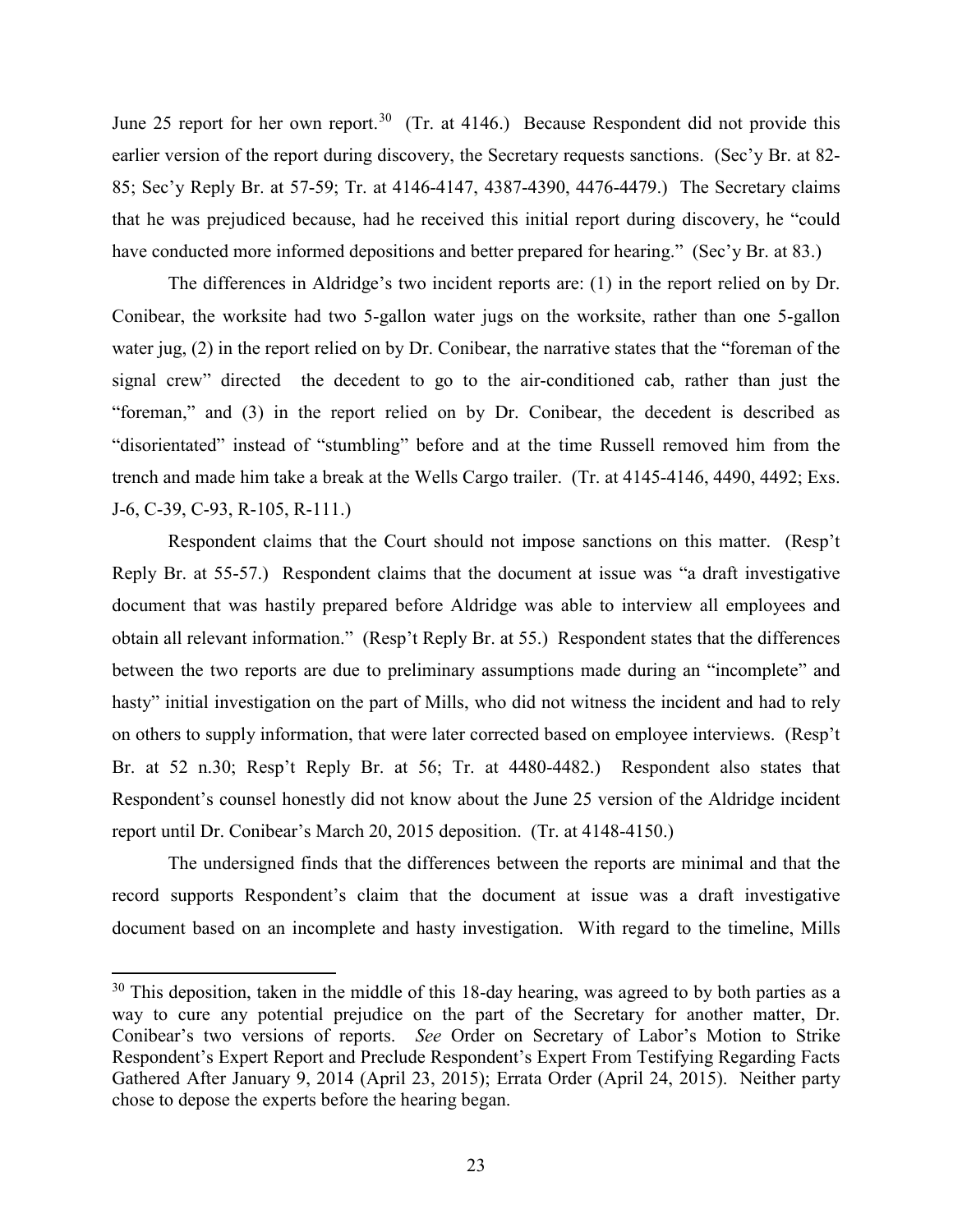June 25 report for her own report.[30] (Tr. at 4146.) Because Respondent did not provide this earlier version of the report during discovery, the Secretary requests sanctions. (Sec'y Br. at 82-85; Sec'y Reply Br. at 57-59; Tr. at 4146-4147, 4387-4390, 4476-4479.) The Secretary claims that he was prejudiced because, had he received this initial report during discovery, he "could have conducted more informed depositions and better prepared for hearing." (Sec'y Br. at 83.)

The differences in Aldridge's two incident reports are: (1) in the report relied on by Dr. Conibear, the worksite had two 5-gallon water jugs on the worksite, rather than one 5-gallon water jug, (2) in the report relied on by Dr. Conibear, the narrative states that the "foreman of the signal crew" directed the decedent to go to the air-conditioned cab, rather than just the "foreman," and (3) in the report relied on by Dr. Conibear, the decedent is described as "disorientated" instead of "stumbling" before and at the time Russell removed him from the trench and made him take a break at the Wells Cargo trailer. (Tr. at 4145-4146, 4490, 4492; Exs. J-6, C-39, C-93, R-105, R-111.)

Respondent claims that the Court should not impose sanctions on this matter. (Resp't Reply Br. at 55-57.) Respondent claims that the document at issue was "a draft investigative document that was hastily prepared before Aldridge was able to interview all employees and obtain all relevant information." (Resp't Reply Br. at 55.) Respondent states that the differences between the two reports are due to preliminary assumptions made during an "incomplete" and hasty" initial investigation on the part of Mills, who did not witness the incident and had to rely on others to supply information, that were later corrected based on employee interviews. (Resp't Br. at 52 n.30; Resp't Reply Br. at 56; Tr. at 4480-4482.) Respondent also states that Respondent's counsel honestly did not know about the June 25 version of the Aldridge incident report until Dr. Conibear's March 20, 2015 deposition. (Tr. at 4148-4150.)

The undersigned finds that the differences between the reports are minimal and that the record supports Respondent's claim that the document at issue was a draft investigative document based on an incomplete and hasty investigation. With regard to the timeline, Mills

[30] This deposition, taken in the middle of this 18-day hearing, was agreed to by both parties as a way to cure any potential prejudice on the part of the Secretary for another matter, Dr. Conibear's two versions of reports. *See* Order on Secretary of Labor's Motion to Strike Respondent's Expert Report and Preclude Respondent's Expert From Testifying Regarding Facts Gathered After January 9, 2014 (April 23, 2015); Errata Order (April 24, 2015). Neither party chose to depose the experts before the hearing began.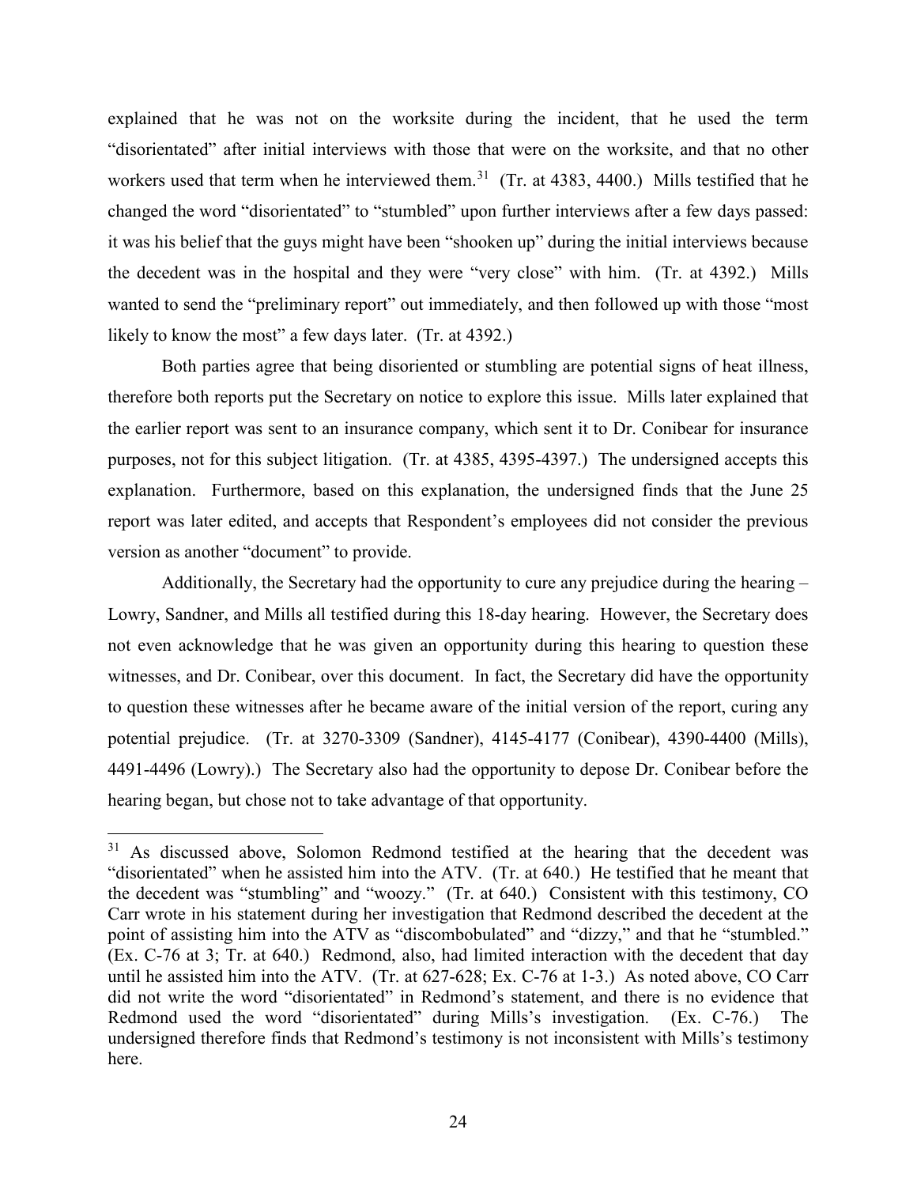explained that he was not on the worksite during the incident, that he used the term "disorientated" after initial interviews with those that were on the worksite, and that no other workers used that term when he interviewed them.[31] (Tr. at 4383, 4400.) Mills testified that he changed the word "disorientated" to "stumbled" upon further interviews after a few days passed: it was his belief that the guys might have been "shooken up" during the initial interviews because the decedent was in the hospital and they were "very close" with him. (Tr. at 4392.) Mills wanted to send the "preliminary report" out immediately, and then followed up with those "most likely to know the most" a few days later. (Tr. at 4392.)

Both parties agree that being disoriented or stumbling are potential signs of heat illness, therefore both reports put the Secretary on notice to explore this issue. Mills later explained that the earlier report was sent to an insurance company, which sent it to Dr. Conibear for insurance purposes, not for this subject litigation. (Tr. at 4385, 4395-4397.) The undersigned accepts this explanation. Furthermore, based on this explanation, the undersigned finds that the June 25 report was later edited, and accepts that Respondent's employees did not consider the previous version as another "document" to provide.

Additionally, the Secretary had the opportunity to cure any prejudice during the hearing – Lowry, Sandner, and Mills all testified during this 18-day hearing. However, the Secretary does not even acknowledge that he was given an opportunity during this hearing to question these witnesses, and Dr. Conibear, over this document. In fact, the Secretary did have the opportunity to question these witnesses after he became aware of the initial version of the report, curing any potential prejudice. (Tr. at 3270-3309 (Sandner), 4145-4177 (Conibear), 4390-4400 (Mills), 4491-4496 (Lowry).) The Secretary also had the opportunity to depose Dr. Conibear before the hearing began, but chose not to take advantage of that opportunity.

---

[31] As discussed above, Solomon Redmond testified at the hearing that the decedent was "disorientated" when he assisted him into the ATV. (Tr. at 640.) He testified that he meant that the decedent was "stumbling" and "woozy." (Tr. at 640.) Consistent with this testimony, CO Carr wrote in his statement during her investigation that Redmond described the decedent at the point of assisting him into the ATV as "discombobulated" and "dizzy," and that he "stumbled." (Ex. C-76 at 3; Tr. at 640.) Redmond, also, had limited interaction with the decedent that day until he assisted him into the ATV. (Tr. at 627-628; Ex. C-76 at 1-3.) As noted above, CO Carr did not write the word "disorientated" in Redmond's statement, and there is no evidence that Redmond used the word "disorientated" during Mills's investigation. (Ex. C-76.) The undersigned therefore finds that Redmond's testimony is not inconsistent with Mills's testimony here.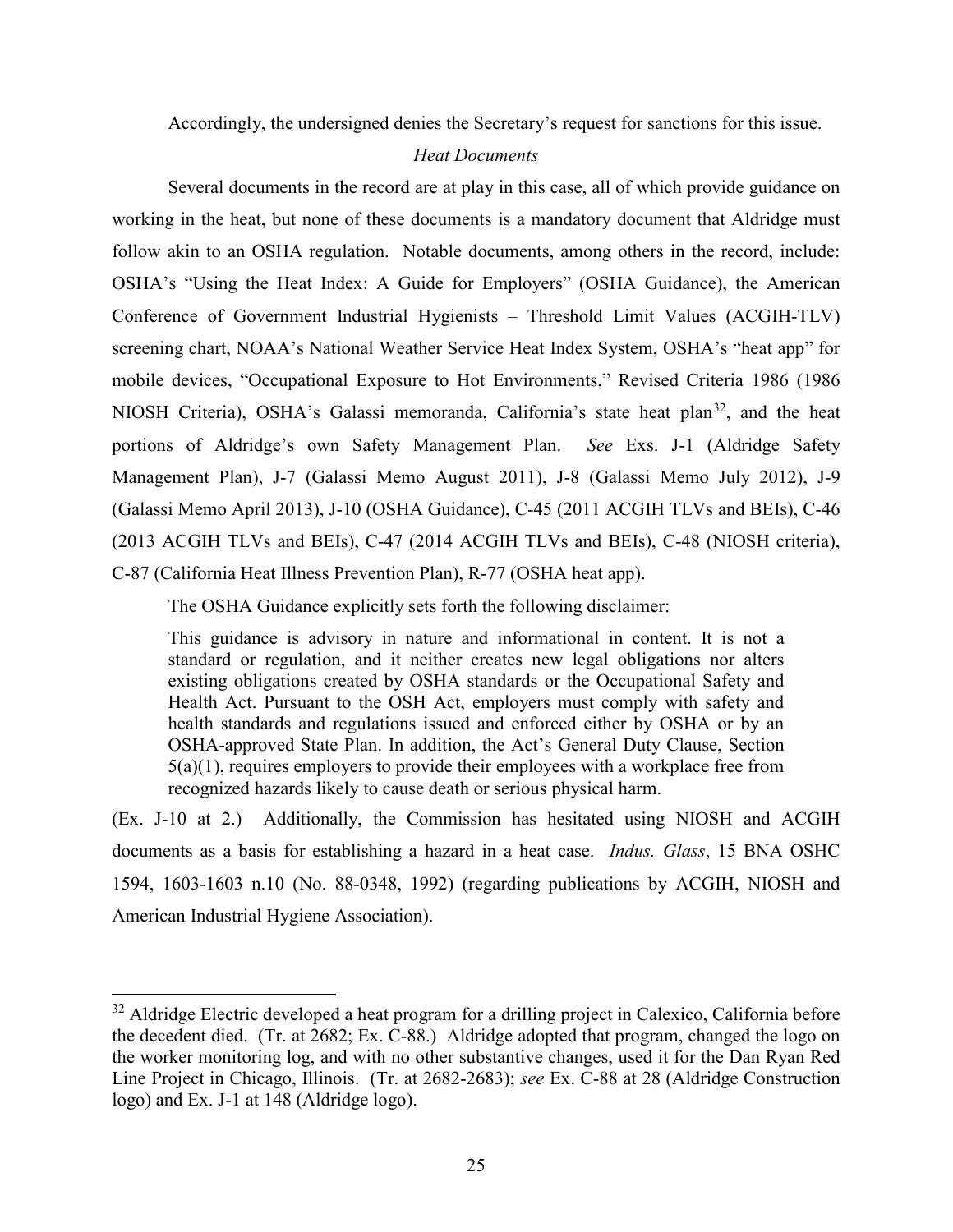Accordingly, the undersigned denies the Secretary's request for sanctions for this issue.

*Heat Documents*

Several documents in the record are at play in this case, all of which provide guidance on working in the heat, but none of these documents is a mandatory document that Aldridge must follow akin to an OSHA regulation. Notable documents, among others in the record, include: OSHA's "Using the Heat Index: A Guide for Employers" (OSHA Guidance), the American Conference of Government Industrial Hygienists – Threshold Limit Values (ACGIH-TLV) screening chart, NOAA's National Weather Service Heat Index System, OSHA's "heat app" for mobile devices, "Occupational Exposure to Hot Environments," Revised Criteria 1986 (1986 NIOSH Criteria), OSHA's Galassi memoranda, California's state heat plan[32], and the heat portions of Aldridge's own Safety Management Plan. *See* Exs. J-1 (Aldridge Safety Management Plan), J-7 (Galassi Memo August 2011), J-8 (Galassi Memo July 2012), J-9 (Galassi Memo April 2013), J-10 (OSHA Guidance), C-45 (2011 ACGIH TLVs and BEIs), C-46 (2013 ACGIH TLVs and BEIs), C-47 (2014 ACGIH TLVs and BEIs), C-48 (NIOSH criteria), C-87 (California Heat Illness Prevention Plan), R-77 (OSHA heat app).

The OSHA Guidance explicitly sets forth the following disclaimer:

> This guidance is advisory in nature and informational in content. It is not a standard or regulation, and it neither creates new legal obligations nor alters existing obligations created by OSHA standards or the Occupational Safety and Health Act. Pursuant to the OSH Act, employers must comply with safety and health standards and regulations issued and enforced either by OSHA or by an OSHA-approved State Plan. In addition, the Act's General Duty Clause, Section 5(a)(1), requires employers to provide their employees with a workplace free from recognized hazards likely to cause death or serious physical harm.

(Ex. J-10 at 2.) Additionally, the Commission has hesitated using NIOSH and ACGIH documents as a basis for establishing a hazard in a heat case. *Indus. Glass*, 15 BNA OSHC 1594, 1603-1603 n.10 (No. 88-0348, 1992) (regarding publications by ACGIH, NIOSH and American Industrial Hygiene Association).

---

[32] Aldridge Electric developed a heat program for a drilling project in Calexico, California before the decedent died. (Tr. at 2682; Ex. C-88.) Aldridge adopted that program, changed the logo on the worker monitoring log, and with no other substantive changes, used it for the Dan Ryan Red Line Project in Chicago, Illinois. (Tr. at 2682-2683); *see* Ex. C-88 at 28 (Aldridge Construction logo) and Ex. J-1 at 148 (Aldridge logo).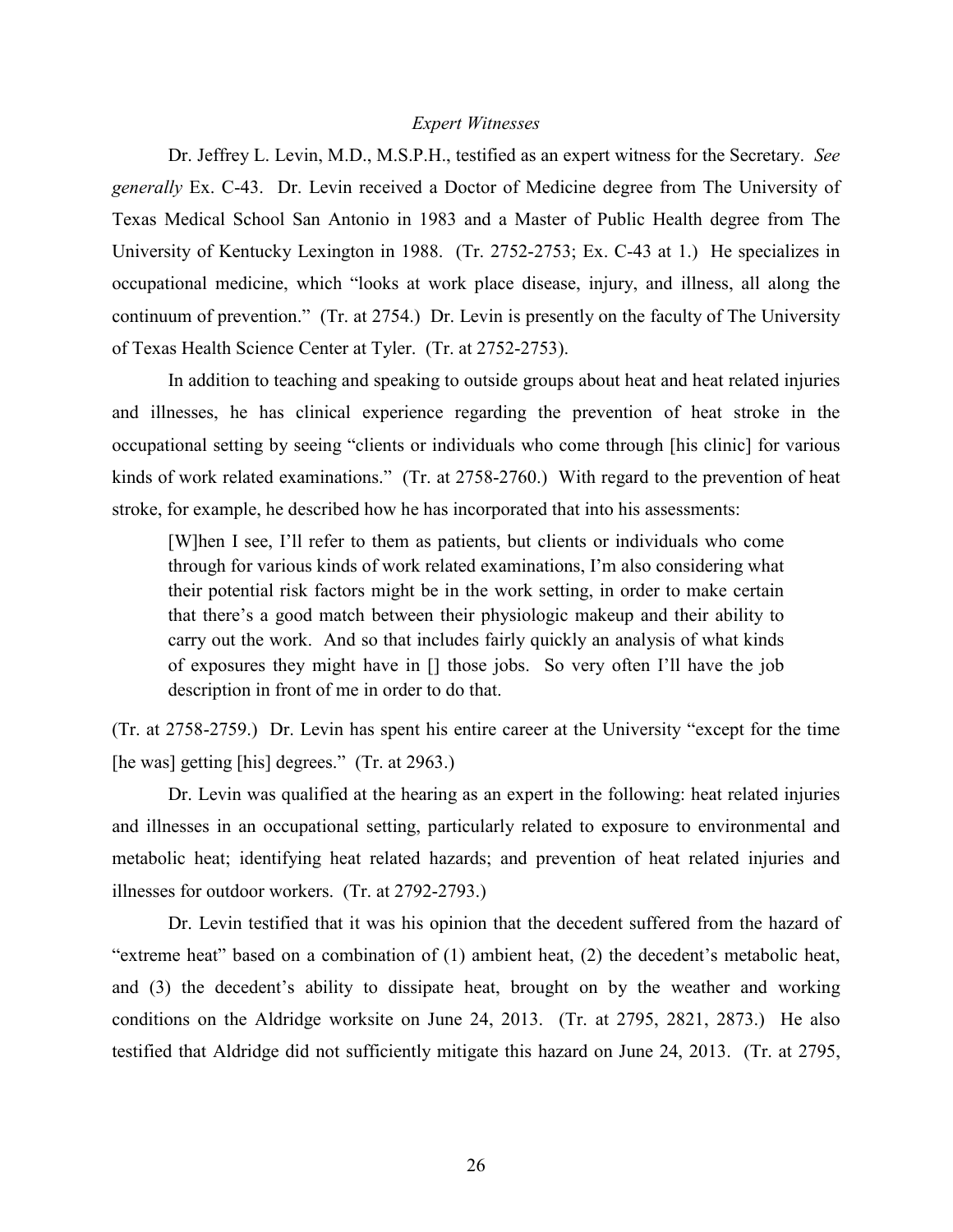*Expert Witnesses*

Dr. Jeffrey L. Levin, M.D., M.S.P.H., testified as an expert witness for the Secretary. *See generally* Ex. C-43. Dr. Levin received a Doctor of Medicine degree from The University of Texas Medical School San Antonio in 1983 and a Master of Public Health degree from The University of Kentucky Lexington in 1988. (Tr. 2752-2753; Ex. C-43 at 1.) He specializes in occupational medicine, which "looks at work place disease, injury, and illness, all along the continuum of prevention." (Tr. at 2754.) Dr. Levin is presently on the faculty of The University of Texas Health Science Center at Tyler. (Tr. at 2752-2753).

In addition to teaching and speaking to outside groups about heat and heat related injuries and illnesses, he has clinical experience regarding the prevention of heat stroke in the occupational setting by seeing "clients or individuals who come through [his clinic] for various kinds of work related examinations." (Tr. at 2758-2760.) With regard to the prevention of heat stroke, for example, he described how he has incorporated that into his assessments:

> [W]hen I see, I'll refer to them as patients, but clients or individuals who come through for various kinds of work related examinations, I'm also considering what their potential risk factors might be in the work setting, in order to make certain that there's a good match between their physiologic makeup and their ability to carry out the work. And so that includes fairly quickly an analysis of what kinds of exposures they might have in [] those jobs. So very often I'll have the job description in front of me in order to do that.

(Tr. at 2758-2759.) Dr. Levin has spent his entire career at the University "except for the time [he was] getting [his] degrees." (Tr. at 2963.)

Dr. Levin was qualified at the hearing as an expert in the following: heat related injuries and illnesses in an occupational setting, particularly related to exposure to environmental and metabolic heat; identifying heat related hazards; and prevention of heat related injuries and illnesses for outdoor workers. (Tr. at 2792-2793.)

Dr. Levin testified that it was his opinion that the decedent suffered from the hazard of "extreme heat" based on a combination of (1) ambient heat, (2) the decedent's metabolic heat, and (3) the decedent's ability to dissipate heat, brought on by the weather and working conditions on the Aldridge worksite on June 24, 2013. (Tr. at 2795, 2821, 2873.) He also testified that Aldridge did not sufficiently mitigate this hazard on June 24, 2013. (Tr. at 2795,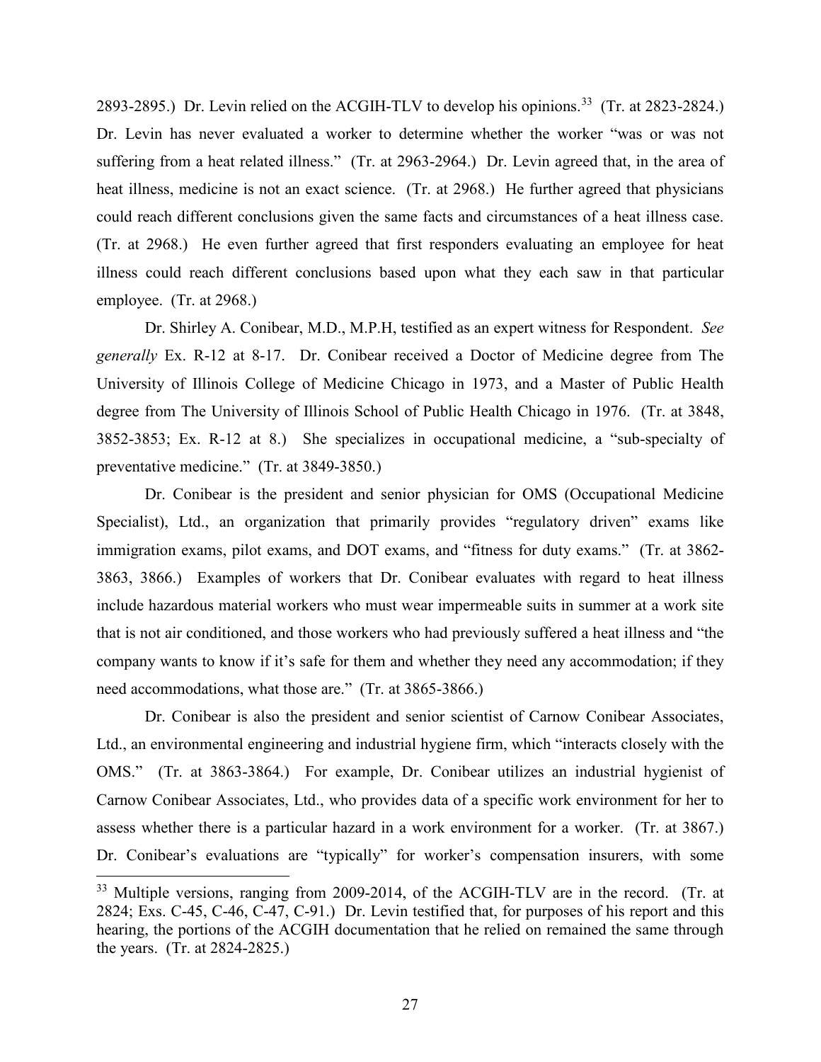2893-2895.) Dr. Levin relied on the ACGIH-TLV to develop his opinions.[33] (Tr. at 2823-2824.) Dr. Levin has never evaluated a worker to determine whether the worker "was or was not suffering from a heat related illness." (Tr. at 2963-2964.) Dr. Levin agreed that, in the area of heat illness, medicine is not an exact science. (Tr. at 2968.) He further agreed that physicians could reach different conclusions given the same facts and circumstances of a heat illness case. (Tr. at 2968.) He even further agreed that first responders evaluating an employee for heat illness could reach different conclusions based upon what they each saw in that particular employee. (Tr. at 2968.)

Dr. Shirley A. Conibear, M.D., M.P.H, testified as an expert witness for Respondent. *See generally* Ex. R-12 at 8-17. Dr. Conibear received a Doctor of Medicine degree from The University of Illinois College of Medicine Chicago in 1973, and a Master of Public Health degree from The University of Illinois School of Public Health Chicago in 1976. (Tr. at 3848, 3852-3853; Ex. R-12 at 8.) She specializes in occupational medicine, a "sub-specialty of preventative medicine." (Tr. at 3849-3850.)

Dr. Conibear is the president and senior physician for OMS (Occupational Medicine Specialist), Ltd., an organization that primarily provides "regulatory driven" exams like immigration exams, pilot exams, and DOT exams, and "fitness for duty exams." (Tr. at 3862-3863, 3866.) Examples of workers that Dr. Conibear evaluates with regard to heat illness include hazardous material workers who must wear impermeable suits in summer at a work site that is not air conditioned, and those workers who had previously suffered a heat illness and "the company wants to know if it's safe for them and whether they need any accommodation; if they need accommodations, what those are." (Tr. at 3865-3866.)

Dr. Conibear is also the president and senior scientist of Carnow Conibear Associates, Ltd., an environmental engineering and industrial hygiene firm, which "interacts closely with the OMS." (Tr. at 3863-3864.) For example, Dr. Conibear utilizes an industrial hygienist of Carnow Conibear Associates, Ltd., who provides data of a specific work environment for her to assess whether there is a particular hazard in a work environment for a worker. (Tr. at 3867.) Dr. Conibear's evaluations are "typically" for worker's compensation insurers, with some

---

[33] Multiple versions, ranging from 2009-2014, of the ACGIH-TLV are in the record. (Tr. at 2824; Exs. C-45, C-46, C-47, C-91.) Dr. Levin testified that, for purposes of his report and this hearing, the portions of the ACGIH documentation that he relied on remained the same through the years. (Tr. at 2824-2825.)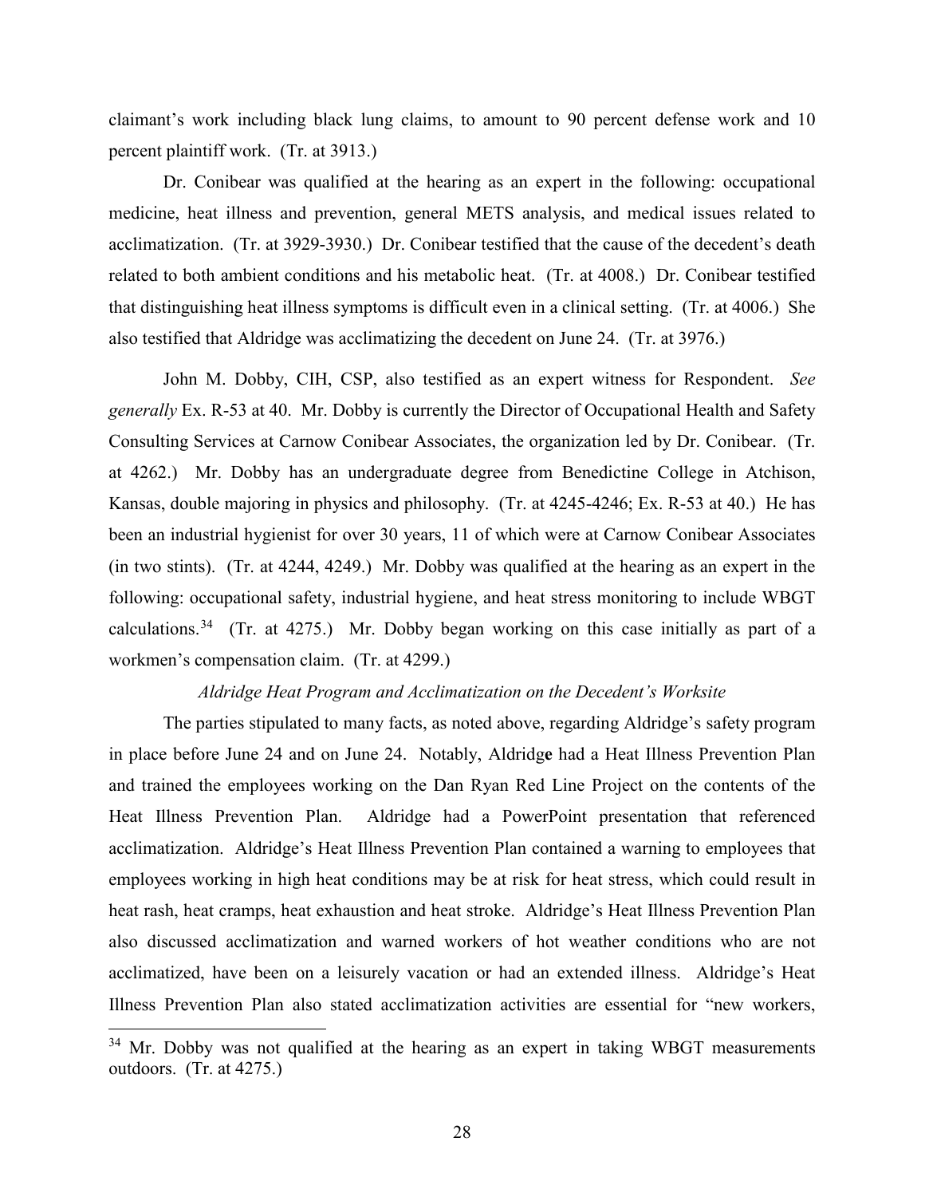claimant's work including black lung claims, to amount to 90 percent defense work and 10 percent plaintiff work. (Tr. at 3913.)

Dr. Conibear was qualified at the hearing as an expert in the following: occupational medicine, heat illness and prevention, general METS analysis, and medical issues related to acclimatization. (Tr. at 3929-3930.) Dr. Conibear testified that the cause of the decedent's death related to both ambient conditions and his metabolic heat. (Tr. at 4008.) Dr. Conibear testified that distinguishing heat illness symptoms is difficult even in a clinical setting. (Tr. at 4006.) She also testified that Aldridge was acclimatizing the decedent on June 24. (Tr. at 3976.)

John M. Dobby, CIH, CSP, also testified as an expert witness for Respondent. *See generally* Ex. R-53 at 40. Mr. Dobby is currently the Director of Occupational Health and Safety Consulting Services at Carnow Conibear Associates, the organization led by Dr. Conibear. (Tr. at 4262.) Mr. Dobby has an undergraduate degree from Benedictine College in Atchison, Kansas, double majoring in physics and philosophy. (Tr. at 4245-4246; Ex. R-53 at 40.) He has been an industrial hygienist for over 30 years, 11 of which were at Carnow Conibear Associates (in two stints). (Tr. at 4244, 4249.) Mr. Dobby was qualified at the hearing as an expert in the following: occupational safety, industrial hygiene, and heat stress monitoring to include WBGT calculations.[34] (Tr. at 4275.) Mr. Dobby began working on this case initially as part of a workmen's compensation claim. (Tr. at 4299.)

*Aldridge Heat Program and Acclimatization on the Decedent's Worksite*

The parties stipulated to many facts, as noted above, regarding Aldridge's safety program in place before June 24 and on June 24. Notably, Aldridge had a Heat Illness Prevention Plan and trained the employees working on the Dan Ryan Red Line Project on the contents of the Heat Illness Prevention Plan. Aldridge had a PowerPoint presentation that referenced acclimatization. Aldridge's Heat Illness Prevention Plan contained a warning to employees that employees working in high heat conditions may be at risk for heat stress, which could result in heat rash, heat cramps, heat exhaustion and heat stroke. Aldridge's Heat Illness Prevention Plan also discussed acclimatization and warned workers of hot weather conditions who are not acclimatized, have been on a leisurely vacation or had an extended illness. Aldridge's Heat Illness Prevention Plan also stated acclimatization activities are essential for "new workers,

---

[34] Mr. Dobby was not qualified at the hearing as an expert in taking WBGT measurements outdoors. (Tr. at 4275.)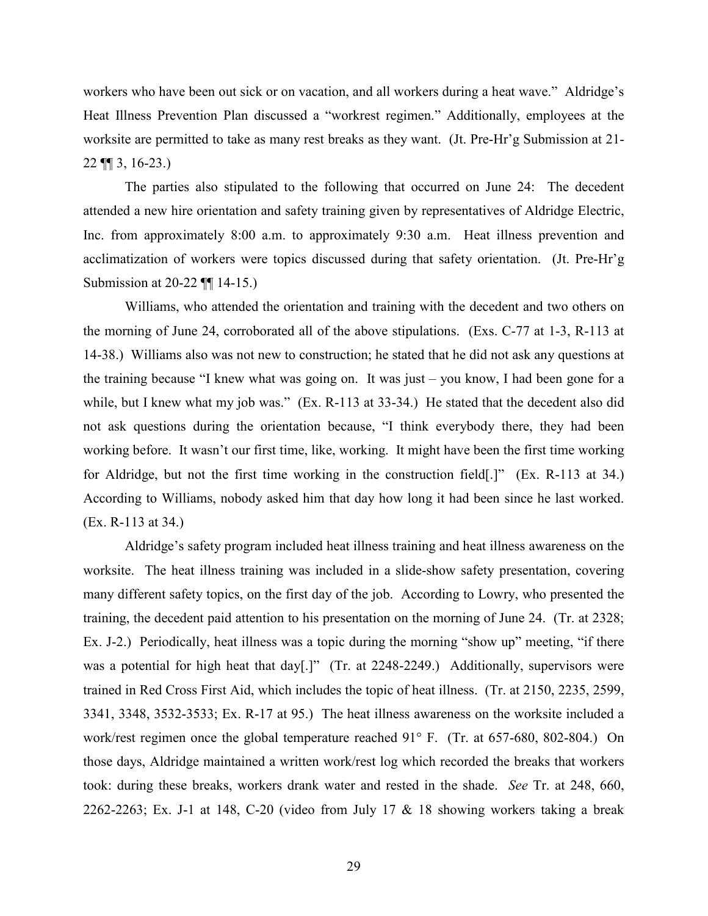workers who have been out sick or on vacation, and all workers during a heat wave." Aldridge's Heat Illness Prevention Plan discussed a "workrest regimen." Additionally, employees at the worksite are permitted to take as many rest breaks as they want. (Jt. Pre-Hr'g Submission at 21-22 ¶¶ 3, 16-23.)

The parties also stipulated to the following that occurred on June 24: The decedent attended a new hire orientation and safety training given by representatives of Aldridge Electric, Inc. from approximately 8:00 a.m. to approximately 9:30 a.m. Heat illness prevention and acclimatization of workers were topics discussed during that safety orientation. (Jt. Pre-Hr'g Submission at 20-22 ¶¶ 14-15.)

Williams, who attended the orientation and training with the decedent and two others on the morning of June 24, corroborated all of the above stipulations. (Exs. C-77 at 1-3, R-113 at 14-38.) Williams also was not new to construction; he stated that he did not ask any questions at the training because "I knew what was going on. It was just – you know, I had been gone for a while, but I knew what my job was." (Ex. R-113 at 33-34.) He stated that the decedent also did not ask questions during the orientation because, "I think everybody there, they had been working before. It wasn't our first time, like, working. It might have been the first time working for Aldridge, but not the first time working in the construction field[.]" (Ex. R-113 at 34.) According to Williams, nobody asked him that day how long it had been since he last worked. (Ex. R-113 at 34.)

Aldridge's safety program included heat illness training and heat illness awareness on the worksite. The heat illness training was included in a slide-show safety presentation, covering many different safety topics, on the first day of the job. According to Lowry, who presented the training, the decedent paid attention to his presentation on the morning of June 24. (Tr. at 2328; Ex. J-2.) Periodically, heat illness was a topic during the morning "show up" meeting, "if there was a potential for high heat that day[.]" (Tr. at 2248-2249.) Additionally, supervisors were trained in Red Cross First Aid, which includes the topic of heat illness. (Tr. at 2150, 2235, 2599, 3341, 3348, 3532-3533; Ex. R-17 at 95.) The heat illness awareness on the worksite included a work/rest regimen once the global temperature reached 91° F. (Tr. at 657-680, 802-804.) On those days, Aldridge maintained a written work/rest log which recorded the breaks that workers took: during these breaks, workers drank water and rested in the shade. *See* Tr. at 248, 660, 2262-2263; Ex. J-1 at 148, C-20 (video from July 17 & 18 showing workers taking a break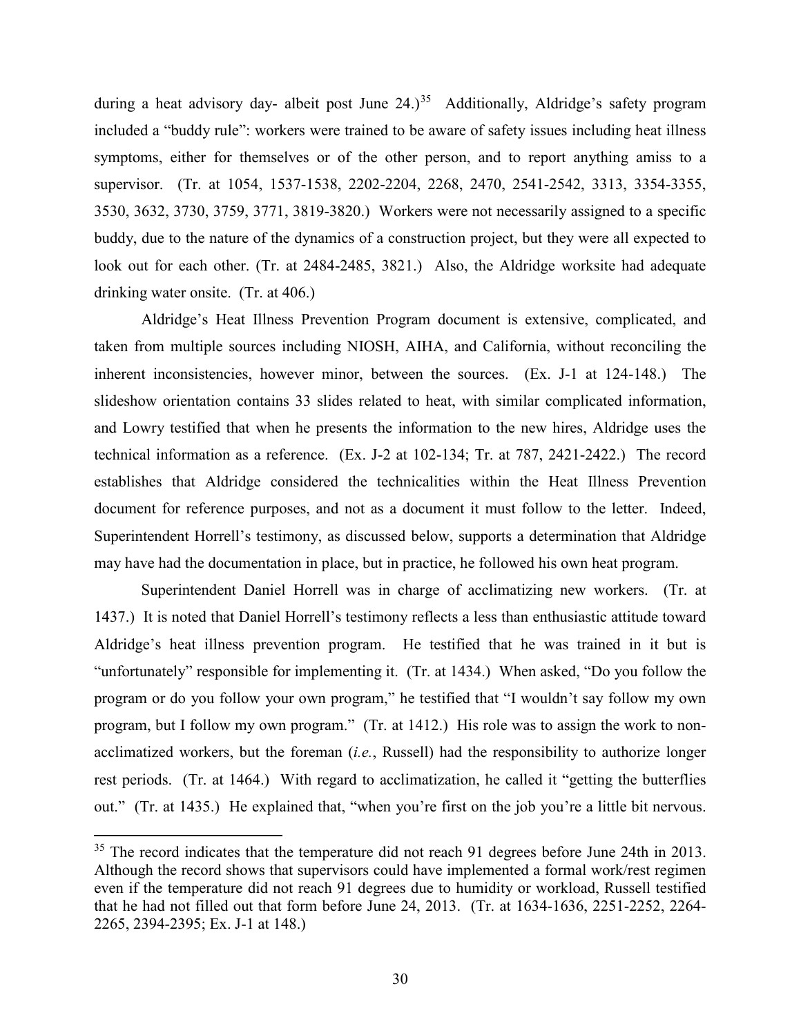during a heat advisory day- albeit post June 24.)[35] Additionally, Aldridge's safety program included a "buddy rule": workers were trained to be aware of safety issues including heat illness symptoms, either for themselves or of the other person, and to report anything amiss to a supervisor. (Tr. at 1054, 1537-1538, 2202-2204, 2268, 2470, 2541-2542, 3313, 3354-3355, 3530, 3632, 3730, 3759, 3771, 3819-3820.) Workers were not necessarily assigned to a specific buddy, due to the nature of the dynamics of a construction project, but they were all expected to look out for each other. (Tr. at 2484-2485, 3821.) Also, the Aldridge worksite had adequate drinking water onsite. (Tr. at 406.)

Aldridge's Heat Illness Prevention Program document is extensive, complicated, and taken from multiple sources including NIOSH, AIHA, and California, without reconciling the inherent inconsistencies, however minor, between the sources. (Ex. J-1 at 124-148.) The slideshow orientation contains 33 slides related to heat, with similar complicated information, and Lowry testified that when he presents the information to the new hires, Aldridge uses the technical information as a reference. (Ex. J-2 at 102-134; Tr. at 787, 2421-2422.) The record establishes that Aldridge considered the technicalities within the Heat Illness Prevention document for reference purposes, and not as a document it must follow to the letter. Indeed, Superintendent Horrell's testimony, as discussed below, supports a determination that Aldridge may have had the documentation in place, but in practice, he followed his own heat program.

Superintendent Daniel Horrell was in charge of acclimatizing new workers. (Tr. at 1437.) It is noted that Daniel Horrell's testimony reflects a less than enthusiastic attitude toward Aldridge's heat illness prevention program. He testified that he was trained in it but is "unfortunately" responsible for implementing it. (Tr. at 1434.) When asked, "Do you follow the program or do you follow your own program," he testified that "I wouldn't say follow my own program, but I follow my own program." (Tr. at 1412.) His role was to assign the work to non-acclimatized workers, but the foreman (*i.e.*, Russell) had the responsibility to authorize longer rest periods. (Tr. at 1464.) With regard to acclimatization, he called it "getting the butterflies out." (Tr. at 1435.) He explained that, "when you're first on the job you're a little bit nervous.

---

[35] The record indicates that the temperature did not reach 91 degrees before June 24th in 2013. Although the record shows that supervisors could have implemented a formal work/rest regimen even if the temperature did not reach 91 degrees due to humidity or workload, Russell testified that he had not filled out that form before June 24, 2013. (Tr. at 1634-1636, 2251-2252, 2264-2265, 2394-2395; Ex. J-1 at 148.)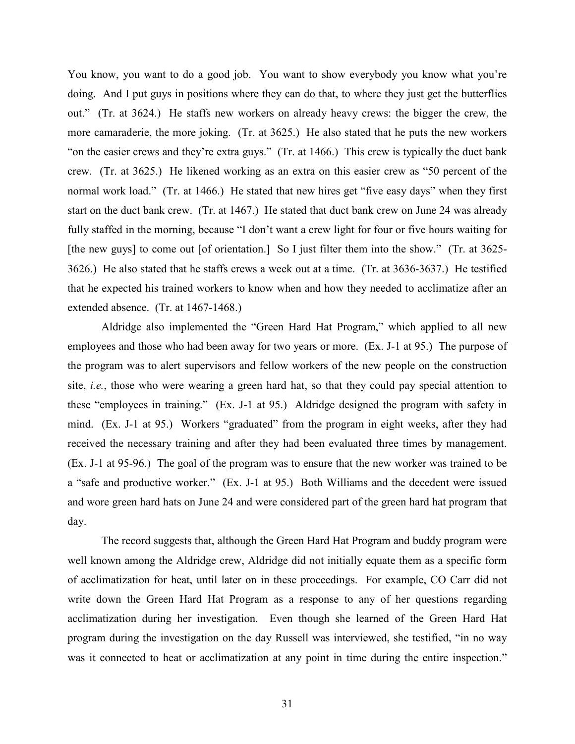You know, you want to do a good job. You want to show everybody you know what you're doing. And I put guys in positions where they can do that, to where they just get the butterflies out." (Tr. at 3624.) He staffs new workers on already heavy crews: the bigger the crew, the more camaraderie, the more joking. (Tr. at 3625.) He also stated that he puts the new workers "on the easier crews and they're extra guys." (Tr. at 1466.) This crew is typically the duct bank crew. (Tr. at 3625.) He likened working as an extra on this easier crew as "50 percent of the normal work load." (Tr. at 1466.) He stated that new hires get "five easy days" when they first start on the duct bank crew. (Tr. at 1467.) He stated that duct bank crew on June 24 was already fully staffed in the morning, because "I don't want a crew light for four or five hours waiting for [the new guys] to come out [of orientation.] So I just filter them into the show." (Tr. at 3625-3626.) He also stated that he staffs crews a week out at a time. (Tr. at 3636-3637.) He testified that he expected his trained workers to know when and how they needed to acclimatize after an extended absence. (Tr. at 1467-1468.)

Aldridge also implemented the "Green Hard Hat Program," which applied to all new employees and those who had been away for two years or more. (Ex. J-1 at 95.) The purpose of the program was to alert supervisors and fellow workers of the new people on the construction site, *i.e.*, those who were wearing a green hard hat, so that they could pay special attention to these "employees in training." (Ex. J-1 at 95.) Aldridge designed the program with safety in mind. (Ex. J-1 at 95.) Workers "graduated" from the program in eight weeks, after they had received the necessary training and after they had been evaluated three times by management. (Ex. J-1 at 95-96.) The goal of the program was to ensure that the new worker was trained to be a "safe and productive worker." (Ex. J-1 at 95.) Both Williams and the decedent were issued and wore green hard hats on June 24 and were considered part of the green hard hat program that day.

The record suggests that, although the Green Hard Hat Program and buddy program were well known among the Aldridge crew, Aldridge did not initially equate them as a specific form of acclimatization for heat, until later on in these proceedings. For example, CO Carr did not write down the Green Hard Hat Program as a response to any of her questions regarding acclimatization during her investigation. Even though she learned of the Green Hard Hat program during the investigation on the day Russell was interviewed, she testified, "in no way was it connected to heat or acclimatization at any point in time during the entire inspection."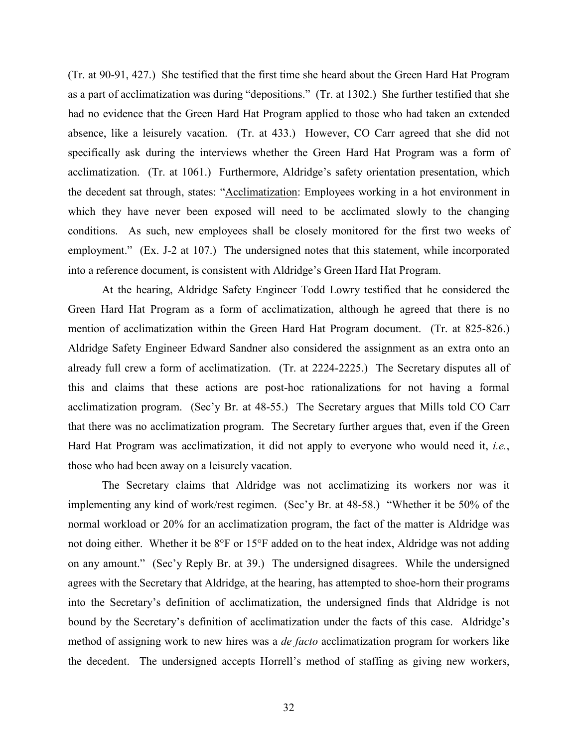(Tr. at 90-91, 427.) She testified that the first time she heard about the Green Hard Hat Program as a part of acclimatization was during "depositions." (Tr. at 1302.) She further testified that she had no evidence that the Green Hard Hat Program applied to those who had taken an extended absence, like a leisurely vacation. (Tr. at 433.) However, CO Carr agreed that she did not specifically ask during the interviews whether the Green Hard Hat Program was a form of acclimatization. (Tr. at 1061.) Furthermore, Aldridge's safety orientation presentation, which the decedent sat through, states: "Acclimatization: Employees working in a hot environment in which they have never been exposed will need to be acclimated slowly to the changing conditions. As such, new employees shall be closely monitored for the first two weeks of employment." (Ex. J-2 at 107.) The undersigned notes that this statement, while incorporated into a reference document, is consistent with Aldridge's Green Hard Hat Program.

At the hearing, Aldridge Safety Engineer Todd Lowry testified that he considered the Green Hard Hat Program as a form of acclimatization, although he agreed that there is no mention of acclimatization within the Green Hard Hat Program document. (Tr. at 825-826.) Aldridge Safety Engineer Edward Sandner also considered the assignment as an extra onto an already full crew a form of acclimatization. (Tr. at 2224-2225.) The Secretary disputes all of this and claims that these actions are post-hoc rationalizations for not having a formal acclimatization program. (Sec'y Br. at 48-55.) The Secretary argues that Mills told CO Carr that there was no acclimatization program. The Secretary further argues that, even if the Green Hard Hat Program was acclimatization, it did not apply to everyone who would need it, *i.e.*, those who had been away on a leisurely vacation.

The Secretary claims that Aldridge was not acclimatizing its workers nor was it implementing any kind of work/rest regimen. (Sec'y Br. at 48-58.) "Whether it be 50% of the normal workload or 20% for an acclimatization program, the fact of the matter is Aldridge was not doing either. Whether it be 8°F or 15°F added on to the heat index, Aldridge was not adding on any amount." (Sec'y Reply Br. at 39.) The undersigned disagrees. While the undersigned agrees with the Secretary that Aldridge, at the hearing, has attempted to shoe-horn their programs into the Secretary's definition of acclimatization, the undersigned finds that Aldridge is not bound by the Secretary's definition of acclimatization under the facts of this case. Aldridge's method of assigning work to new hires was a *de facto* acclimatization program for workers like the decedent. The undersigned accepts Horrell's method of staffing as giving new workers,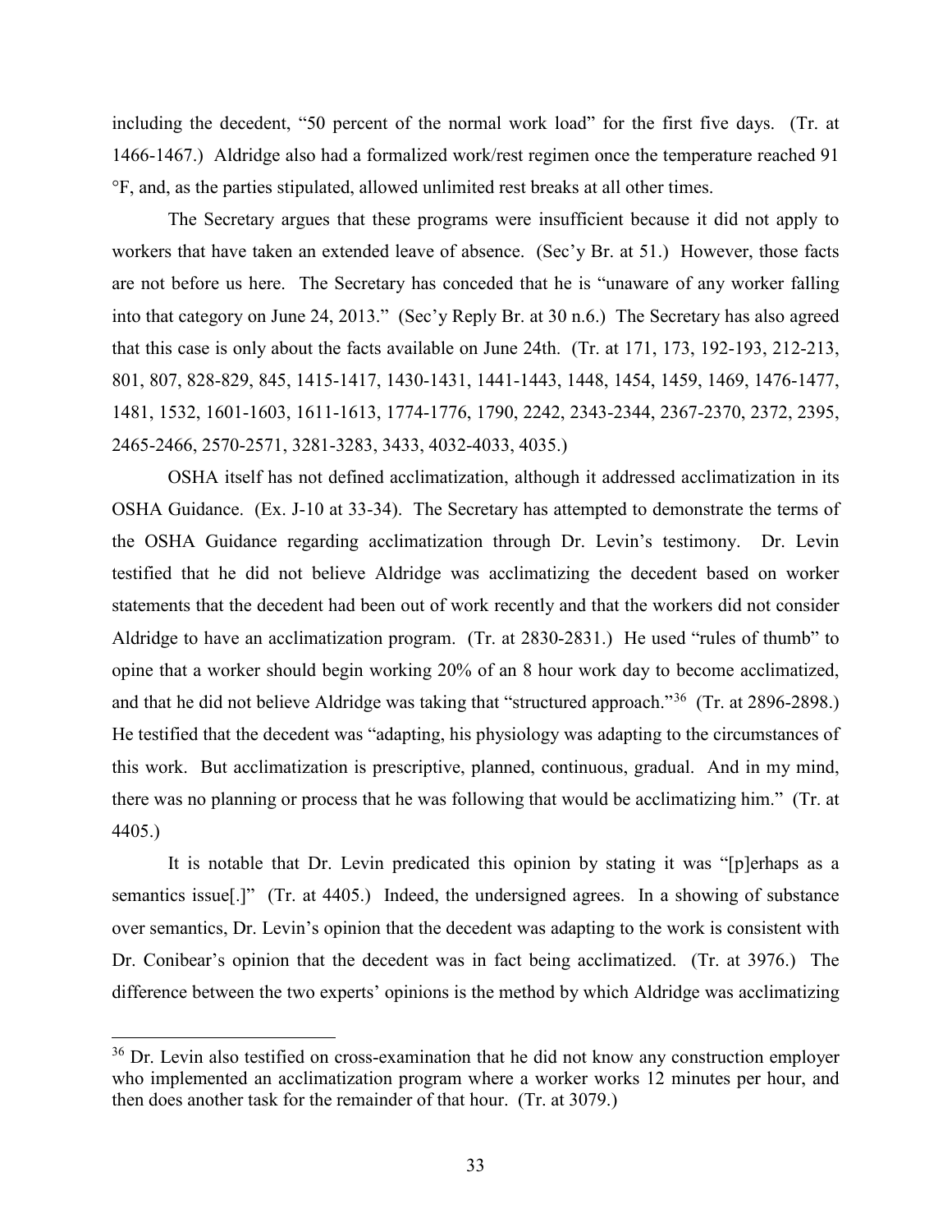including the decedent, "50 percent of the normal work load" for the first five days. (Tr. at 1466-1467.) Aldridge also had a formalized work/rest regimen once the temperature reached 91 °F, and, as the parties stipulated, allowed unlimited rest breaks at all other times.

The Secretary argues that these programs were insufficient because it did not apply to workers that have taken an extended leave of absence. (Sec'y Br. at 51.) However, those facts are not before us here. The Secretary has conceded that he is "unaware of any worker falling into that category on June 24, 2013." (Sec'y Reply Br. at 30 n.6.) The Secretary has also agreed that this case is only about the facts available on June 24th. (Tr. at 171, 173, 192-193, 212-213, 801, 807, 828-829, 845, 1415-1417, 1430-1431, 1441-1443, 1448, 1454, 1459, 1469, 1476-1477, 1481, 1532, 1601-1603, 1611-1613, 1774-1776, 1790, 2242, 2343-2344, 2367-2370, 2372, 2395, 2465-2466, 2570-2571, 3281-3283, 3433, 4032-4033, 4035.)

OSHA itself has not defined acclimatization, although it addressed acclimatization in its OSHA Guidance. (Ex. J-10 at 33-34). The Secretary has attempted to demonstrate the terms of the OSHA Guidance regarding acclimatization through Dr. Levin's testimony. Dr. Levin testified that he did not believe Aldridge was acclimatizing the decedent based on worker statements that the decedent had been out of work recently and that the workers did not consider Aldridge to have an acclimatization program. (Tr. at 2830-2831.) He used "rules of thumb" to opine that a worker should begin working 20% of an 8 hour work day to become acclimatized, and that he did not believe Aldridge was taking that "structured approach."[36] (Tr. at 2896-2898.) He testified that the decedent was "adapting, his physiology was adapting to the circumstances of this work. But acclimatization is prescriptive, planned, continuous, gradual. And in my mind, there was no planning or process that he was following that would be acclimatizing him." (Tr. at 4405.)

It is notable that Dr. Levin predicated this opinion by stating it was "[p]erhaps as a semantics issue[.]" (Tr. at 4405.) Indeed, the undersigned agrees. In a showing of substance over semantics, Dr. Levin's opinion that the decedent was adapting to the work is consistent with Dr. Conibear's opinion that the decedent was in fact being acclimatized. (Tr. at 3976.) The difference between the two experts' opinions is the method by which Aldridge was acclimatizing

[36] Dr. Levin also testified on cross-examination that he did not know any construction employer who implemented an acclimatization program where a worker works 12 minutes per hour, and then does another task for the remainder of that hour. (Tr. at 3079.)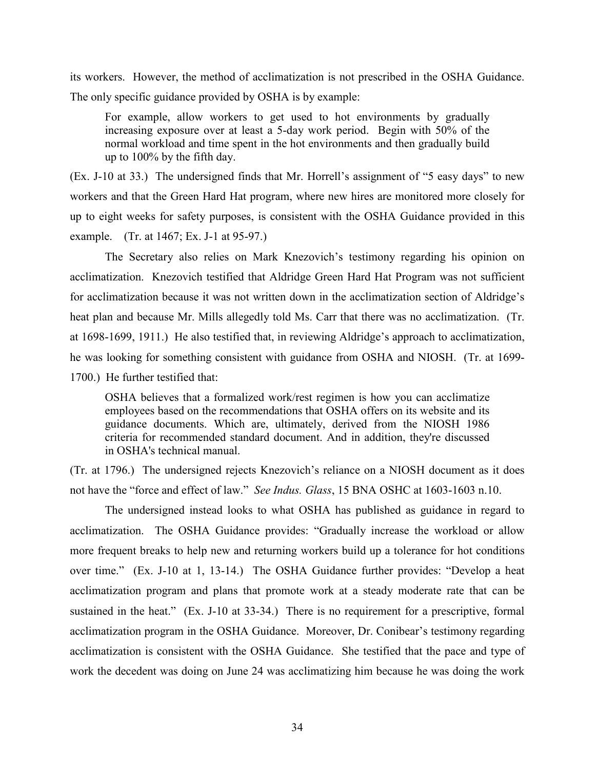its workers. However, the method of acclimatization is not prescribed in the OSHA Guidance. The only specific guidance provided by OSHA is by example:

> For example, allow workers to get used to hot environments by gradually increasing exposure over at least a 5-day work period. Begin with 50% of the normal workload and time spent in the hot environments and then gradually build up to 100% by the fifth day.

(Ex. J-10 at 33.) The undersigned finds that Mr. Horrell's assignment of "5 easy days" to new workers and that the Green Hard Hat program, where new hires are monitored more closely for up to eight weeks for safety purposes, is consistent with the OSHA Guidance provided in this example. (Tr. at 1467; Ex. J-1 at 95-97.)

The Secretary also relies on Mark Knezovich's testimony regarding his opinion on acclimatization. Knezovich testified that Aldridge Green Hard Hat Program was not sufficient for acclimatization because it was not written down in the acclimatization section of Aldridge's heat plan and because Mr. Mills allegedly told Ms. Carr that there was no acclimatization. (Tr. at 1698-1699, 1911.) He also testified that, in reviewing Aldridge's approach to acclimatization, he was looking for something consistent with guidance from OSHA and NIOSH. (Tr. at 1699-1700.) He further testified that:

> OSHA believes that a formalized work/rest regimen is how you can acclimatize employees based on the recommendations that OSHA offers on its website and its guidance documents. Which are, ultimately, derived from the NIOSH 1986 criteria for recommended standard document. And in addition, they're discussed in OSHA's technical manual.

(Tr. at 1796.) The undersigned rejects Knezovich's reliance on a NIOSH document as it does not have the "force and effect of law." *See Indus. Glass*, 15 BNA OSHC at 1603-1603 n.10.

The undersigned instead looks to what OSHA has published as guidance in regard to acclimatization. The OSHA Guidance provides: "Gradually increase the workload or allow more frequent breaks to help new and returning workers build up a tolerance for hot conditions over time." (Ex. J-10 at 1, 13-14.) The OSHA Guidance further provides: "Develop a heat acclimatization program and plans that promote work at a steady moderate rate that can be sustained in the heat." (Ex. J-10 at 33-34.) There is no requirement for a prescriptive, formal acclimatization program in the OSHA Guidance. Moreover, Dr. Conibear's testimony regarding acclimatization is consistent with the OSHA Guidance. She testified that the pace and type of work the decedent was doing on June 24 was acclimatizing him because he was doing the work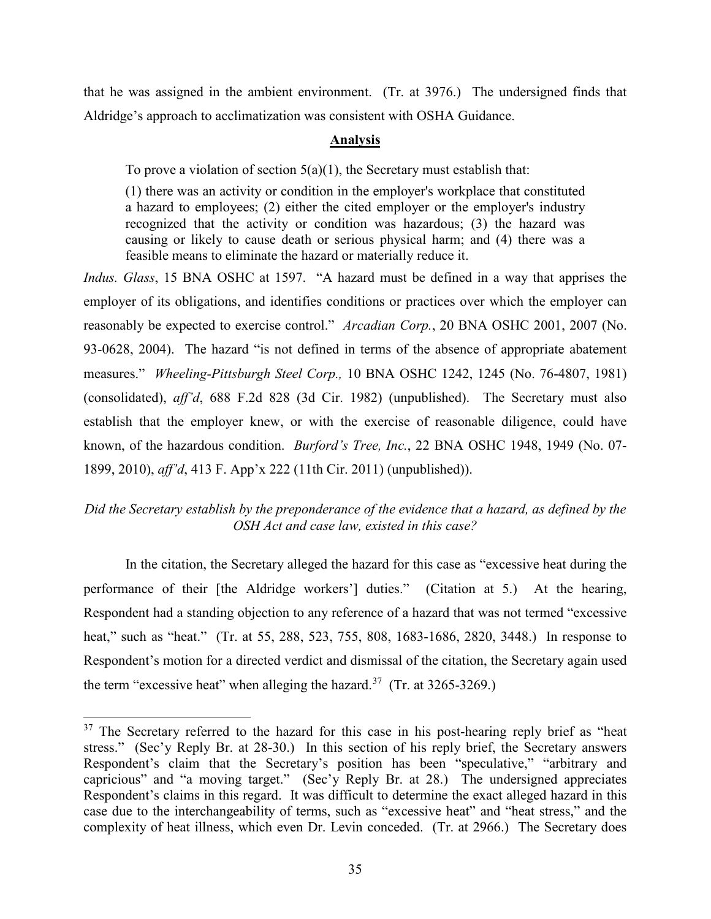that he was assigned in the ambient environment. (Tr. at 3976.) The undersigned finds that Aldridge's approach to acclimatization was consistent with OSHA Guidance.

## Analysis

To prove a violation of section 5(a)(1), the Secretary must establish that:

> (1) there was an activity or condition in the employer's workplace that constituted a hazard to employees; (2) either the cited employer or the employer's industry recognized that the activity or condition was hazardous; (3) the hazard was causing or likely to cause death or serious physical harm; and (4) there was a feasible means to eliminate the hazard or materially reduce it.

*Indus. Glass*, 15 BNA OSHC at 1597. "A hazard must be defined in a way that apprises the employer of its obligations, and identifies conditions or practices over which the employer can reasonably be expected to exercise control." *Arcadian Corp.*, 20 BNA OSHC 2001, 2007 (No. 93-0628, 2004). The hazard "is not defined in terms of the absence of appropriate abatement measures." *Wheeling-Pittsburgh Steel Corp.,* 10 BNA OSHC 1242, 1245 (No. 76-4807, 1981) (consolidated), *aff'd*, 688 F.2d 828 (3d Cir. 1982) (unpublished). The Secretary must also establish that the employer knew, or with the exercise of reasonable diligence, could have known, of the hazardous condition. *Burford's Tree, Inc.*, 22 BNA OSHC 1948, 1949 (No. 07-1899, 2010), *aff'd*, 413 F. App'x 222 (11th Cir. 2011) (unpublished)).

*Did the Secretary establish by the preponderance of the evidence that a hazard, as defined by the OSH Act and case law, existed in this case?*

In the citation, the Secretary alleged the hazard for this case as "excessive heat during the performance of their [the Aldridge workers'] duties." (Citation at 5.) At the hearing, Respondent had a standing objection to any reference of a hazard that was not termed "excessive heat," such as "heat." (Tr. at 55, 288, 523, 755, 808, 1683-1686, 2820, 3448.) In response to Respondent's motion for a directed verdict and dismissal of the citation, the Secretary again used the term "excessive heat" when alleging the hazard.[37] (Tr. at 3265-3269.)

---

[37] The Secretary referred to the hazard for this case in his post-hearing reply brief as "heat stress." (Sec'y Reply Br. at 28-30.) In this section of his reply brief, the Secretary answers Respondent's claim that the Secretary's position has been "speculative," "arbitrary and capricious" and "a moving target." (Sec'y Reply Br. at 28.) The undersigned appreciates Respondent's claims in this regard. It was difficult to determine the exact alleged hazard in this case due to the interchangeability of terms, such as "excessive heat" and "heat stress," and the complexity of heat illness, which even Dr. Levin conceded. (Tr. at 2966.) The Secretary does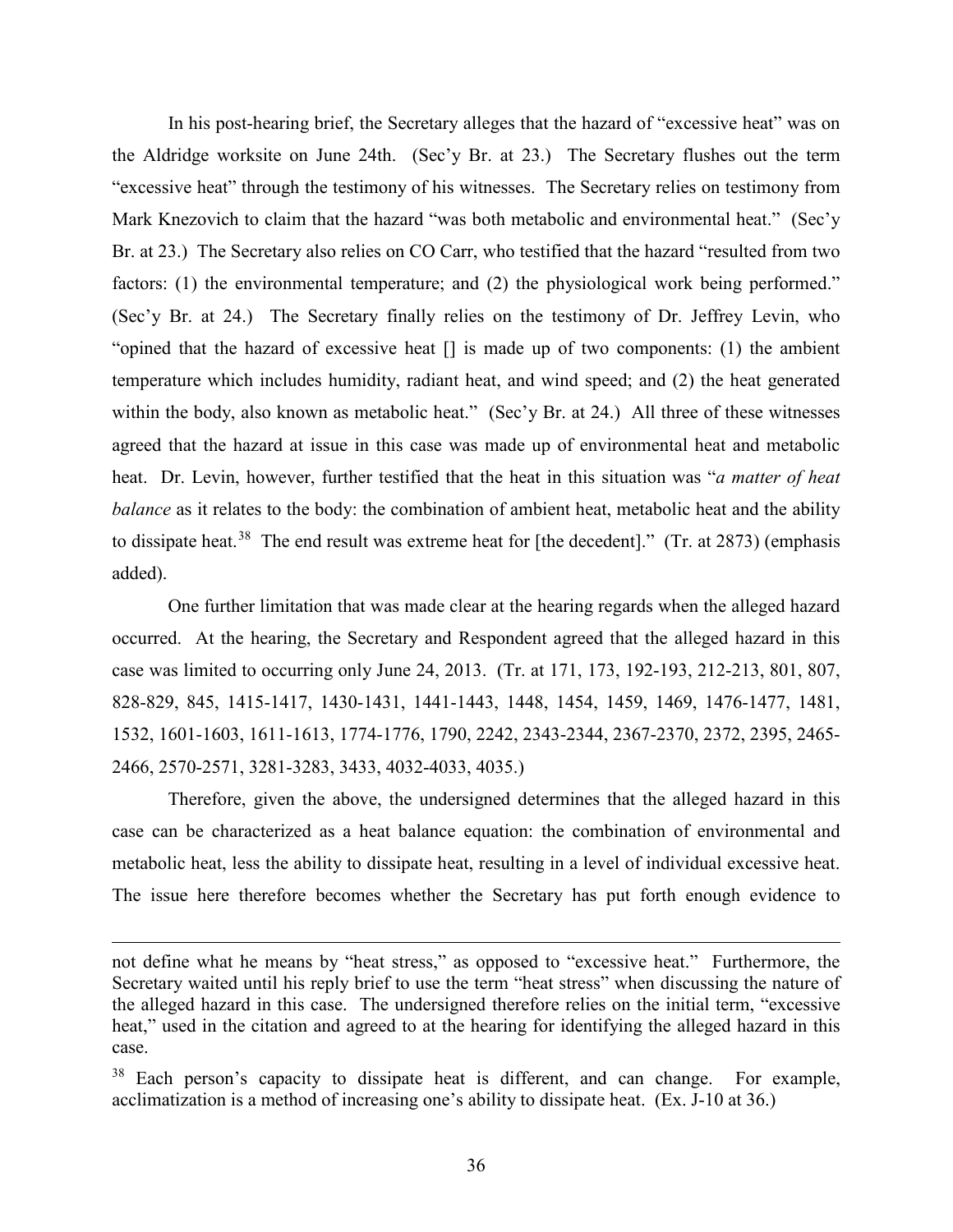In his post-hearing brief, the Secretary alleges that the hazard of "excessive heat" was on the Aldridge worksite on June 24th. (Sec'y Br. at 23.) The Secretary flushes out the term "excessive heat" through the testimony of his witnesses. The Secretary relies on testimony from Mark Knezovich to claim that the hazard "was both metabolic and environmental heat." (Sec'y Br. at 23.) The Secretary also relies on CO Carr, who testified that the hazard "resulted from two factors: (1) the environmental temperature; and (2) the physiological work being performed." (Sec'y Br. at 24.) The Secretary finally relies on the testimony of Dr. Jeffrey Levin, who "opined that the hazard of excessive heat [] is made up of two components: (1) the ambient temperature which includes humidity, radiant heat, and wind speed; and (2) the heat generated within the body, also known as metabolic heat." (Sec'y Br. at 24.) All three of these witnesses agreed that the hazard at issue in this case was made up of environmental heat and metabolic heat. Dr. Levin, however, further testified that the heat in this situation was "*a matter of heat balance* as it relates to the body: the combination of ambient heat, metabolic heat and the ability to dissipate heat.[38] The end result was extreme heat for [the decedent]." (Tr. at 2873) (emphasis added).

One further limitation that was made clear at the hearing regards when the alleged hazard occurred. At the hearing, the Secretary and Respondent agreed that the alleged hazard in this case was limited to occurring only June 24, 2013. (Tr. at 171, 173, 192-193, 212-213, 801, 807, 828-829, 845, 1415-1417, 1430-1431, 1441-1443, 1448, 1454, 1459, 1469, 1476-1477, 1481, 1532, 1601-1603, 1611-1613, 1774-1776, 1790, 2242, 2343-2344, 2367-2370, 2372, 2395, 2465-2466, 2570-2571, 3281-3283, 3433, 4032-4033, 4035.)

Therefore, given the above, the undersigned determines that the alleged hazard in this case can be characterized as a heat balance equation: the combination of environmental and metabolic heat, less the ability to dissipate heat, resulting in a level of individual excessive heat. The issue here therefore becomes whether the Secretary has put forth enough evidence to

---

not define what he means by "heat stress," as opposed to "excessive heat." Furthermore, the Secretary waited until his reply brief to use the term "heat stress" when discussing the nature of the alleged hazard in this case. The undersigned therefore relies on the initial term, "excessive heat," used in the citation and agreed to at the hearing for identifying the alleged hazard in this case.

[38] Each person's capacity to dissipate heat is different, and can change. For example, acclimatization is a method of increasing one's ability to dissipate heat. (Ex. J-10 at 36.)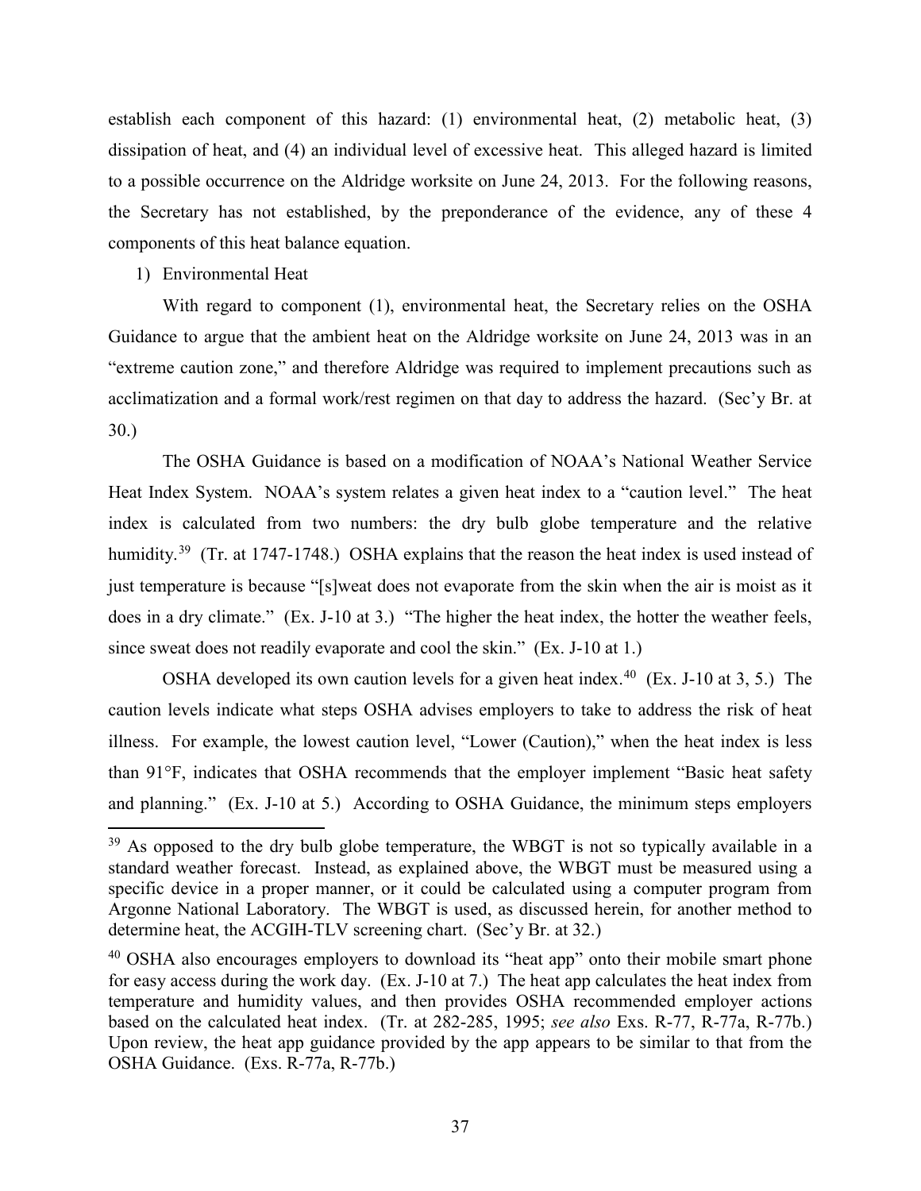establish each component of this hazard: (1) environmental heat, (2) metabolic heat, (3) dissipation of heat, and (4) an individual level of excessive heat. This alleged hazard is limited to a possible occurrence on the Aldridge worksite on June 24, 2013. For the following reasons, the Secretary has not established, by the preponderance of the evidence, any of these 4 components of this heat balance equation.

1) Environmental Heat

With regard to component (1), environmental heat, the Secretary relies on the OSHA Guidance to argue that the ambient heat on the Aldridge worksite on June 24, 2013 was in an "extreme caution zone," and therefore Aldridge was required to implement precautions such as acclimatization and a formal work/rest regimen on that day to address the hazard. (Sec'y Br. at 30.)

The OSHA Guidance is based on a modification of NOAA's National Weather Service Heat Index System. NOAA's system relates a given heat index to a "caution level." The heat index is calculated from two numbers: the dry bulb globe temperature and the relative humidity.[39] (Tr. at 1747-1748.) OSHA explains that the reason the heat index is used instead of just temperature is because "[s]weat does not evaporate from the skin when the air is moist as it does in a dry climate." (Ex. J-10 at 3.) "The higher the heat index, the hotter the weather feels, since sweat does not readily evaporate and cool the skin." (Ex. J-10 at 1.)

OSHA developed its own caution levels for a given heat index.[40] (Ex. J-10 at 3, 5.) The caution levels indicate what steps OSHA advises employers to take to address the risk of heat illness. For example, the lowest caution level, "Lower (Caution)," when the heat index is less than 91°F, indicates that OSHA recommends that the employer implement "Basic heat safety and planning." (Ex. J-10 at 5.) According to OSHA Guidance, the minimum steps employers

---

[39] As opposed to the dry bulb globe temperature, the WBGT is not so typically available in a standard weather forecast. Instead, as explained above, the WBGT must be measured using a specific device in a proper manner, or it could be calculated using a computer program from Argonne National Laboratory. The WBGT is used, as discussed herein, for another method to determine heat, the ACGIH-TLV screening chart. (Sec'y Br. at 32.)

[40] OSHA also encourages employers to download its "heat app" onto their mobile smart phone for easy access during the work day. (Ex. J-10 at 7.) The heat app calculates the heat index from temperature and humidity values, and then provides OSHA recommended employer actions based on the calculated heat index. (Tr. at 282-285, 1995; *see also* Exs. R-77, R-77a, R-77b.) Upon review, the heat app guidance provided by the app appears to be similar to that from the OSHA Guidance. (Exs. R-77a, R-77b.)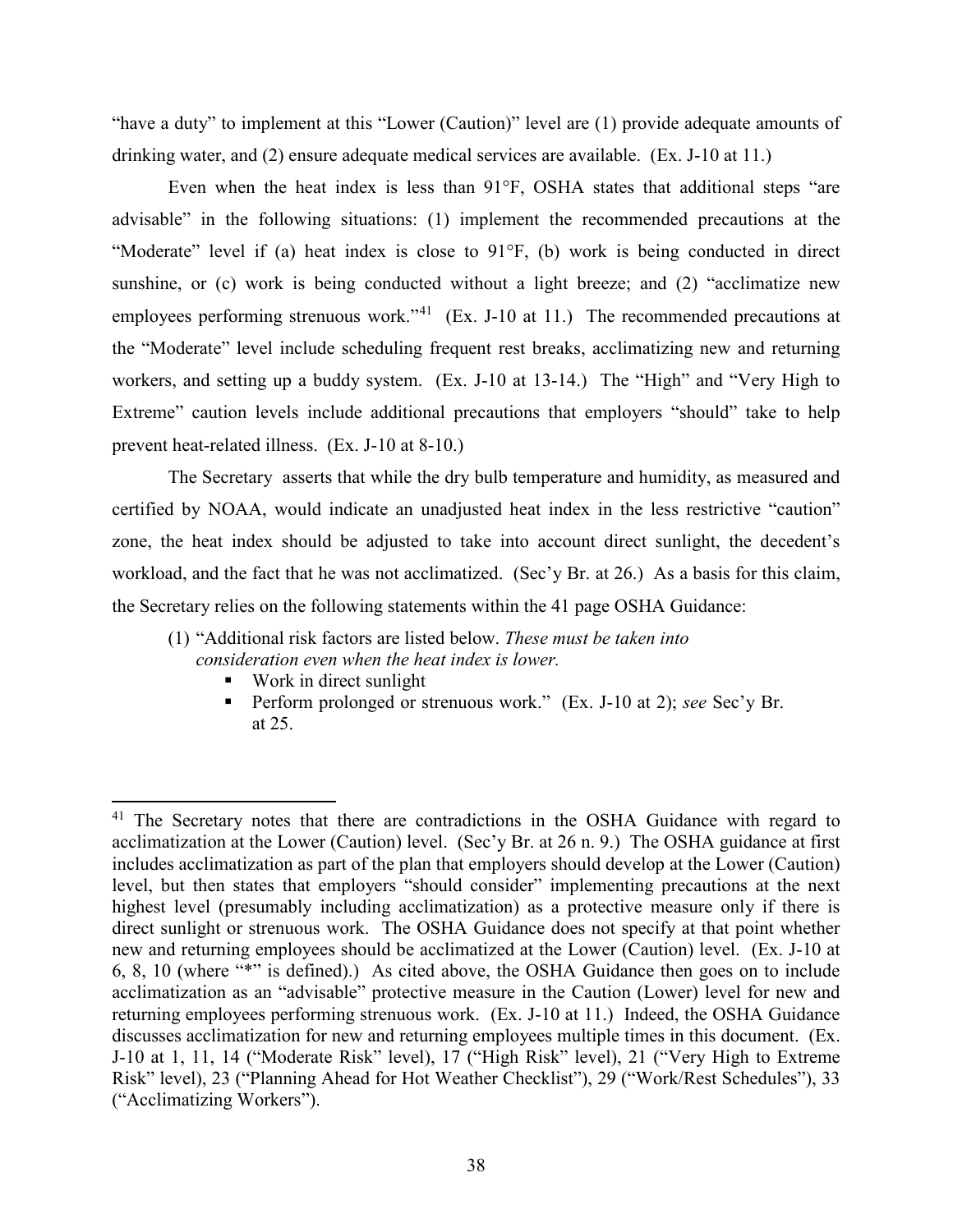"have a duty" to implement at this "Lower (Caution)" level are (1) provide adequate amounts of drinking water, and (2) ensure adequate medical services are available. (Ex. J-10 at 11.)

Even when the heat index is less than 91°F, OSHA states that additional steps "are advisable" in the following situations: (1) implement the recommended precautions at the "Moderate" level if (a) heat index is close to 91°F, (b) work is being conducted in direct sunshine, or (c) work is being conducted without a light breeze; and (2) "acclimatize new employees performing strenuous work."[41] (Ex. J-10 at 11.) The recommended precautions at the "Moderate" level include scheduling frequent rest breaks, acclimatizing new and returning workers, and setting up a buddy system. (Ex. J-10 at 13-14.) The "High" and "Very High to Extreme" caution levels include additional precautions that employers "should" take to help prevent heat-related illness. (Ex. J-10 at 8-10.)

The Secretary asserts that while the dry bulb temperature and humidity, as measured and certified by NOAA, would indicate an unadjusted heat index in the less restrictive "caution" zone, the heat index should be adjusted to take into account direct sunlight, the decedent's workload, and the fact that he was not acclimatized. (Sec'y Br. at 26.) As a basis for this claim, the Secretary relies on the following statements within the 41 page OSHA Guidance:

(1) "Additional risk factors are listed below. *These must be taken into consideration even when the heat index is lower.*
   - Work in direct sunlight
   - Perform prolonged or strenuous work." (Ex. J-10 at 2); *see* Sec'y Br. at 25.

---

[41] The Secretary notes that there are contradictions in the OSHA Guidance with regard to acclimatization at the Lower (Caution) level. (Sec'y Br. at 26 n. 9.) The OSHA guidance at first includes acclimatization as part of the plan that employers should develop at the Lower (Caution) level, but then states that employers "should consider" implementing precautions at the next highest level (presumably including acclimatization) as a protective measure only if there is direct sunlight or strenuous work. The OSHA Guidance does not specify at that point whether new and returning employees should be acclimatized at the Lower (Caution) level. (Ex. J-10 at 6, 8, 10 (where "*" is defined).) As cited above, the OSHA Guidance then goes on to include acclimatization as an "advisable" protective measure in the Caution (Lower) level for new and returning employees performing strenuous work. (Ex. J-10 at 11.) Indeed, the OSHA Guidance discusses acclimatization for new and returning employees multiple times in this document. (Ex. J-10 at 1, 11, 14 ("Moderate Risk" level), 17 ("High Risk" level), 21 ("Very High to Extreme Risk" level), 23 ("Planning Ahead for Hot Weather Checklist"), 29 ("Work/Rest Schedules"), 33 ("Acclimatizing Workers").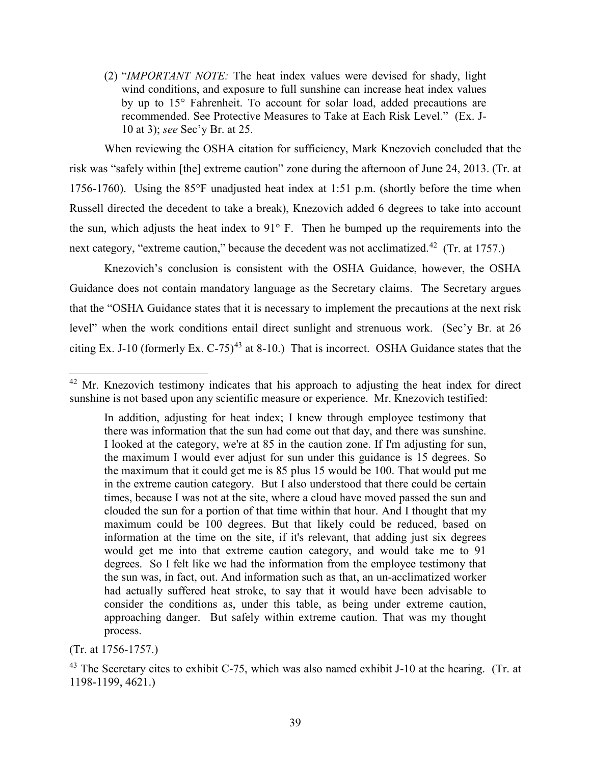(2) "*IMPORTANT NOTE:* The heat index values were devised for shady, light wind conditions, and exposure to full sunshine can increase heat index values by up to 15° Fahrenheit. To account for solar load, added precautions are recommended. See Protective Measures to Take at Each Risk Level." (Ex. J-10 at 3); *see* Sec'y Br. at 25.

When reviewing the OSHA citation for sufficiency, Mark Knezovich concluded that the risk was "safely within [the] extreme caution" zone during the afternoon of June 24, 2013. (Tr. at 1756-1760). Using the 85°F unadjusted heat index at 1:51 p.m. (shortly before the time when Russell directed the decedent to take a break), Knezovich added 6 degrees to take into account the sun, which adjusts the heat index to 91° F. Then he bumped up the requirements into the next category, "extreme caution," because the decedent was not acclimatized.[42] (Tr. at 1757.)

Knezovich's conclusion is consistent with the OSHA Guidance, however, the OSHA Guidance does not contain mandatory language as the Secretary claims. The Secretary argues that the "OSHA Guidance states that it is necessary to implement the precautions at the next risk level" when the work conditions entail direct sunlight and strenuous work. (Sec'y Br. at 26 citing Ex. J-10 (formerly Ex. C-75)[43] at 8-10.) That is incorrect. OSHA Guidance states that the

---

[42] Mr. Knezovich testimony indicates that his approach to adjusting the heat index for direct sunshine is not based upon any scientific measure or experience. Mr. Knezovich testified:

> In addition, adjusting for heat index; I knew through employee testimony that there was information that the sun had come out that day, and there was sunshine. I looked at the category, we're at 85 in the caution zone. If I'm adjusting for sun, the maximum I would ever adjust for sun under this guidance is 15 degrees. So the maximum that it could get me is 85 plus 15 would be 100. That would put me in the extreme caution category. But I also understood that there could be certain times, because I was not at the site, where a cloud have moved passed the sun and clouded the sun for a portion of that time within that hour. And I thought that my maximum could be 100 degrees. But that likely could be reduced, based on information at the time on the site, if it's relevant, that adding just six degrees would get me into that extreme caution category, and would take me to 91 degrees. So I felt like we had the information from the employee testimony that the sun was, in fact, out. And information such as that, an un-acclimatized worker had actually suffered heat stroke, to say that it would have been advisable to consider the conditions as, under this table, as being under extreme caution, approaching danger. But safely within extreme caution. That was my thought process.

(Tr. at 1756-1757.)

[43] The Secretary cites to exhibit C-75, which was also named exhibit J-10 at the hearing. (Tr. at 1198-1199, 4621.)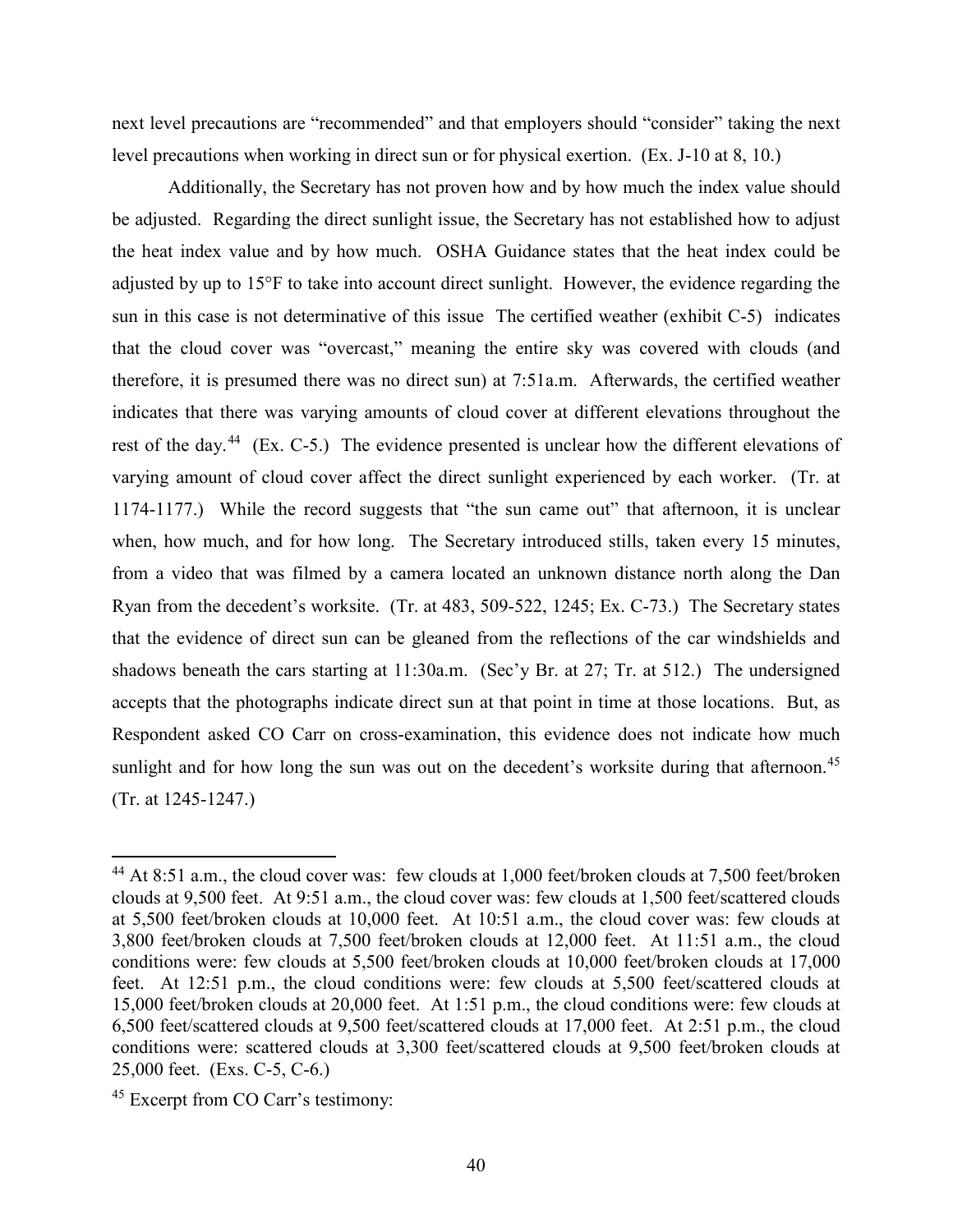next level precautions are "recommended" and that employers should "consider" taking the next level precautions when working in direct sun or for physical exertion. (Ex. J-10 at 8, 10.)

Additionally, the Secretary has not proven how and by how much the index value should be adjusted. Regarding the direct sunlight issue, the Secretary has not established how to adjust the heat index value and by how much. OSHA Guidance states that the heat index could be adjusted by up to 15°F to take into account direct sunlight. However, the evidence regarding the sun in this case is not determinative of this issue The certified weather (exhibit C-5) indicates that the cloud cover was "overcast," meaning the entire sky was covered with clouds (and therefore, it is presumed there was no direct sun) at 7:51a.m. Afterwards, the certified weather indicates that there was varying amounts of cloud cover at different elevations throughout the rest of the day.[44] (Ex. C-5.) The evidence presented is unclear how the different elevations of varying amount of cloud cover affect the direct sunlight experienced by each worker. (Tr. at 1174-1177.) While the record suggests that "the sun came out" that afternoon, it is unclear when, how much, and for how long. The Secretary introduced stills, taken every 15 minutes, from a video that was filmed by a camera located an unknown distance north along the Dan Ryan from the decedent's worksite. (Tr. at 483, 509-522, 1245; Ex. C-73.) The Secretary states that the evidence of direct sun can be gleaned from the reflections of the car windshields and shadows beneath the cars starting at 11:30a.m. (Sec'y Br. at 27; Tr. at 512.) The undersigned accepts that the photographs indicate direct sun at that point in time at those locations. But, as Respondent asked CO Carr on cross-examination, this evidence does not indicate how much sunlight and for how long the sun was out on the decedent's worksite during that afternoon.[45] (Tr. at 1245-1247.)

---

[44] At 8:51 a.m., the cloud cover was: few clouds at 1,000 feet/broken clouds at 7,500 feet/broken clouds at 9,500 feet. At 9:51 a.m., the cloud cover was: few clouds at 1,500 feet/scattered clouds at 5,500 feet/broken clouds at 10,000 feet. At 10:51 a.m., the cloud cover was: few clouds at 3,800 feet/broken clouds at 7,500 feet/broken clouds at 12,000 feet. At 11:51 a.m., the cloud conditions were: few clouds at 5,500 feet/broken clouds at 10,000 feet/broken clouds at 17,000 feet. At 12:51 p.m., the cloud conditions were: few clouds at 5,500 feet/scattered clouds at 15,000 feet/broken clouds at 20,000 feet. At 1:51 p.m., the cloud conditions were: few clouds at 6,500 feet/scattered clouds at 9,500 feet/scattered clouds at 17,000 feet. At 2:51 p.m., the cloud conditions were: scattered clouds at 3,300 feet/scattered clouds at 9,500 feet/broken clouds at 25,000 feet. (Exs. C-5, C-6.)

[45] Excerpt from CO Carr's testimony: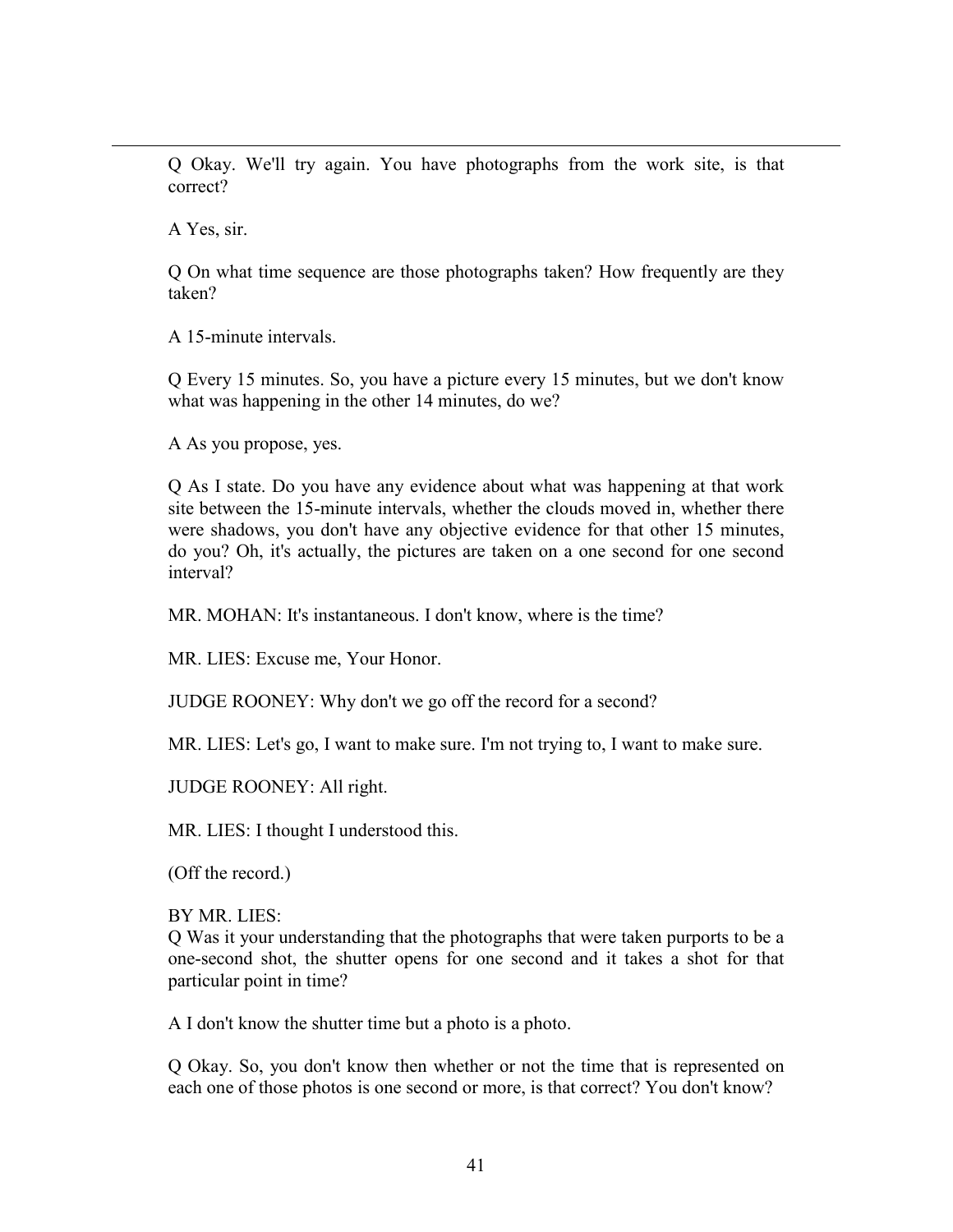Q Okay. We'll try again. You have photographs from the work site, is that correct?

A Yes, sir.

Q On what time sequence are those photographs taken? How frequently are they taken?

A 15-minute intervals.

Q Every 15 minutes. So, you have a picture every 15 minutes, but we don't know what was happening in the other 14 minutes, do we?

A As you propose, yes.

Q As I state. Do you have any evidence about what was happening at that work site between the 15-minute intervals, whether the clouds moved in, whether there were shadows, you don't have any objective evidence for that other 15 minutes, do you? Oh, it's actually, the pictures are taken on a one second for one second interval?

MR. MOHAN: It's instantaneous. I don't know, where is the time?

MR. LIES: Excuse me, Your Honor.

JUDGE ROONEY: Why don't we go off the record for a second?

MR. LIES: Let's go, I want to make sure. I'm not trying to, I want to make sure.

JUDGE ROONEY: All right.

MR. LIES: I thought I understood this.

(Off the record.)

BY MR. LIES:
Q Was it your understanding that the photographs that were taken purports to be a one-second shot, the shutter opens for one second and it takes a shot for that particular point in time?

A I don't know the shutter time but a photo is a photo.

Q Okay. So, you don't know then whether or not the time that is represented on each one of those photos is one second or more, is that correct? You don't know?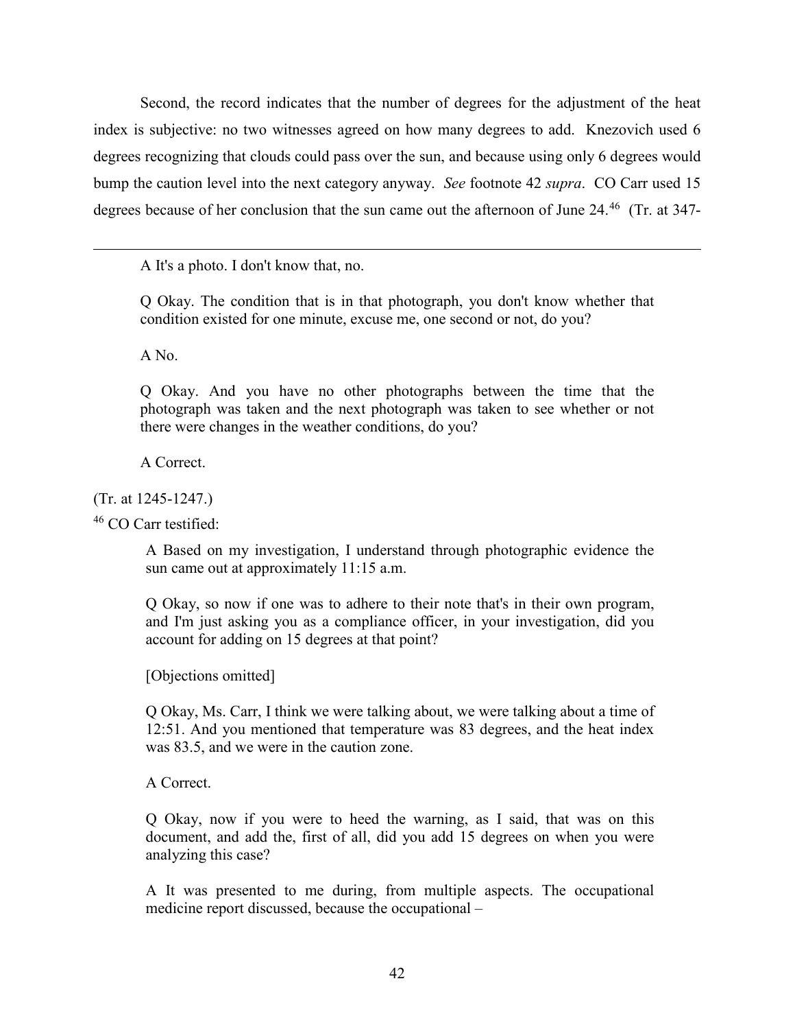Second, the record indicates that the number of degrees for the adjustment of the heat index is subjective: no two witnesses agreed on how many degrees to add. Knezovich used 6 degrees recognizing that clouds could pass over the sun, and because using only 6 degrees would bump the caution level into the next category anyway. *See* footnote 42 *supra*. CO Carr used 15 degrees because of her conclusion that the sun came out the afternoon of June 24.[46] (Tr. at 347-

---

> A It's a photo. I don't know that, no.
>
> Q Okay. The condition that is in that photograph, you don't know whether that condition existed for one minute, excuse me, one second or not, do you?
>
> A No.
>
> Q Okay. And you have no other photographs between the time that the photograph was taken and the next photograph was taken to see whether or not there were changes in the weather conditions, do you?
>
> A Correct.

(Tr. at 1245-1247.)

[46] CO Carr testified:

> A Based on my investigation, I understand through photographic evidence the sun came out at approximately 11:15 a.m.
>
> Q Okay, so now if one was to adhere to their note that's in their own program, and I'm just asking you as a compliance officer, in your investigation, did you account for adding on 15 degrees at that point?
>
> [Objections omitted]
>
> Q Okay, Ms. Carr, I think we were talking about, we were talking about a time of 12:51. And you mentioned that temperature was 83 degrees, and the heat index was 83.5, and we were in the caution zone.
>
> A Correct.
>
> Q Okay, now if you were to heed the warning, as I said, that was on this document, and add the, first of all, did you add 15 degrees on when you were analyzing this case?
>
> A It was presented to me during, from multiple aspects. The occupational medicine report discussed, because the occupational –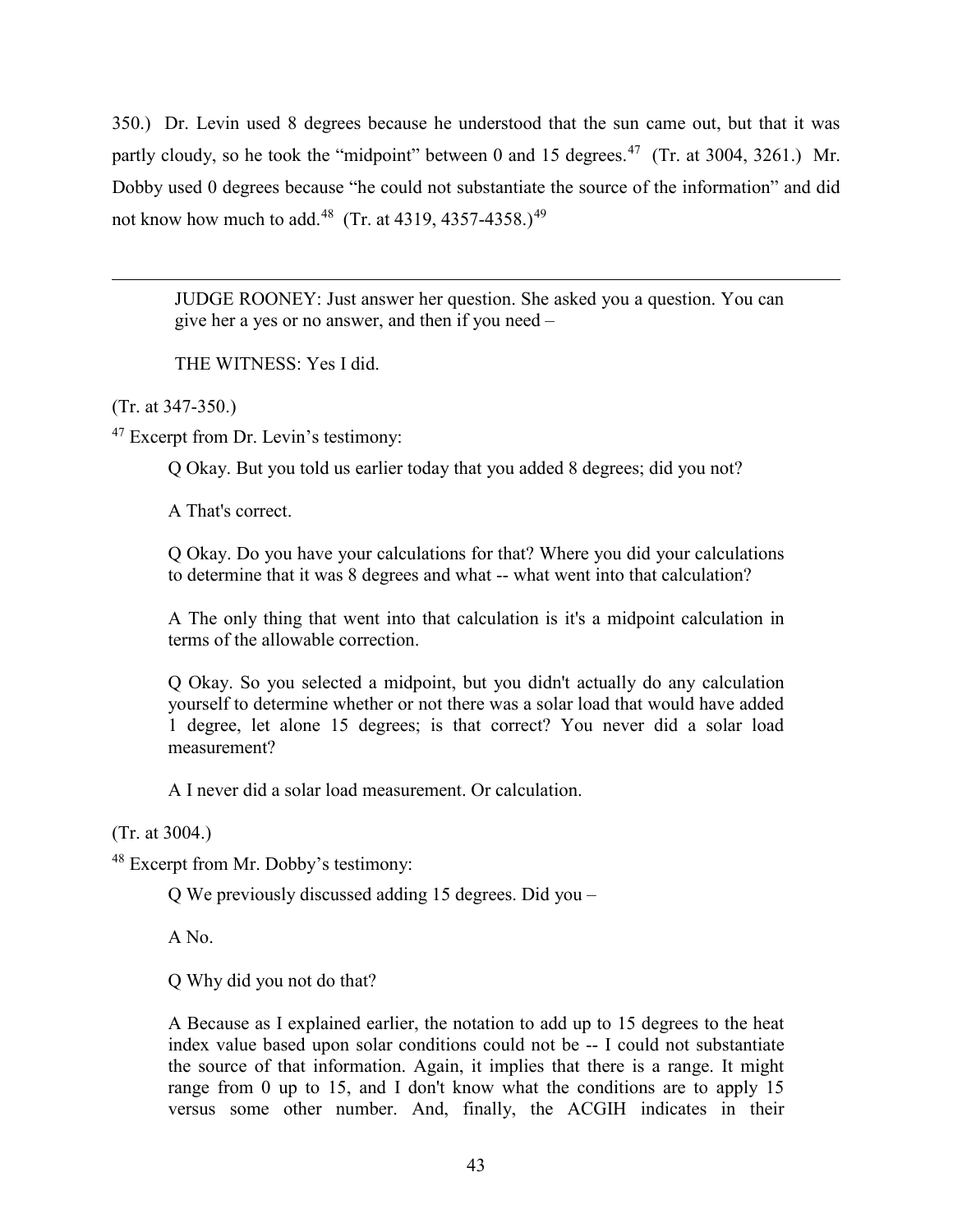350.) Dr. Levin used 8 degrees because he understood that the sun came out, but that it was partly cloudy, so he took the "midpoint" between 0 and 15 degrees.[47] (Tr. at 3004, 3261.) Mr. Dobby used 0 degrees because "he could not substantiate the source of the information" and did not know how much to add.[48] (Tr. at 4319, 4357-4358.)[49]

---

> JUDGE ROONEY: Just answer her question. She asked you a question. You can give her a yes or no answer, and then if you need –
>
> THE WITNESS: Yes I did.

(Tr. at 347-350.)

[47] Excerpt from Dr. Levin's testimony:

> Q Okay. But you told us earlier today that you added 8 degrees; did you not?
>
> A That's correct.
>
> Q Okay. Do you have your calculations for that? Where you did your calculations to determine that it was 8 degrees and what -- what went into that calculation?
>
> A The only thing that went into that calculation is it's a midpoint calculation in terms of the allowable correction.
>
> Q Okay. So you selected a midpoint, but you didn't actually do any calculation yourself to determine whether or not there was a solar load that would have added 1 degree, let alone 15 degrees; is that correct? You never did a solar load measurement?
>
> A I never did a solar load measurement. Or calculation.

(Tr. at 3004.)

[48] Excerpt from Mr. Dobby's testimony:

> Q We previously discussed adding 15 degrees. Did you –
>
> A No.
>
> Q Why did you not do that?
>
> A Because as I explained earlier, the notation to add up to 15 degrees to the heat index value based upon solar conditions could not be -- I could not substantiate the source of that information. Again, it implies that there is a range. It might range from 0 up to 15, and I don't know what the conditions are to apply 15 versus some other number. And, finally, the ACGIH indicates in their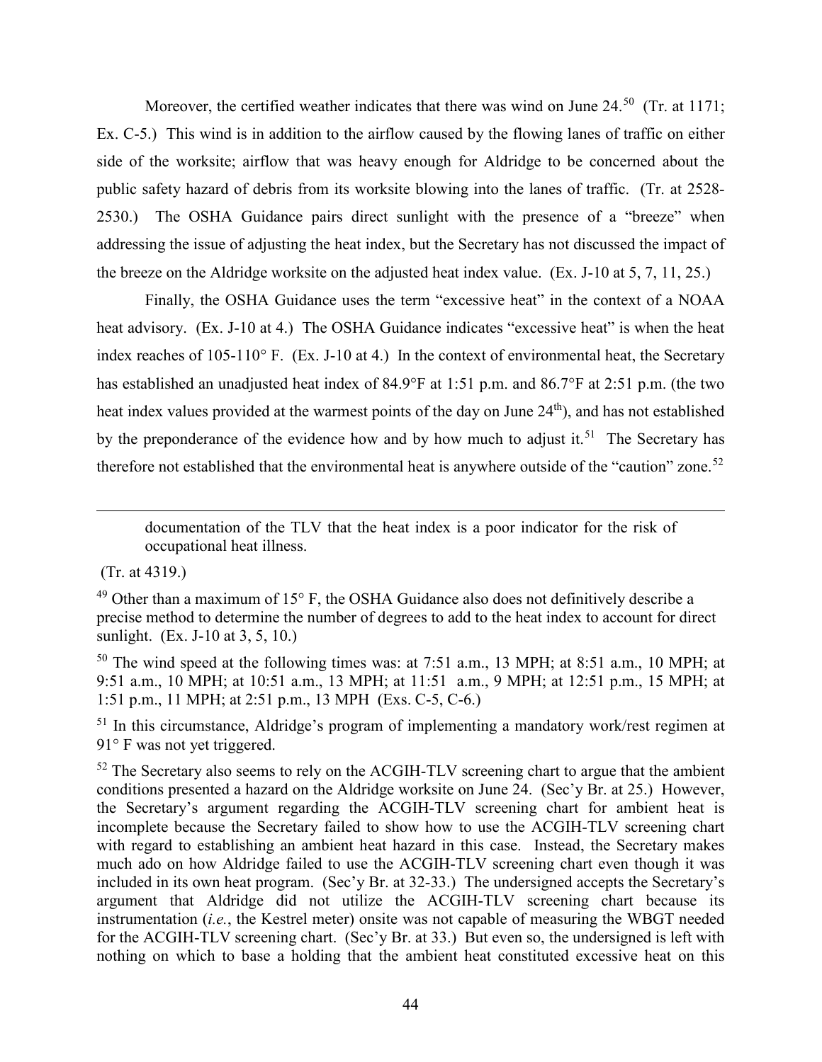Moreover, the certified weather indicates that there was wind on June 24.[50] (Tr. at 1171; Ex. C-5.) This wind is in addition to the airflow caused by the flowing lanes of traffic on either side of the worksite; airflow that was heavy enough for Aldridge to be concerned about the public safety hazard of debris from its worksite blowing into the lanes of traffic. (Tr. at 2528-2530.) The OSHA Guidance pairs direct sunlight with the presence of a "breeze" when addressing the issue of adjusting the heat index, but the Secretary has not discussed the impact of the breeze on the Aldridge worksite on the adjusted heat index value. (Ex. J-10 at 5, 7, 11, 25.)

Finally, the OSHA Guidance uses the term "excessive heat" in the context of a NOAA heat advisory. (Ex. J-10 at 4.) The OSHA Guidance indicates "excessive heat" is when the heat index reaches of 105-110° F. (Ex. J-10 at 4.) In the context of environmental heat, the Secretary has established an unadjusted heat index of 84.9°F at 1:51 p.m. and 86.7°F at 2:51 p.m. (the two heat index values provided at the warmest points of the day on June 24th), and has not established by the preponderance of the evidence how and by how much to adjust it.[51] The Secretary has therefore not established that the environmental heat is anywhere outside of the "caution" zone.[52]

---

> documentation of the TLV that the heat index is a poor indicator for the risk of occupational heat illness.

(Tr. at 4319.)

[49] Other than a maximum of 15° F, the OSHA Guidance also does not definitively describe a precise method to determine the number of degrees to add to the heat index to account for direct sunlight. (Ex. J-10 at 3, 5, 10.)

[50] The wind speed at the following times was: at 7:51 a.m., 13 MPH; at 8:51 a.m., 10 MPH; at 9:51 a.m., 10 MPH; at 10:51 a.m., 13 MPH; at 11:51 a.m., 9 MPH; at 12:51 p.m., 15 MPH; at 1:51 p.m., 11 MPH; at 2:51 p.m., 13 MPH (Exs. C-5, C-6.)

[51] In this circumstance, Aldridge's program of implementing a mandatory work/rest regimen at 91° F was not yet triggered.

[52] The Secretary also seems to rely on the ACGIH-TLV screening chart to argue that the ambient conditions presented a hazard on the Aldridge worksite on June 24. (Sec'y Br. at 25.) However, the Secretary's argument regarding the ACGIH-TLV screening chart for ambient heat is incomplete because the Secretary failed to show how to use the ACGIH-TLV screening chart with regard to establishing an ambient heat hazard in this case. Instead, the Secretary makes much ado on how Aldridge failed to use the ACGIH-TLV screening chart even though it was included in its own heat program. (Sec'y Br. at 32-33.) The undersigned accepts the Secretary's argument that Aldridge did not utilize the ACGIH-TLV screening chart because its instrumentation (*i.e.*, the Kestrel meter) onsite was not capable of measuring the WBGT needed for the ACGIH-TLV screening chart. (Sec'y Br. at 33.) But even so, the undersigned is left with nothing on which to base a holding that the ambient heat constituted excessive heat on this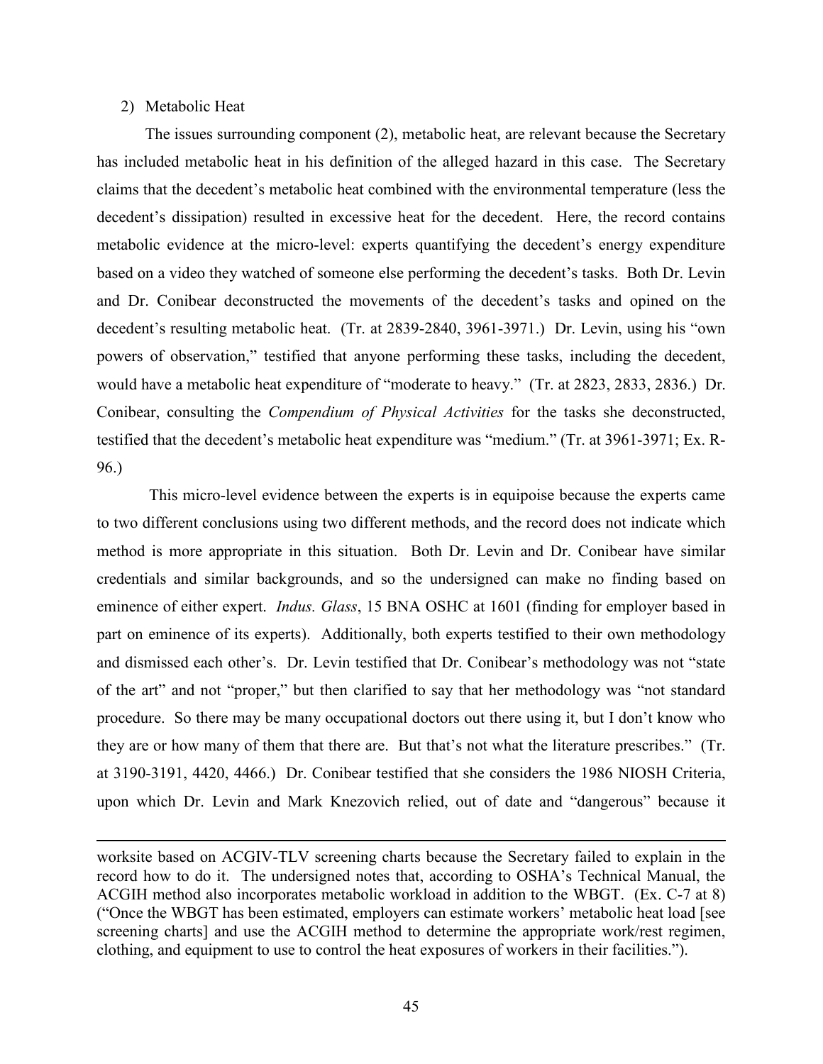2) Metabolic Heat

The issues surrounding component (2), metabolic heat, are relevant because the Secretary has included metabolic heat in his definition of the alleged hazard in this case. The Secretary claims that the decedent's metabolic heat combined with the environmental temperature (less the decedent's dissipation) resulted in excessive heat for the decedent. Here, the record contains metabolic evidence at the micro-level: experts quantifying the decedent's energy expenditure based on a video they watched of someone else performing the decedent's tasks. Both Dr. Levin and Dr. Conibear deconstructed the movements of the decedent's tasks and opined on the decedent's resulting metabolic heat. (Tr. at 2839-2840, 3961-3971.) Dr. Levin, using his "own powers of observation," testified that anyone performing these tasks, including the decedent, would have a metabolic heat expenditure of "moderate to heavy." (Tr. at 2823, 2833, 2836.) Dr. Conibear, consulting the *Compendium of Physical Activities* for the tasks she deconstructed, testified that the decedent's metabolic heat expenditure was "medium." (Tr. at 3961-3971; Ex. R-96.)

This micro-level evidence between the experts is in equipoise because the experts came to two different conclusions using two different methods, and the record does not indicate which method is more appropriate in this situation. Both Dr. Levin and Dr. Conibear have similar credentials and similar backgrounds, and so the undersigned can make no finding based on eminence of either expert. *Indus. Glass*, 15 BNA OSHC at 1601 (finding for employer based in part on eminence of its experts). Additionally, both experts testified to their own methodology and dismissed each other's. Dr. Levin testified that Dr. Conibear's methodology was not "state of the art" and not "proper," but then clarified to say that her methodology was "not standard procedure. So there may be many occupational doctors out there using it, but I don't know who they are or how many of them that there are. But that's not what the literature prescribes." (Tr. at 3190-3191, 4420, 4466.) Dr. Conibear testified that she considers the 1986 NIOSH Criteria, upon which Dr. Levin and Mark Knezovich relied, out of date and "dangerous" because it

---

worksite based on ACGIV-TLV screening charts because the Secretary failed to explain in the record how to do it. The undersigned notes that, according to OSHA's Technical Manual, the ACGIH method also incorporates metabolic workload in addition to the WBGT. (Ex. C-7 at 8) ("Once the WBGT has been estimated, employers can estimate workers' metabolic heat load [see screening charts] and use the ACGIH method to determine the appropriate work/rest regimen, clothing, and equipment to use to control the heat exposures of workers in their facilities.").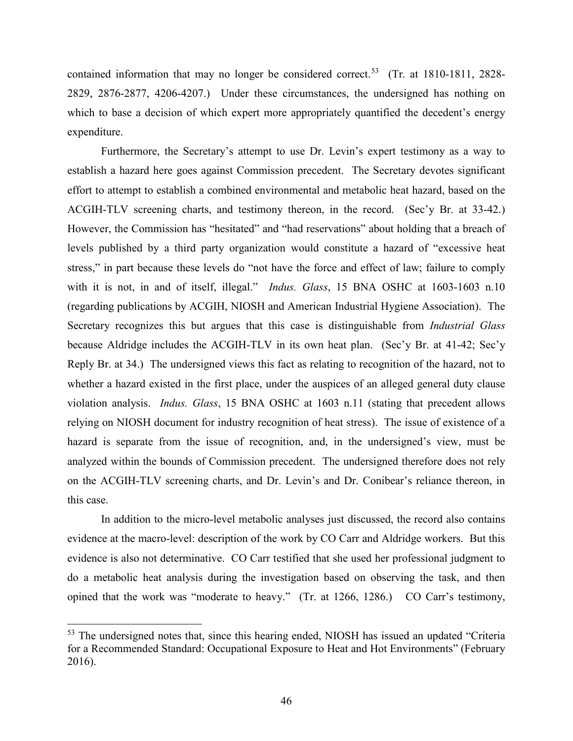contained information that may no longer be considered correct.[53] (Tr. at 1810-1811, 2828-2829, 2876-2877, 4206-4207.) Under these circumstances, the undersigned has nothing on which to base a decision of which expert more appropriately quantified the decedent's energy expenditure.

Furthermore, the Secretary's attempt to use Dr. Levin's expert testimony as a way to establish a hazard here goes against Commission precedent. The Secretary devotes significant effort to attempt to establish a combined environmental and metabolic heat hazard, based on the ACGIH-TLV screening charts, and testimony thereon, in the record. (Sec'y Br. at 33-42.) However, the Commission has "hesitated" and "had reservations" about holding that a breach of levels published by a third party organization would constitute a hazard of "excessive heat stress," in part because these levels do "not have the force and effect of law; failure to comply with it is not, in and of itself, illegal." *Indus. Glass*, 15 BNA OSHC at 1603-1603 n.10 (regarding publications by ACGIH, NIOSH and American Industrial Hygiene Association). The Secretary recognizes this but argues that this case is distinguishable from *Industrial Glass* because Aldridge includes the ACGIH-TLV in its own heat plan. (Sec'y Br. at 41-42; Sec'y Reply Br. at 34.) The undersigned views this fact as relating to recognition of the hazard, not to whether a hazard existed in the first place, under the auspices of an alleged general duty clause violation analysis. *Indus. Glass*, 15 BNA OSHC at 1603 n.11 (stating that precedent allows relying on NIOSH document for industry recognition of heat stress). The issue of existence of a hazard is separate from the issue of recognition, and, in the undersigned's view, must be analyzed within the bounds of Commission precedent. The undersigned therefore does not rely on the ACGIH-TLV screening charts, and Dr. Levin's and Dr. Conibear's reliance thereon, in this case.

In addition to the micro-level metabolic analyses just discussed, the record also contains evidence at the macro-level: description of the work by CO Carr and Aldridge workers. But this evidence is also not determinative. CO Carr testified that she used her professional judgment to do a metabolic heat analysis during the investigation based on observing the task, and then opined that the work was "moderate to heavy." (Tr. at 1266, 1286.) CO Carr's testimony,

[53] The undersigned notes that, since this hearing ended, NIOSH has issued an updated "Criteria for a Recommended Standard: Occupational Exposure to Heat and Hot Environments" (February 2016).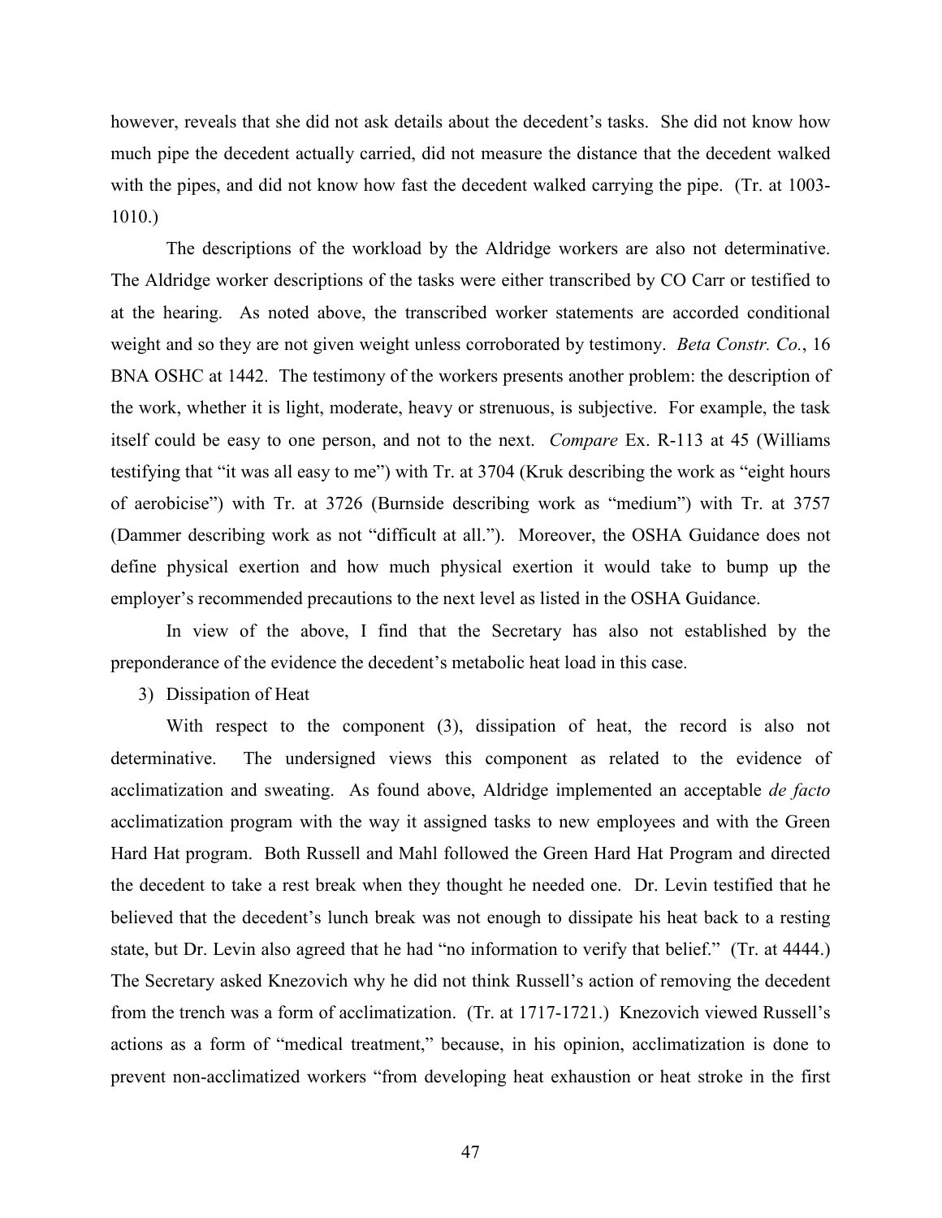however, reveals that she did not ask details about the decedent's tasks. She did not know how much pipe the decedent actually carried, did not measure the distance that the decedent walked with the pipes, and did not know how fast the decedent walked carrying the pipe. (Tr. at 1003-1010.)

The descriptions of the workload by the Aldridge workers are also not determinative. The Aldridge worker descriptions of the tasks were either transcribed by CO Carr or testified to at the hearing. As noted above, the transcribed worker statements are accorded conditional weight and so they are not given weight unless corroborated by testimony. *Beta Constr. Co.*, 16 BNA OSHC at 1442. The testimony of the workers presents another problem: the description of the work, whether it is light, moderate, heavy or strenuous, is subjective. For example, the task itself could be easy to one person, and not to the next. *Compare* Ex. R-113 at 45 (Williams testifying that "it was all easy to me") with Tr. at 3704 (Kruk describing the work as "eight hours of aerobicise") with Tr. at 3726 (Burnside describing work as "medium") with Tr. at 3757 (Dammer describing work as not "difficult at all."). Moreover, the OSHA Guidance does not define physical exertion and how much physical exertion it would take to bump up the employer's recommended precautions to the next level as listed in the OSHA Guidance.

In view of the above, I find that the Secretary has also not established by the preponderance of the evidence the decedent's metabolic heat load in this case.

3) Dissipation of Heat

With respect to the component (3), dissipation of heat, the record is also not determinative. The undersigned views this component as related to the evidence of acclimatization and sweating. As found above, Aldridge implemented an acceptable *de facto* acclimatization program with the way it assigned tasks to new employees and with the Green Hard Hat program. Both Russell and Mahl followed the Green Hard Hat Program and directed the decedent to take a rest break when they thought he needed one. Dr. Levin testified that he believed that the decedent's lunch break was not enough to dissipate his heat back to a resting state, but Dr. Levin also agreed that he had "no information to verify that belief." (Tr. at 4444.) The Secretary asked Knezovich why he did not think Russell's action of removing the decedent from the trench was a form of acclimatization. (Tr. at 1717-1721.) Knezovich viewed Russell's actions as a form of "medical treatment," because, in his opinion, acclimatization is done to prevent non-acclimatized workers "from developing heat exhaustion or heat stroke in the first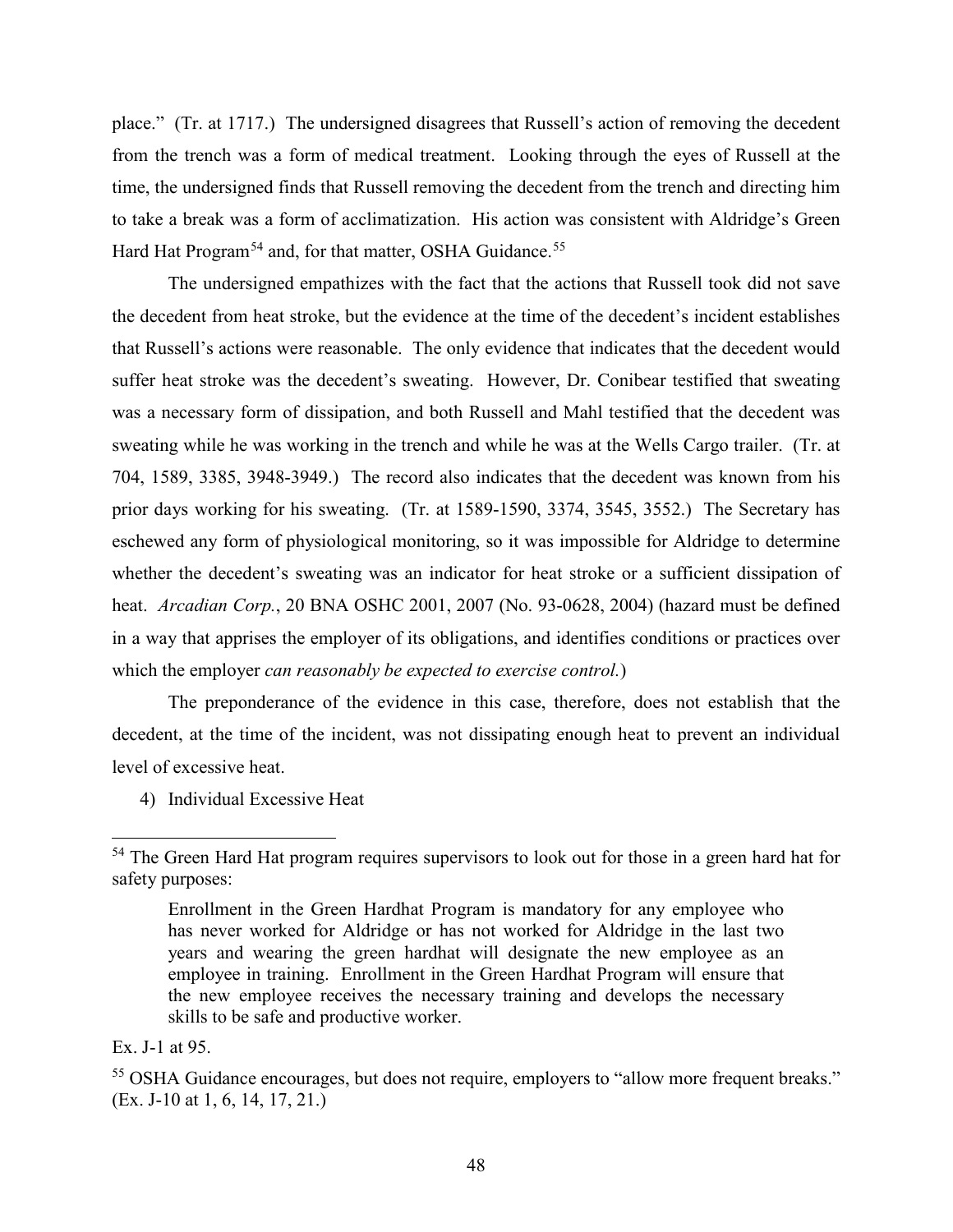place." (Tr. at 1717.) The undersigned disagrees that Russell's action of removing the decedent from the trench was a form of medical treatment. Looking through the eyes of Russell at the time, the undersigned finds that Russell removing the decedent from the trench and directing him to take a break was a form of acclimatization. His action was consistent with Aldridge's Green Hard Hat Program[54] and, for that matter, OSHA Guidance.[55]

The undersigned empathizes with the fact that the actions that Russell took did not save the decedent from heat stroke, but the evidence at the time of the decedent's incident establishes that Russell's actions were reasonable. The only evidence that indicates that the decedent would suffer heat stroke was the decedent's sweating. However, Dr. Conibear testified that sweating was a necessary form of dissipation, and both Russell and Mahl testified that the decedent was sweating while he was working in the trench and while he was at the Wells Cargo trailer. (Tr. at 704, 1589, 3385, 3948-3949.) The record also indicates that the decedent was known from his prior days working for his sweating. (Tr. at 1589-1590, 3374, 3545, 3552.) The Secretary has eschewed any form of physiological monitoring, so it was impossible for Aldridge to determine whether the decedent's sweating was an indicator for heat stroke or a sufficient dissipation of heat. *Arcadian Corp.*, 20 BNA OSHC 2001, 2007 (No. 93-0628, 2004) (hazard must be defined in a way that apprises the employer of its obligations, and identifies conditions or practices over which the employer *can reasonably be expected to exercise control.*)

The preponderance of the evidence in this case, therefore, does not establish that the decedent, at the time of the incident, was not dissipating enough heat to prevent an individual level of excessive heat.

4) Individual Excessive Heat

---

[54] The Green Hard Hat program requires supervisors to look out for those in a green hard hat for safety purposes:

> Enrollment in the Green Hardhat Program is mandatory for any employee who has never worked for Aldridge or has not worked for Aldridge in the last two years and wearing the green hardhat will designate the new employee as an employee in training. Enrollment in the Green Hardhat Program will ensure that the new employee receives the necessary training and develops the necessary skills to be safe and productive worker.

Ex. J-1 at 95.

[55] OSHA Guidance encourages, but does not require, employers to "allow more frequent breaks." (Ex. J-10 at 1, 6, 14, 17, 21.)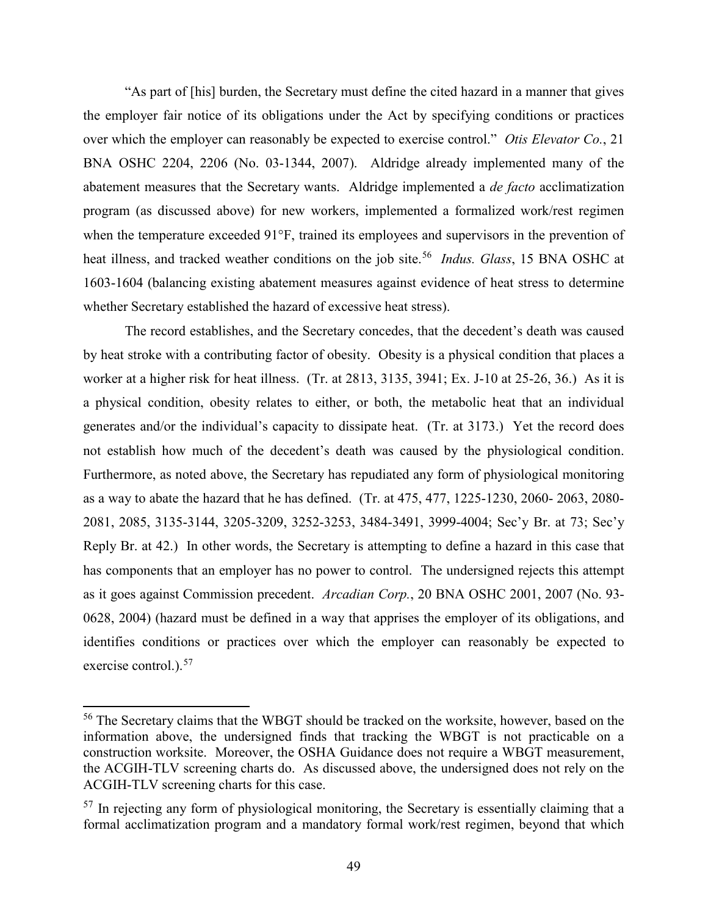"As part of [his] burden, the Secretary must define the cited hazard in a manner that gives the employer fair notice of its obligations under the Act by specifying conditions or practices over which the employer can reasonably be expected to exercise control." *Otis Elevator Co.*, 21 BNA OSHC 2204, 2206 (No. 03-1344, 2007). Aldridge already implemented many of the abatement measures that the Secretary wants. Aldridge implemented a *de facto* acclimatization program (as discussed above) for new workers, implemented a formalized work/rest regimen when the temperature exceeded 91°F, trained its employees and supervisors in the prevention of heat illness, and tracked weather conditions on the job site.[56] *Indus. Glass*, 15 BNA OSHC at 1603-1604 (balancing existing abatement measures against evidence of heat stress to determine whether Secretary established the hazard of excessive heat stress).

The record establishes, and the Secretary concedes, that the decedent's death was caused by heat stroke with a contributing factor of obesity. Obesity is a physical condition that places a worker at a higher risk for heat illness. (Tr. at 2813, 3135, 3941; Ex. J-10 at 25-26, 36.) As it is a physical condition, obesity relates to either, or both, the metabolic heat that an individual generates and/or the individual's capacity to dissipate heat. (Tr. at 3173.) Yet the record does not establish how much of the decedent's death was caused by the physiological condition. Furthermore, as noted above, the Secretary has repudiated any form of physiological monitoring as a way to abate the hazard that he has defined. (Tr. at 475, 477, 1225-1230, 2060- 2063, 2080-2081, 2085, 3135-3144, 3205-3209, 3252-3253, 3484-3491, 3999-4004; Sec'y Br. at 73; Sec'y Reply Br. at 42.) In other words, the Secretary is attempting to define a hazard in this case that has components that an employer has no power to control. The undersigned rejects this attempt as it goes against Commission precedent. *Arcadian Corp.*, 20 BNA OSHC 2001, 2007 (No. 93-0628, 2004) (hazard must be defined in a way that apprises the employer of its obligations, and identifies conditions or practices over which the employer can reasonably be expected to exercise control.).[57]

---

[56] The Secretary claims that the WBGT should be tracked on the worksite, however, based on the information above, the undersigned finds that tracking the WBGT is not practicable on a construction worksite. Moreover, the OSHA Guidance does not require a WBGT measurement, the ACGIH-TLV screening charts do. As discussed above, the undersigned does not rely on the ACGIH-TLV screening charts for this case.

[57] In rejecting any form of physiological monitoring, the Secretary is essentially claiming that a formal acclimatization program and a mandatory formal work/rest regimen, beyond that which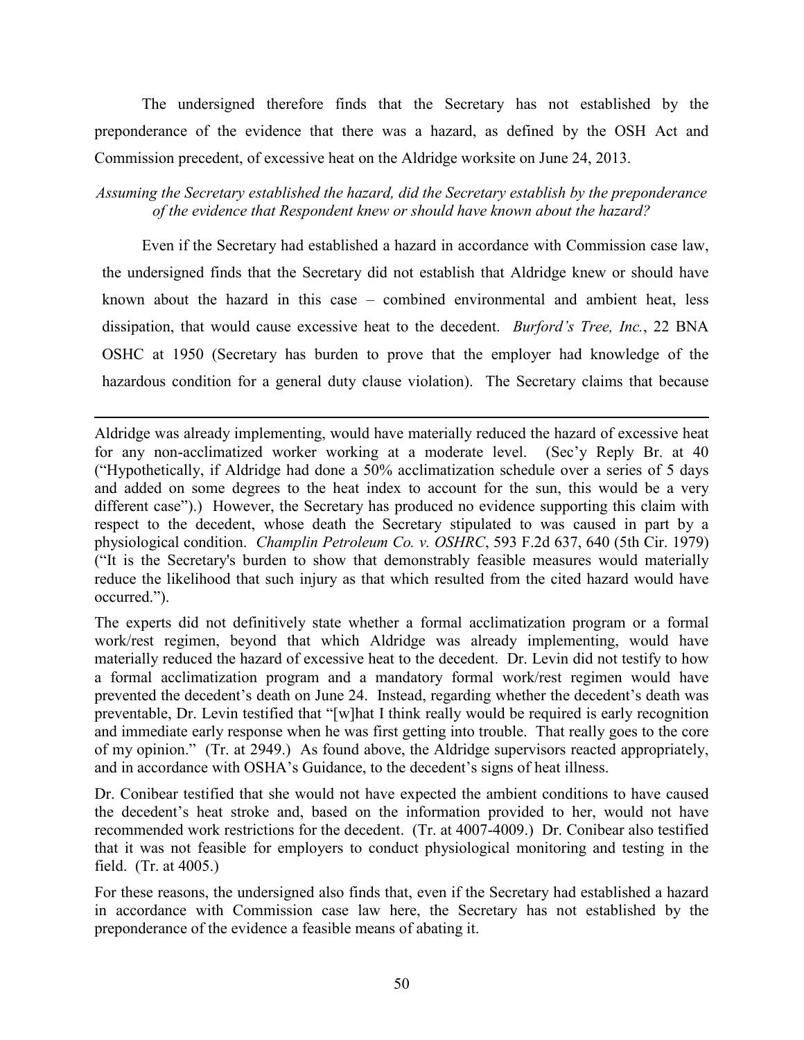The undersigned therefore finds that the Secretary has not established by the preponderance of the evidence that there was a hazard, as defined by the OSH Act and Commission precedent, of excessive heat on the Aldridge worksite on June 24, 2013.

*Assuming the Secretary established the hazard, did the Secretary establish by the preponderance of the evidence that Respondent knew or should have known about the hazard?*

Even if the Secretary had established a hazard in accordance with Commission case law, the undersigned finds that the Secretary did not establish that Aldridge knew or should have known about the hazard in this case – combined environmental and ambient heat, less dissipation, that would cause excessive heat to the decedent. *Burford's Tree, Inc.*, 22 BNA OSHC at 1950 (Secretary has burden to prove that the employer had knowledge of the hazardous condition for a general duty clause violation). The Secretary claims that because

---

Aldridge was already implementing, would have materially reduced the hazard of excessive heat for any non-acclimatized worker working at a moderate level. (Sec'y Reply Br. at 40 ("Hypothetically, if Aldridge had done a 50% acclimatization schedule over a series of 5 days and added on some degrees to the heat index to account for the sun, this would be a very different case").) However, the Secretary has produced no evidence supporting this claim with respect to the decedent, whose death the Secretary stipulated to was caused in part by a physiological condition. *Champlin Petroleum Co. v. OSHRC*, 593 F.2d 637, 640 (5th Cir. 1979) ("It is the Secretary's burden to show that demonstrably feasible measures would materially reduce the likelihood that such injury as that which resulted from the cited hazard would have occurred.").

The experts did not definitively state whether a formal acclimatization program or a formal work/rest regimen, beyond that which Aldridge was already implementing, would have materially reduced the hazard of excessive heat to the decedent. Dr. Levin did not testify to how a formal acclimatization program and a mandatory formal work/rest regimen would have prevented the decedent's death on June 24. Instead, regarding whether the decedent's death was preventable, Dr. Levin testified that "[w]hat I think really would be required is early recognition and immediate early response when he was first getting into trouble. That really goes to the core of my opinion." (Tr. at 2949.) As found above, the Aldridge supervisors reacted appropriately, and in accordance with OSHA's Guidance, to the decedent's signs of heat illness.

Dr. Conibear testified that she would not have expected the ambient conditions to have caused the decedent's heat stroke and, based on the information provided to her, would not have recommended work restrictions for the decedent. (Tr. at 4007-4009.) Dr. Conibear also testified that it was not feasible for employers to conduct physiological monitoring and testing in the field. (Tr. at 4005.)

For these reasons, the undersigned also finds that, even if the Secretary had established a hazard in accordance with Commission case law here, the Secretary has not established by the preponderance of the evidence a feasible means of abating it.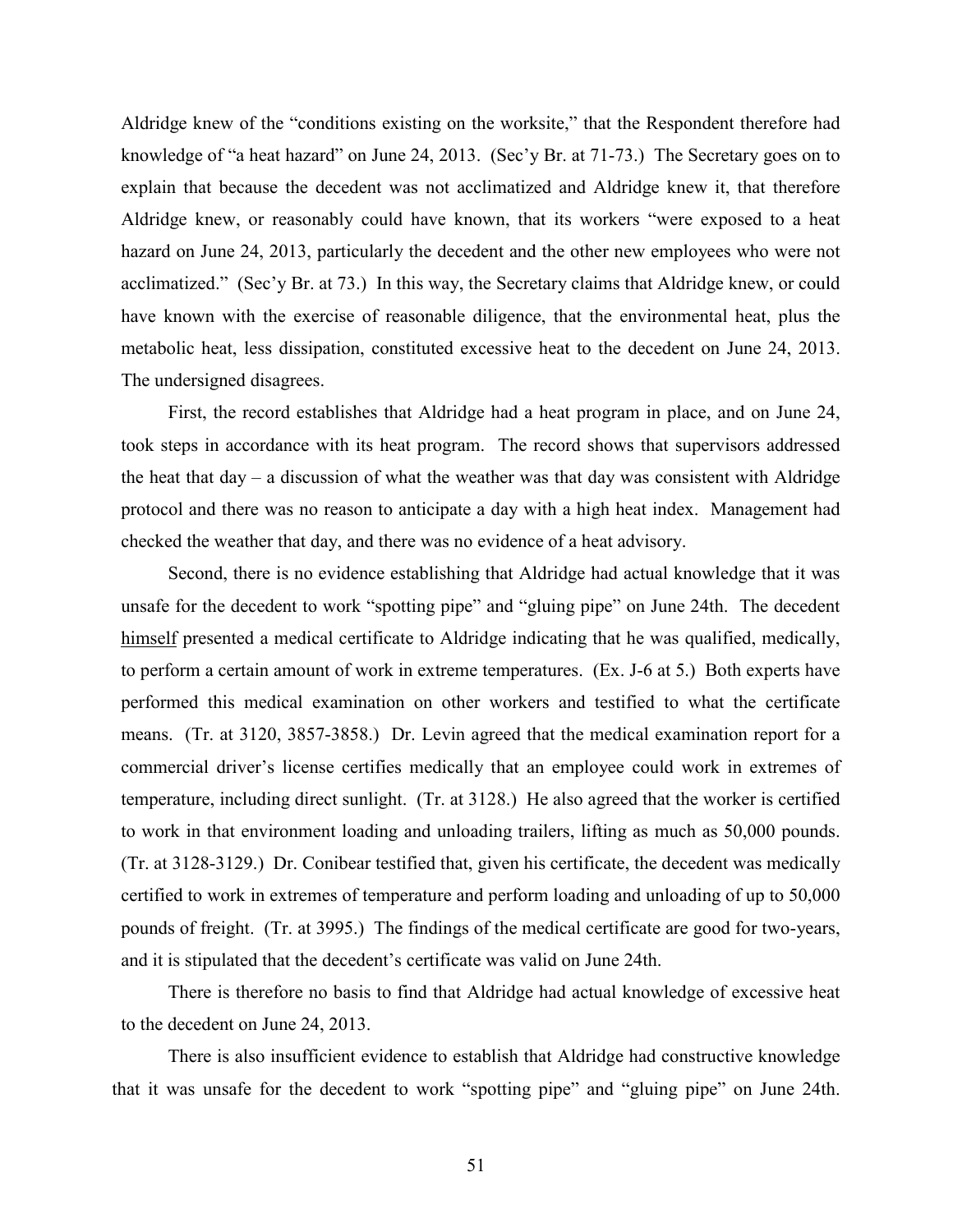Aldridge knew of the "conditions existing on the worksite," that the Respondent therefore had knowledge of "a heat hazard" on June 24, 2013. (Sec'y Br. at 71-73.) The Secretary goes on to explain that because the decedent was not acclimatized and Aldridge knew it, that therefore Aldridge knew, or reasonably could have known, that its workers "were exposed to a heat hazard on June 24, 2013, particularly the decedent and the other new employees who were not acclimatized." (Sec'y Br. at 73.) In this way, the Secretary claims that Aldridge knew, or could have known with the exercise of reasonable diligence, that the environmental heat, plus the metabolic heat, less dissipation, constituted excessive heat to the decedent on June 24, 2013. The undersigned disagrees.

First, the record establishes that Aldridge had a heat program in place, and on June 24, took steps in accordance with its heat program. The record shows that supervisors addressed the heat that day – a discussion of what the weather was that day was consistent with Aldridge protocol and there was no reason to anticipate a day with a high heat index. Management had checked the weather that day, and there was no evidence of a heat advisory.

Second, there is no evidence establishing that Aldridge had actual knowledge that it was unsafe for the decedent to work "spotting pipe" and "gluing pipe" on June 24th. The decedent himself presented a medical certificate to Aldridge indicating that he was qualified, medically, to perform a certain amount of work in extreme temperatures. (Ex. J-6 at 5.) Both experts have performed this medical examination on other workers and testified to what the certificate means. (Tr. at 3120, 3857-3858.) Dr. Levin agreed that the medical examination report for a commercial driver's license certifies medically that an employee could work in extremes of temperature, including direct sunlight. (Tr. at 3128.) He also agreed that the worker is certified to work in that environment loading and unloading trailers, lifting as much as 50,000 pounds. (Tr. at 3128-3129.) Dr. Conibear testified that, given his certificate, the decedent was medically certified to work in extremes of temperature and perform loading and unloading of up to 50,000 pounds of freight. (Tr. at 3995.) The findings of the medical certificate are good for two-years, and it is stipulated that the decedent's certificate was valid on June 24th.

There is therefore no basis to find that Aldridge had actual knowledge of excessive heat to the decedent on June 24, 2013.

There is also insufficient evidence to establish that Aldridge had constructive knowledge that it was unsafe for the decedent to work "spotting pipe" and "gluing pipe" on June 24th.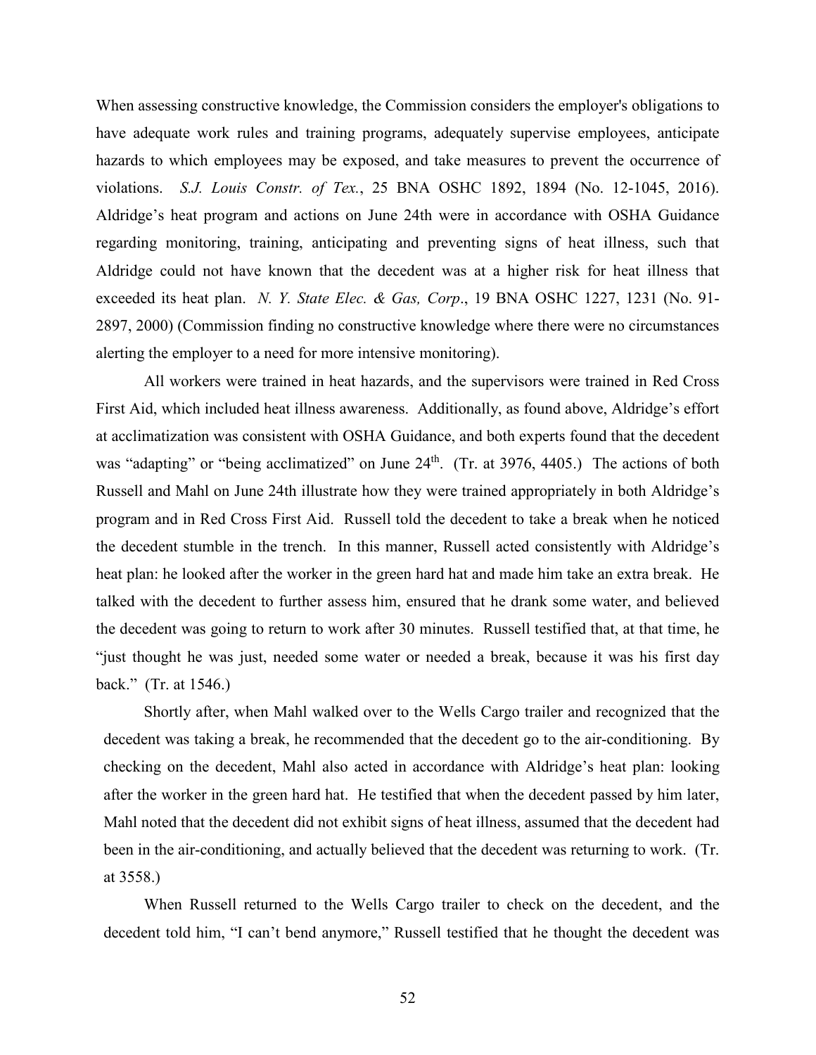When assessing constructive knowledge, the Commission considers the employer's obligations to have adequate work rules and training programs, adequately supervise employees, anticipate hazards to which employees may be exposed, and take measures to prevent the occurrence of violations. *S.J. Louis Constr. of Tex.*, 25 BNA OSHC 1892, 1894 (No. 12-1045, 2016). Aldridge's heat program and actions on June 24th were in accordance with OSHA Guidance regarding monitoring, training, anticipating and preventing signs of heat illness, such that Aldridge could not have known that the decedent was at a higher risk for heat illness that exceeded its heat plan. *N. Y. State Elec. & Gas, Corp*., 19 BNA OSHC 1227, 1231 (No. 91-2897, 2000) (Commission finding no constructive knowledge where there were no circumstances alerting the employer to a need for more intensive monitoring).

All workers were trained in heat hazards, and the supervisors were trained in Red Cross First Aid, which included heat illness awareness. Additionally, as found above, Aldridge's effort at acclimatization was consistent with OSHA Guidance, and both experts found that the decedent was "adapting" or "being acclimatized" on June 24th. (Tr. at 3976, 4405.) The actions of both Russell and Mahl on June 24th illustrate how they were trained appropriately in both Aldridge's program and in Red Cross First Aid. Russell told the decedent to take a break when he noticed the decedent stumble in the trench. In this manner, Russell acted consistently with Aldridge's heat plan: he looked after the worker in the green hard hat and made him take an extra break. He talked with the decedent to further assess him, ensured that he drank some water, and believed the decedent was going to return to work after 30 minutes. Russell testified that, at that time, he "just thought he was just, needed some water or needed a break, because it was his first day back." (Tr. at 1546.)

Shortly after, when Mahl walked over to the Wells Cargo trailer and recognized that the decedent was taking a break, he recommended that the decedent go to the air-conditioning. By checking on the decedent, Mahl also acted in accordance with Aldridge's heat plan: looking after the worker in the green hard hat. He testified that when the decedent passed by him later, Mahl noted that the decedent did not exhibit signs of heat illness, assumed that the decedent had been in the air-conditioning, and actually believed that the decedent was returning to work. (Tr. at 3558.)

When Russell returned to the Wells Cargo trailer to check on the decedent, and the decedent told him, "I can't bend anymore," Russell testified that he thought the decedent was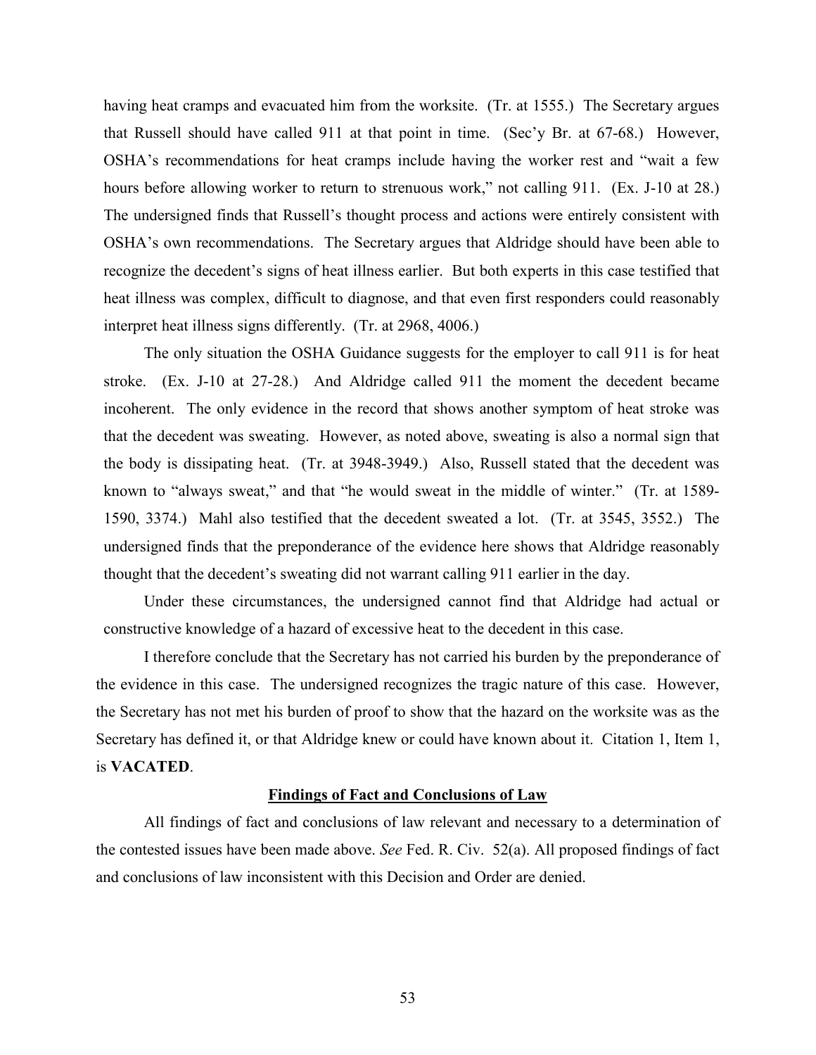having heat cramps and evacuated him from the worksite. (Tr. at 1555.) The Secretary argues that Russell should have called 911 at that point in time. (Sec'y Br. at 67-68.) However, OSHA's recommendations for heat cramps include having the worker rest and "wait a few hours before allowing worker to return to strenuous work," not calling 911. (Ex. J-10 at 28.) The undersigned finds that Russell's thought process and actions were entirely consistent with OSHA's own recommendations. The Secretary argues that Aldridge should have been able to recognize the decedent's signs of heat illness earlier. But both experts in this case testified that heat illness was complex, difficult to diagnose, and that even first responders could reasonably interpret heat illness signs differently. (Tr. at 2968, 4006.)

The only situation the OSHA Guidance suggests for the employer to call 911 is for heat stroke. (Ex. J-10 at 27-28.) And Aldridge called 911 the moment the decedent became incoherent. The only evidence in the record that shows another symptom of heat stroke was that the decedent was sweating. However, as noted above, sweating is also a normal sign that the body is dissipating heat. (Tr. at 3948-3949.) Also, Russell stated that the decedent was known to "always sweat," and that "he would sweat in the middle of winter." (Tr. at 1589-1590, 3374.) Mahl also testified that the decedent sweated a lot. (Tr. at 3545, 3552.) The undersigned finds that the preponderance of the evidence here shows that Aldridge reasonably thought that the decedent's sweating did not warrant calling 911 earlier in the day.

Under these circumstances, the undersigned cannot find that Aldridge had actual or constructive knowledge of a hazard of excessive heat to the decedent in this case.

I therefore conclude that the Secretary has not carried his burden by the preponderance of the evidence in this case. The undersigned recognizes the tragic nature of this case. However, the Secretary has not met his burden of proof to show that the hazard on the worksite was as the Secretary has defined it, or that Aldridge knew or could have known about it. Citation 1, Item 1, is **VACATED**.

## Findings of Fact and Conclusions of Law

All findings of fact and conclusions of law relevant and necessary to a determination of the contested issues have been made above. *See* Fed. R. Civ. 52(a). All proposed findings of fact and conclusions of law inconsistent with this Decision and Order are denied.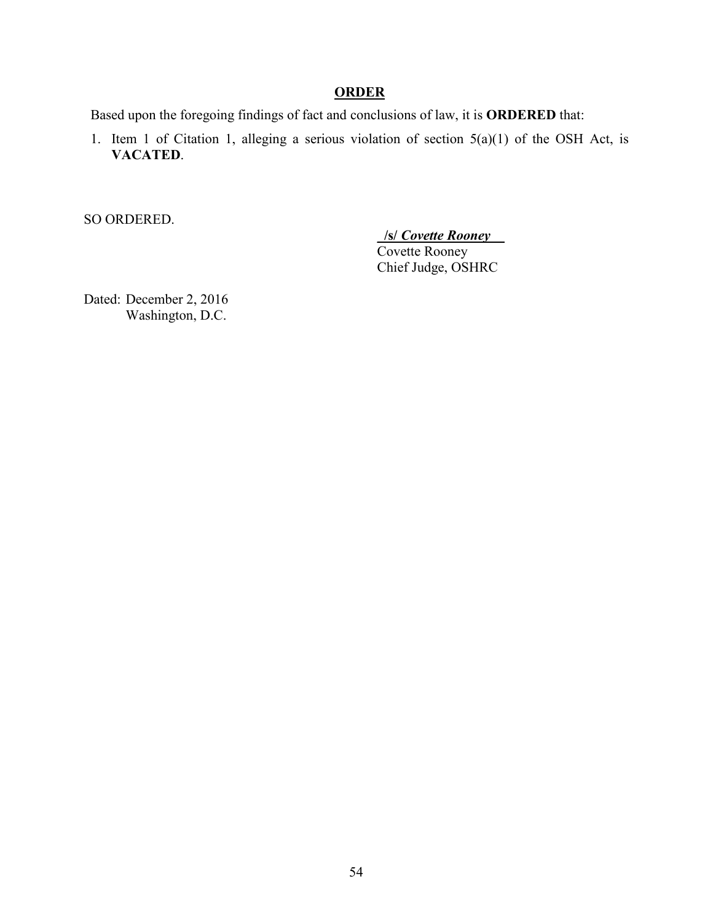## ORDER

Based upon the foregoing findings of fact and conclusions of law, it is **ORDERED** that:

1. Item 1 of Citation 1, alleging a serious violation of section 5(a)(1) of the OSH Act, is **VACATED**.

SO ORDERED.

**/s/ *Covette Rooney***
Covette Rooney
Chief Judge, OSHRC

Dated: December 2, 2016
Washington, D.C.